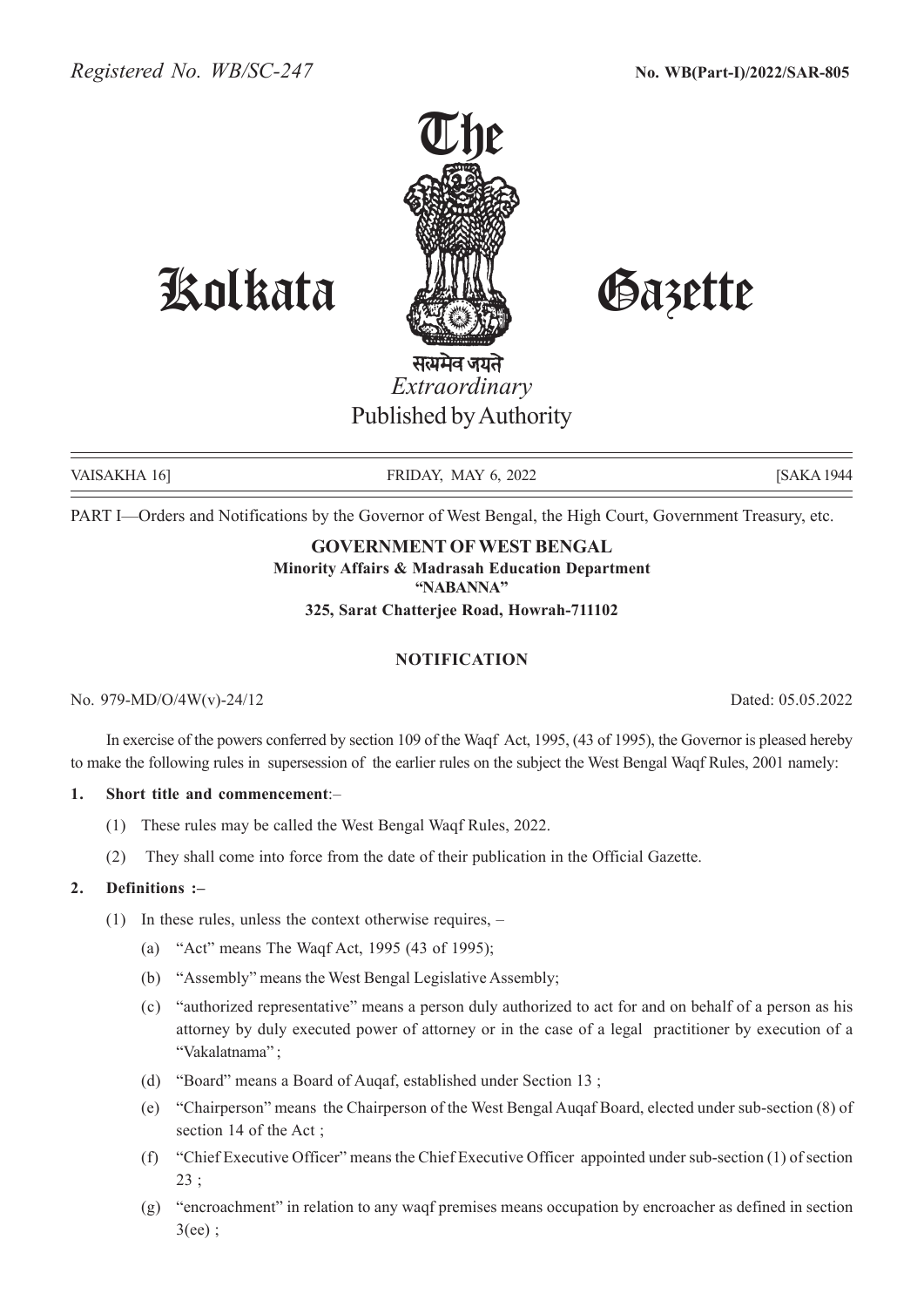*Registered No. WB/SC-247* **No. WB(Part-I)/2022/SAR-805**

# The Kolkata Gazette

सत्यमेव जयते

*Extraordinary*

Published by Authority

VAISAKHA 16] FRIDAY, MAY 6, 2022 [SAKA 1944

PART I—Orders and Notifications by the Governor of West Bengal, the High Court, Government Treasury, etc.

**GOVERNMENT OF WEST BENGAL**
**Minority Affairs & Madrasah Education Department**
**"NABANNA"**
**325, Sarat Chatterjee Road, Howrah-711102**

## NOTIFICATION

No. 979-MD/O/4W(v)-24/12 Dated: 05.05.2022

In exercise of the powers conferred by section 109 of the Waqf Act, 1995, (43 of 1995), the Governor is pleased hereby to make the following rules in supersession of the earlier rules on the subject the West Bengal Waqf Rules, 2001 namely:

**1. Short title and commencement**:–

(1) These rules may be called the West Bengal Waqf Rules, 2022.

(2) They shall come into force from the date of their publication in the Official Gazette.

**2. Definitions :–**

(1) In these rules, unless the context otherwise requires, –

(a) "Act" means The Waqf Act, 1995 (43 of 1995);

(b) "Assembly" means the West Bengal Legislative Assembly;

(c) "authorized representative" means a person duly authorized to act for and on behalf of a person as his attorney by duly executed power of attorney or in the case of a legal practitioner by execution of a "Vakalatnama";

(d) "Board" means a Board of Auqaf, established under Section 13 ;

(e) "Chairperson" means the Chairperson of the West Bengal Auqaf Board, elected under sub-section (8) of section 14 of the Act ;

(f) "Chief Executive Officer" means the Chief Executive Officer appointed under sub-section (1) of section 23 ;

(g) "encroachment" in relation to any waqf premises means occupation by encroacher as defined in section 3(ee) ;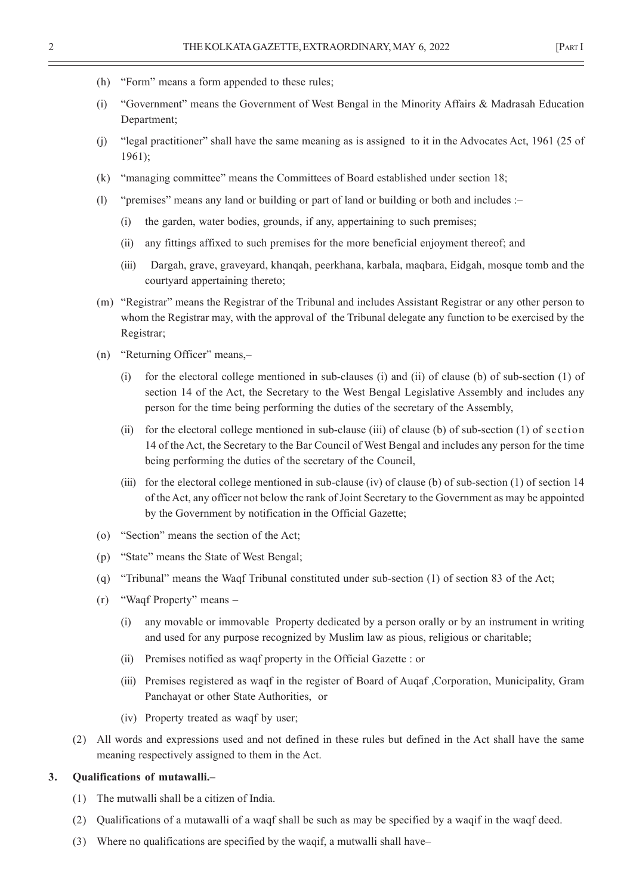(h) "Form" means a form appended to these rules;

(i) "Government" means the Government of West Bengal in the Minority Affairs & Madrasah Education Department;

(j) "legal practitioner" shall have the same meaning as is assigned to it in the Advocates Act, 1961 (25 of 1961);

(k) "managing committee" means the Committees of Board established under section 18;

(l) "premises" means any land or building or part of land or building or both and includes :–

(i) the garden, water bodies, grounds, if any, appertaining to such premises;

(ii) any fittings affixed to such premises for the more beneficial enjoyment thereof; and

(iii) Dargah, grave, graveyard, khanqah, peerkhana, karbala, maqbara, Eidgah, mosque tomb and the courtyard appertaining thereto;

(m) "Registrar" means the Registrar of the Tribunal and includes Assistant Registrar or any other person to whom the Registrar may, with the approval of the Tribunal delegate any function to be exercised by the Registrar;

(n) "Returning Officer" means,–

(i) for the electoral college mentioned in sub-clauses (i) and (ii) of clause (b) of sub-section (1) of section 14 of the Act, the Secretary to the West Bengal Legislative Assembly and includes any person for the time being performing the duties of the secretary of the Assembly,

(ii) for the electoral college mentioned in sub-clause (iii) of clause (b) of sub-section (1) of section 14 of the Act, the Secretary to the Bar Council of West Bengal and includes any person for the time being performing the duties of the secretary of the Council,

(iii) for the electoral college mentioned in sub-clause (iv) of clause (b) of sub-section (1) of section 14 of the Act, any officer not below the rank of Joint Secretary to the Government as may be appointed by the Government by notification in the Official Gazette;

(o) "Section" means the section of the Act;

(p) "State" means the State of West Bengal;

(q) "Tribunal" means the Waqf Tribunal constituted under sub-section (1) of section 83 of the Act;

(r) "Waqf Property" means –

(i) any movable or immovable Property dedicated by a person orally or by an instrument in writing and used for any purpose recognized by Muslim law as pious, religious or charitable;

(ii) Premises notified as waqf property in the Official Gazette : or

(iii) Premises registered as waqf in the register of Board of Auqaf ,Corporation, Municipality, Gram Panchayat or other State Authorities, or

(iv) Property treated as waqf by user;

(2) All words and expressions used and not defined in these rules but defined in the Act shall have the same meaning respectively assigned to them in the Act.

**3. Qualifications of mutawalli.–**

(1) The mutwalli shall be a citizen of India.

(2) Qualifications of a mutawalli of a waqf shall be such as may be specified by a waqif in the waqf deed.

(3) Where no qualifications are specified by the waqif, a mutwalli shall have–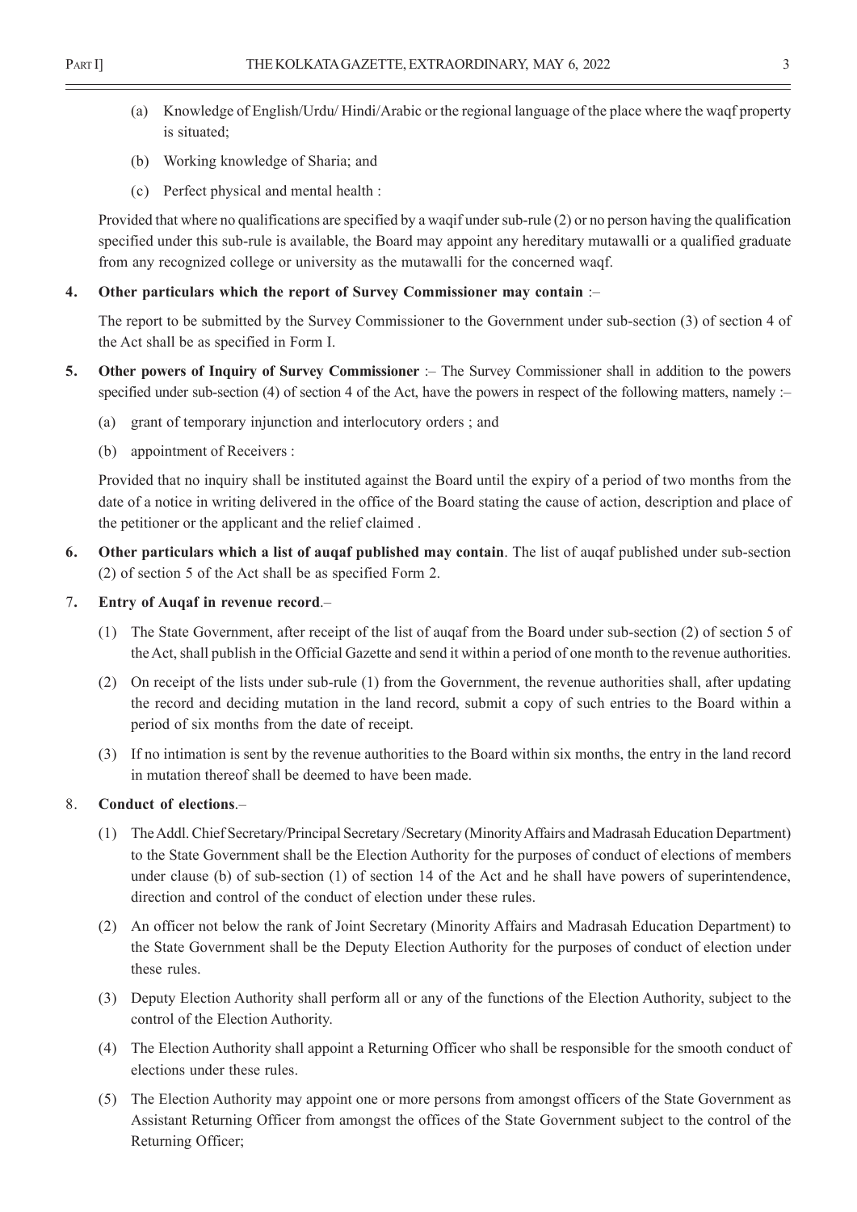(a) Knowledge of English/Urdu/ Hindi/Arabic or the regional language of the place where the waqf property is situated;

(b) Working knowledge of Sharia; and

(c) Perfect physical and mental health :

Provided that where no qualifications are specified by a waqif under sub-rule (2) or no person having the qualification specified under this sub-rule is available, the Board may appoint any hereditary mutawalli or a qualified graduate from any recognized college or university as the mutawalli for the concerned waqf.

**4. Other particulars which the report of Survey Commissioner may contain** :–

The report to be submitted by the Survey Commissioner to the Government under sub-section (3) of section 4 of the Act shall be as specified in Form I.

**5. Other powers of Inquiry of Survey Commissioner** :– The Survey Commissioner shall in addition to the powers specified under sub-section (4) of section 4 of the Act, have the powers in respect of the following matters, namely :–

(a) grant of temporary injunction and interlocutory orders ; and

(b) appointment of Receivers :

Provided that no inquiry shall be instituted against the Board until the expiry of a period of two months from the date of a notice in writing delivered in the office of the Board stating the cause of action, description and place of the petitioner or the applicant and the relief claimed .

**6. Other particulars which a list of auqaf published may contain**. The list of auqaf published under sub-section (2) of section 5 of the Act shall be as specified Form 2.

7**. Entry of Auqaf in revenue record**.–

(1) The State Government, after receipt of the list of auqaf from the Board under sub-section (2) of section 5 of the Act, shall publish in the Official Gazette and send it within a period of one month to the revenue authorities.

(2) On receipt of the lists under sub-rule (1) from the Government, the revenue authorities shall, after updating the record and deciding mutation in the land record, submit a copy of such entries to the Board within a period of six months from the date of receipt.

(3) If no intimation is sent by the revenue authorities to the Board within six months, the entry in the land record in mutation thereof shall be deemed to have been made.

8. **Conduct of elections**.–

(1) The Addl. Chief Secretary/Principal Secretary /Secretary (Minority Affairs and Madrasah Education Department) to the State Government shall be the Election Authority for the purposes of conduct of elections of members under clause (b) of sub-section (1) of section 14 of the Act and he shall have powers of superintendence, direction and control of the conduct of election under these rules.

(2) An officer not below the rank of Joint Secretary (Minority Affairs and Madrasah Education Department) to the State Government shall be the Deputy Election Authority for the purposes of conduct of election under these rules.

(3) Deputy Election Authority shall perform all or any of the functions of the Election Authority, subject to the control of the Election Authority.

(4) The Election Authority shall appoint a Returning Officer who shall be responsible for the smooth conduct of elections under these rules.

(5) The Election Authority may appoint one or more persons from amongst officers of the State Government as Assistant Returning Officer from amongst the offices of the State Government subject to the control of the Returning Officer;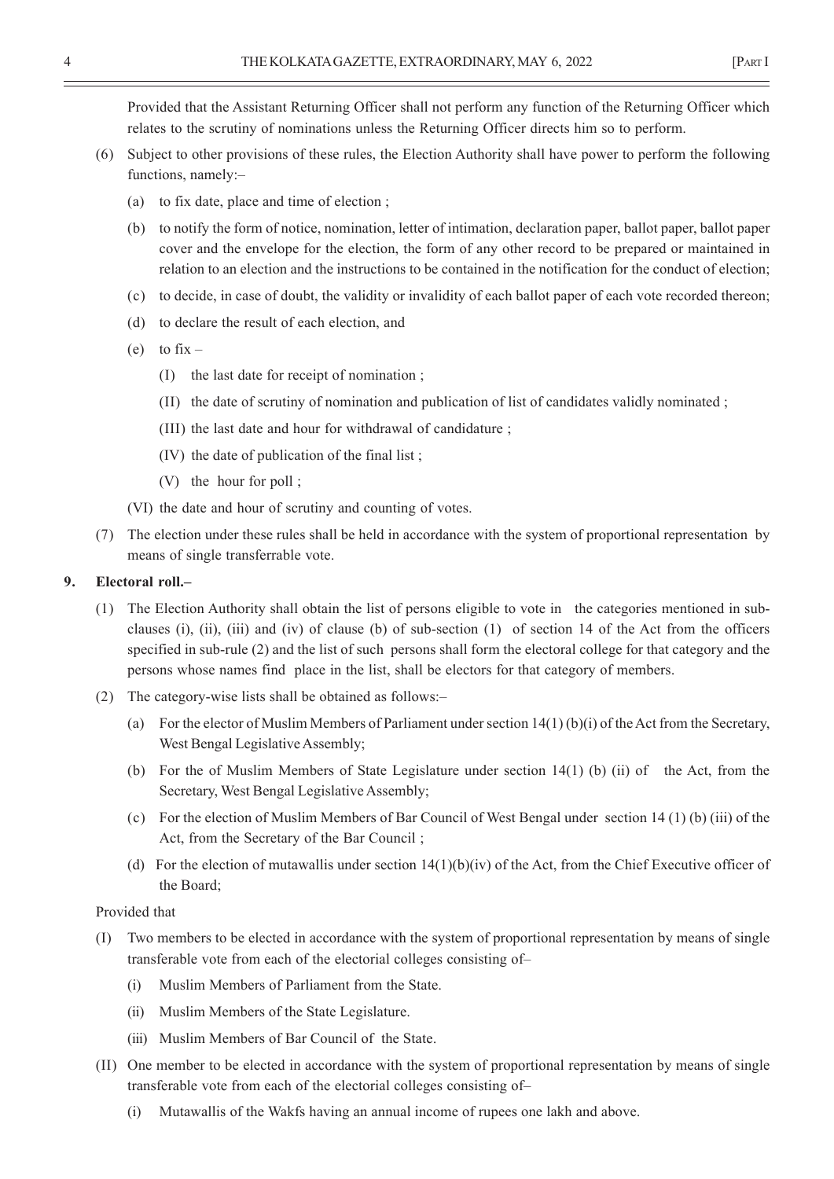Provided that the Assistant Returning Officer shall not perform any function of the Returning Officer which relates to the scrutiny of nominations unless the Returning Officer directs him so to perform.

(6) Subject to other provisions of these rules, the Election Authority shall have power to perform the following functions, namely:–

(a) to fix date, place and time of election ;

(b) to notify the form of notice, nomination, letter of intimation, declaration paper, ballot paper, ballot paper cover and the envelope for the election, the form of any other record to be prepared or maintained in relation to an election and the instructions to be contained in the notification for the conduct of election;

(c) to decide, in case of doubt, the validity or invalidity of each ballot paper of each vote recorded thereon;

(d) to declare the result of each election, and

(e) to fix –

(I) the last date for receipt of nomination ;

(II) the date of scrutiny of nomination and publication of list of candidates validly nominated ;

(III) the last date and hour for withdrawal of candidature ;

(IV) the date of publication of the final list ;

(V) the hour for poll ;

(VI) the date and hour of scrutiny and counting of votes.

(7) The election under these rules shall be held in accordance with the system of proportional representation by means of single transferrable vote.

**9. Electoral roll.–**

(1) The Election Authority shall obtain the list of persons eligible to vote in the categories mentioned in sub-clauses (i), (ii), (iii) and (iv) of clause (b) of sub-section (1) of section 14 of the Act from the officers specified in sub-rule (2) and the list of such persons shall form the electoral college for that category and the persons whose names find place in the list, shall be electors for that category of members.

(2) The category-wise lists shall be obtained as follows:–

(a) For the elector of Muslim Members of Parliament under section 14(1) (b)(i) of the Act from the Secretary, West Bengal Legislative Assembly;

(b) For the of Muslim Members of State Legislature under section 14(1) (b) (ii) of the Act, from the Secretary, West Bengal Legislative Assembly;

(c) For the election of Muslim Members of Bar Council of West Bengal under section 14 (1) (b) (iii) of the Act, from the Secretary of the Bar Council ;

(d) For the election of mutawallis under section 14(1)(b)(iv) of the Act, from the Chief Executive officer of the Board;

Provided that

(I) Two members to be elected in accordance with the system of proportional representation by means of single transferable vote from each of the electorial colleges consisting of–

(i) Muslim Members of Parliament from the State.

(ii) Muslim Members of the State Legislature.

(iii) Muslim Members of Bar Council of the State.

(II) One member to be elected in accordance with the system of proportional representation by means of single transferable vote from each of the electorial colleges consisting of–

(i) Mutawallis of the Wakfs having an annual income of rupees one lakh and above.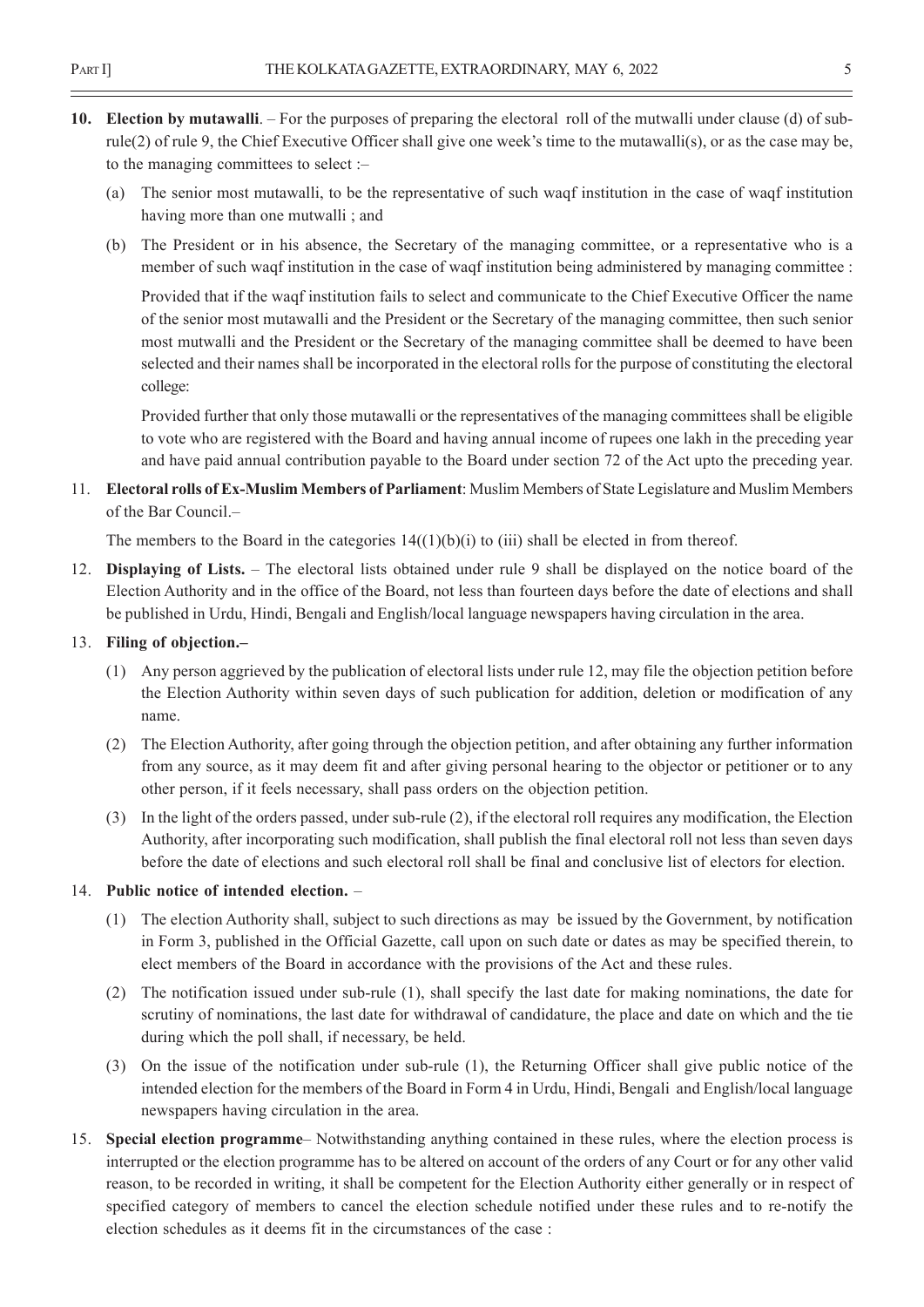**10. Election by mutawalli**. – For the purposes of preparing the electoral roll of the mutwalli under clause (d) of sub-rule(2) of rule 9, the Chief Executive Officer shall give one week's time to the mutawalli(s), or as the case may be, to the managing committees to select :–

(a) The senior most mutawalli, to be the representative of such waqf institution in the case of waqf institution having more than one mutwalli ; and

(b) The President or in his absence, the Secretary of the managing committee, or a representative who is a member of such waqf institution in the case of waqf institution being administered by managing committee :

Provided that if the waqf institution fails to select and communicate to the Chief Executive Officer the name of the senior most mutawalli and the President or the Secretary of the managing committee, then such senior most mutwalli and the President or the Secretary of the managing committee shall be deemed to have been selected and their names shall be incorporated in the electoral rolls for the purpose of constituting the electoral college:

Provided further that only those mutawalli or the representatives of the managing committees shall be eligible to vote who are registered with the Board and having annual income of rupees one lakh in the preceding year and have paid annual contribution payable to the Board under section 72 of the Act upto the preceding year.

11. **Electoral rolls of Ex-Muslim Members of Parliament**: Muslim Members of State Legislature and Muslim Members of the Bar Council.–

The members to the Board in the categories 14((1)(b)(i) to (iii) shall be elected in from thereof.

12. **Displaying of Lists.** – The electoral lists obtained under rule 9 shall be displayed on the notice board of the Election Authority and in the office of the Board, not less than fourteen days before the date of elections and shall be published in Urdu, Hindi, Bengali and English/local language newspapers having circulation in the area.

13. **Filing of objection.–**

(1) Any person aggrieved by the publication of electoral lists under rule 12, may file the objection petition before the Election Authority within seven days of such publication for addition, deletion or modification of any name.

(2) The Election Authority, after going through the objection petition, and after obtaining any further information from any source, as it may deem fit and after giving personal hearing to the objector or petitioner or to any other person, if it feels necessary, shall pass orders on the objection petition.

(3) In the light of the orders passed, under sub-rule (2), if the electoral roll requires any modification, the Election Authority, after incorporating such modification, shall publish the final electoral roll not less than seven days before the date of elections and such electoral roll shall be final and conclusive list of electors for election.

14. **Public notice of intended election.** –

(1) The election Authority shall, subject to such directions as may be issued by the Government, by notification in Form 3, published in the Official Gazette, call upon on such date or dates as may be specified therein, to elect members of the Board in accordance with the provisions of the Act and these rules.

(2) The notification issued under sub-rule (1), shall specify the last date for making nominations, the date for scrutiny of nominations, the last date for withdrawal of candidature, the place and date on which and the tie during which the poll shall, if necessary, be held.

(3) On the issue of the notification under sub-rule (1), the Returning Officer shall give public notice of the intended election for the members of the Board in Form 4 in Urdu, Hindi, Bengali and English/local language newspapers having circulation in the area.

15. **Special election programme**– Notwithstanding anything contained in these rules, where the election process is interrupted or the election programme has to be altered on account of the orders of any Court or for any other valid reason, to be recorded in writing, it shall be competent for the Election Authority either generally or in respect of specified category of members to cancel the election schedule notified under these rules and to re-notify the election schedules as it deems fit in the circumstances of the case :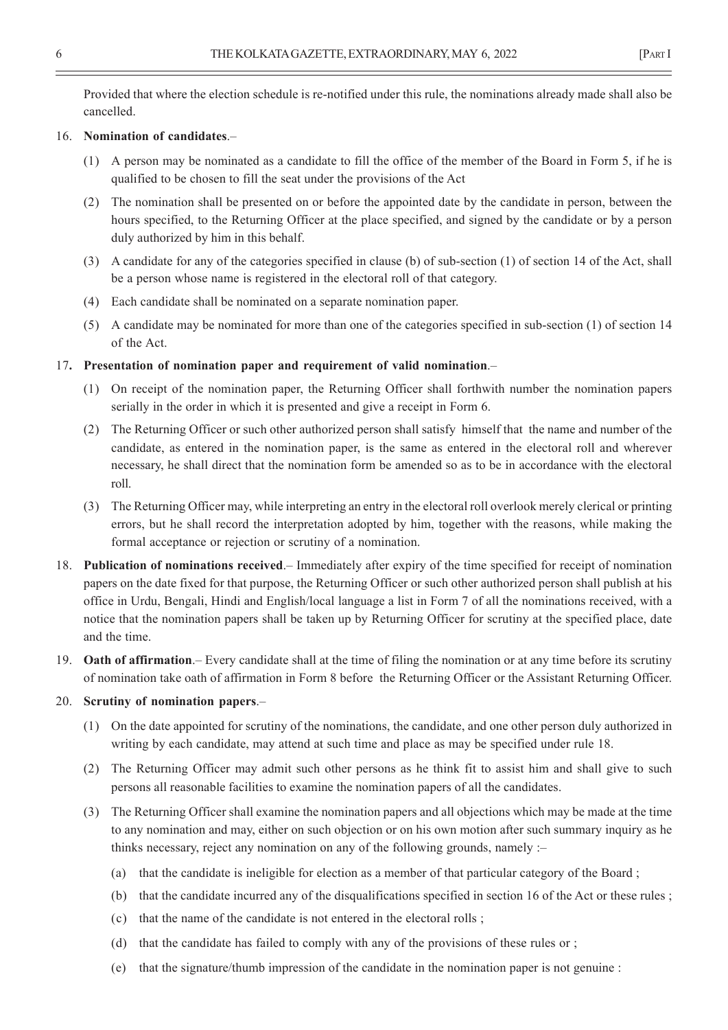Provided that where the election schedule is re-notified under this rule, the nominations already made shall also be cancelled.

16. **Nomination of candidates**.–

    (1) A person may be nominated as a candidate to fill the office of the member of the Board in Form 5, if he is qualified to be chosen to fill the seat under the provisions of the Act

    (2) The nomination shall be presented on or before the appointed date by the candidate in person, between the hours specified, to the Returning Officer at the place specified, and signed by the candidate or by a person duly authorized by him in this behalf.

    (3) A candidate for any of the categories specified in clause (b) of sub-section (1) of section 14 of the Act, shall be a person whose name is registered in the electoral roll of that category.

    (4) Each candidate shall be nominated on a separate nomination paper.

    (5) A candidate may be nominated for more than one of the categories specified in sub-section (1) of section 14 of the Act.

17. **Presentation of nomination paper and requirement of valid nomination**.–

    (1) On receipt of the nomination paper, the Returning Officer shall forthwith number the nomination papers serially in the order in which it is presented and give a receipt in Form 6.

    (2) The Returning Officer or such other authorized person shall satisfy himself that the name and number of the candidate, as entered in the nomination paper, is the same as entered in the electoral roll and wherever necessary, he shall direct that the nomination form be amended so as to be in accordance with the electoral roll.

    (3) The Returning Officer may, while interpreting an entry in the electoral roll overlook merely clerical or printing errors, but he shall record the interpretation adopted by him, together with the reasons, while making the formal acceptance or rejection or scrutiny of a nomination.

18. **Publication of nominations received**.– Immediately after expiry of the time specified for receipt of nomination papers on the date fixed for that purpose, the Returning Officer or such other authorized person shall publish at his office in Urdu, Bengali, Hindi and English/local language a list in Form 7 of all the nominations received, with a notice that the nomination papers shall be taken up by Returning Officer for scrutiny at the specified place, date and the time.

19. **Oath of affirmation**.– Every candidate shall at the time of filing the nomination or at any time before its scrutiny of nomination take oath of affirmation in Form 8 before the Returning Officer or the Assistant Returning Officer.

20. **Scrutiny of nomination papers**.–

    (1) On the date appointed for scrutiny of the nominations, the candidate, and one other person duly authorized in writing by each candidate, may attend at such time and place as may be specified under rule 18.

    (2) The Returning Officer may admit such other persons as he think fit to assist him and shall give to such persons all reasonable facilities to examine the nomination papers of all the candidates.

    (3) The Returning Officer shall examine the nomination papers and all objections which may be made at the time to any nomination and may, either on such objection or on his own motion after such summary inquiry as he thinks necessary, reject any nomination on any of the following grounds, namely :–

        (a) that the candidate is ineligible for election as a member of that particular category of the Board ;

        (b) that the candidate incurred any of the disqualifications specified in section 16 of the Act or these rules ;

        (c) that the name of the candidate is not entered in the electoral rolls ;

        (d) that the candidate has failed to comply with any of the provisions of these rules or ;

        (e) that the signature/thumb impression of the candidate in the nomination paper is not genuine :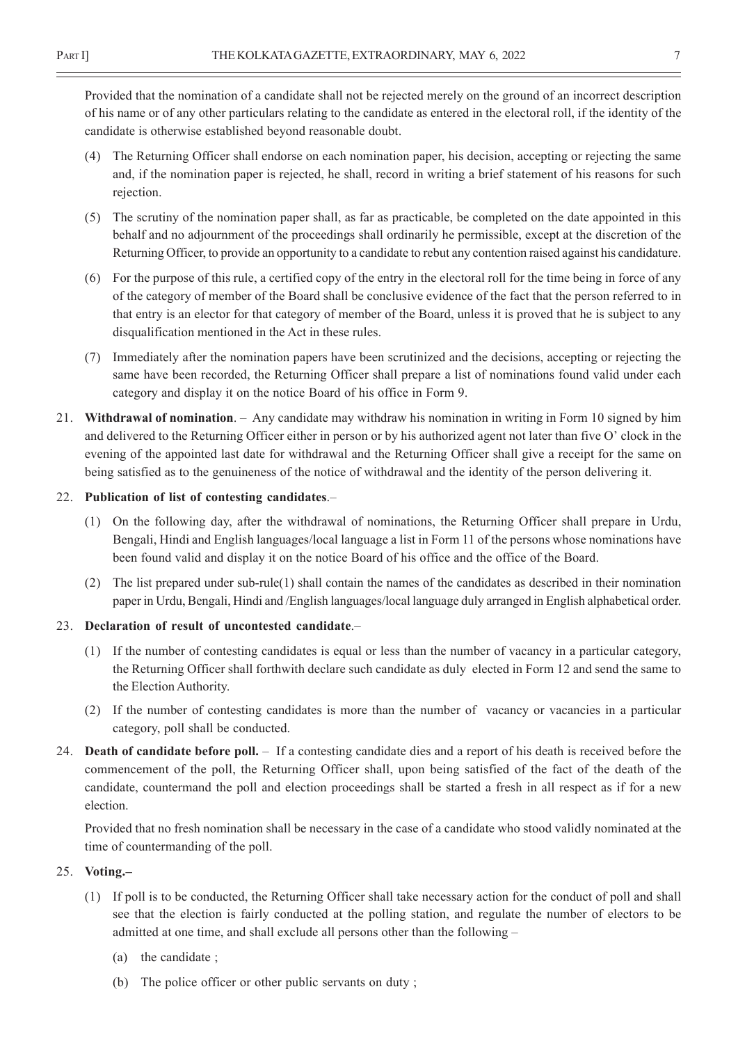Provided that the nomination of a candidate shall not be rejected merely on the ground of an incorrect description of his name or of any other particulars relating to the candidate as entered in the electoral roll, if the identity of the candidate is otherwise established beyond reasonable doubt.

(4) The Returning Officer shall endorse on each nomination paper, his decision, accepting or rejecting the same and, if the nomination paper is rejected, he shall, record in writing a brief statement of his reasons for such rejection.

(5) The scrutiny of the nomination paper shall, as far as practicable, be completed on the date appointed in this behalf and no adjournment of the proceedings shall ordinarily he permissible, except at the discretion of the Returning Officer, to provide an opportunity to a candidate to rebut any contention raised against his candidature.

(6) For the purpose of this rule, a certified copy of the entry in the electoral roll for the time being in force of any of the category of member of the Board shall be conclusive evidence of the fact that the person referred to in that entry is an elector for that category of member of the Board, unless it is proved that he is subject to any disqualification mentioned in the Act in these rules.

(7) Immediately after the nomination papers have been scrutinized and the decisions, accepting or rejecting the same have been recorded, the Returning Officer shall prepare a list of nominations found valid under each category and display it on the notice Board of his office in Form 9.

21. **Withdrawal of nomination**. – Any candidate may withdraw his nomination in writing in Form 10 signed by him and delivered to the Returning Officer either in person or by his authorized agent not later than five O' clock in the evening of the appointed last date for withdrawal and the Returning Officer shall give a receipt for the same on being satisfied as to the genuineness of the notice of withdrawal and the identity of the person delivering it.

22. **Publication of list of contesting candidates**.–

(1) On the following day, after the withdrawal of nominations, the Returning Officer shall prepare in Urdu, Bengali, Hindi and English languages/local language a list in Form 11 of the persons whose nominations have been found valid and display it on the notice Board of his office and the office of the Board.

(2) The list prepared under sub-rule(1) shall contain the names of the candidates as described in their nomination paper in Urdu, Bengali, Hindi and /English languages/local language duly arranged in English alphabetical order.

23. **Declaration of result of uncontested candidate**.–

(1) If the number of contesting candidates is equal or less than the number of vacancy in a particular category, the Returning Officer shall forthwith declare such candidate as duly elected in Form 12 and send the same to the Election Authority.

(2) If the number of contesting candidates is more than the number of vacancy or vacancies in a particular category, poll shall be conducted.

24. **Death of candidate before poll.** – If a contesting candidate dies and a report of his death is received before the commencement of the poll, the Returning Officer shall, upon being satisfied of the fact of the death of the candidate, countermand the poll and election proceedings shall be started a fresh in all respect as if for a new election.

Provided that no fresh nomination shall be necessary in the case of a candidate who stood validly nominated at the time of countermanding of the poll.

25. **Voting.–**

(1) If poll is to be conducted, the Returning Officer shall take necessary action for the conduct of poll and shall see that the election is fairly conducted at the polling station, and regulate the number of electors to be admitted at one time, and shall exclude all persons other than the following –

(a) the candidate ;

(b) The police officer or other public servants on duty ;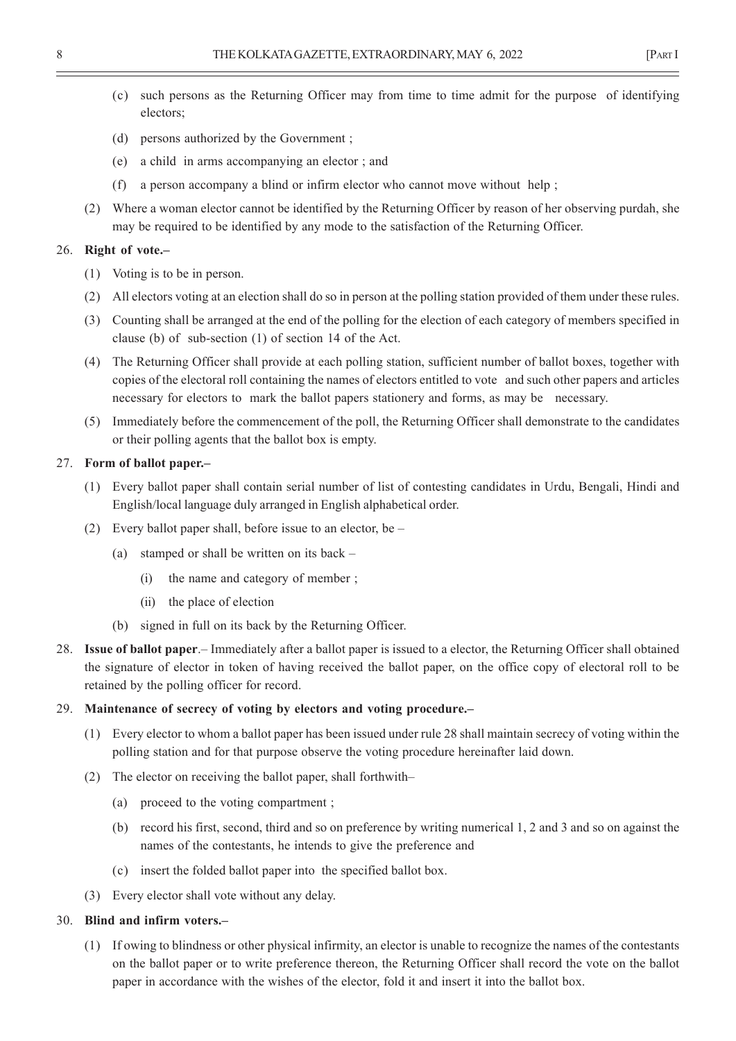(c) such persons as the Returning Officer may from time to time admit for the purpose of identifying electors;

(d) persons authorized by the Government ;

(e) a child in arms accompanying an elector ; and

(f) a person accompany a blind or infirm elector who cannot move without help ;

(2) Where a woman elector cannot be identified by the Returning Officer by reason of her observing purdah, she may be required to be identified by any mode to the satisfaction of the Returning Officer.

26. **Right of vote.–**

(1) Voting is to be in person.

(2) All electors voting at an election shall do so in person at the polling station provided of them under these rules.

(3) Counting shall be arranged at the end of the polling for the election of each category of members specified in clause (b) of sub-section (1) of section 14 of the Act.

(4) The Returning Officer shall provide at each polling station, sufficient number of ballot boxes, together with copies of the electoral roll containing the names of electors entitled to vote and such other papers and articles necessary for electors to mark the ballot papers stationery and forms, as may be necessary.

(5) Immediately before the commencement of the poll, the Returning Officer shall demonstrate to the candidates or their polling agents that the ballot box is empty.

27. **Form of ballot paper.–**

(1) Every ballot paper shall contain serial number of list of contesting candidates in Urdu, Bengali, Hindi and English/local language duly arranged in English alphabetical order.

(2) Every ballot paper shall, before issue to an elector, be –

(a) stamped or shall be written on its back –

(i) the name and category of member ;

(ii) the place of election

(b) signed in full on its back by the Returning Officer.

28. **Issue of ballot paper**.– Immediately after a ballot paper is issued to a elector, the Returning Officer shall obtained the signature of elector in token of having received the ballot paper, on the office copy of electoral roll to be retained by the polling officer for record.

29. **Maintenance of secrecy of voting by electors and voting procedure.–**

(1) Every elector to whom a ballot paper has been issued under rule 28 shall maintain secrecy of voting within the polling station and for that purpose observe the voting procedure hereinafter laid down.

(2) The elector on receiving the ballot paper, shall forthwith–

(a) proceed to the voting compartment ;

(b) record his first, second, third and so on preference by writing numerical 1, 2 and 3 and so on against the names of the contestants, he intends to give the preference and

(c) insert the folded ballot paper into the specified ballot box.

(3) Every elector shall vote without any delay.

30. **Blind and infirm voters.–**

(1) If owing to blindness or other physical infirmity, an elector is unable to recognize the names of the contestants on the ballot paper or to write preference thereon, the Returning Officer shall record the vote on the ballot paper in accordance with the wishes of the elector, fold it and insert it into the ballot box.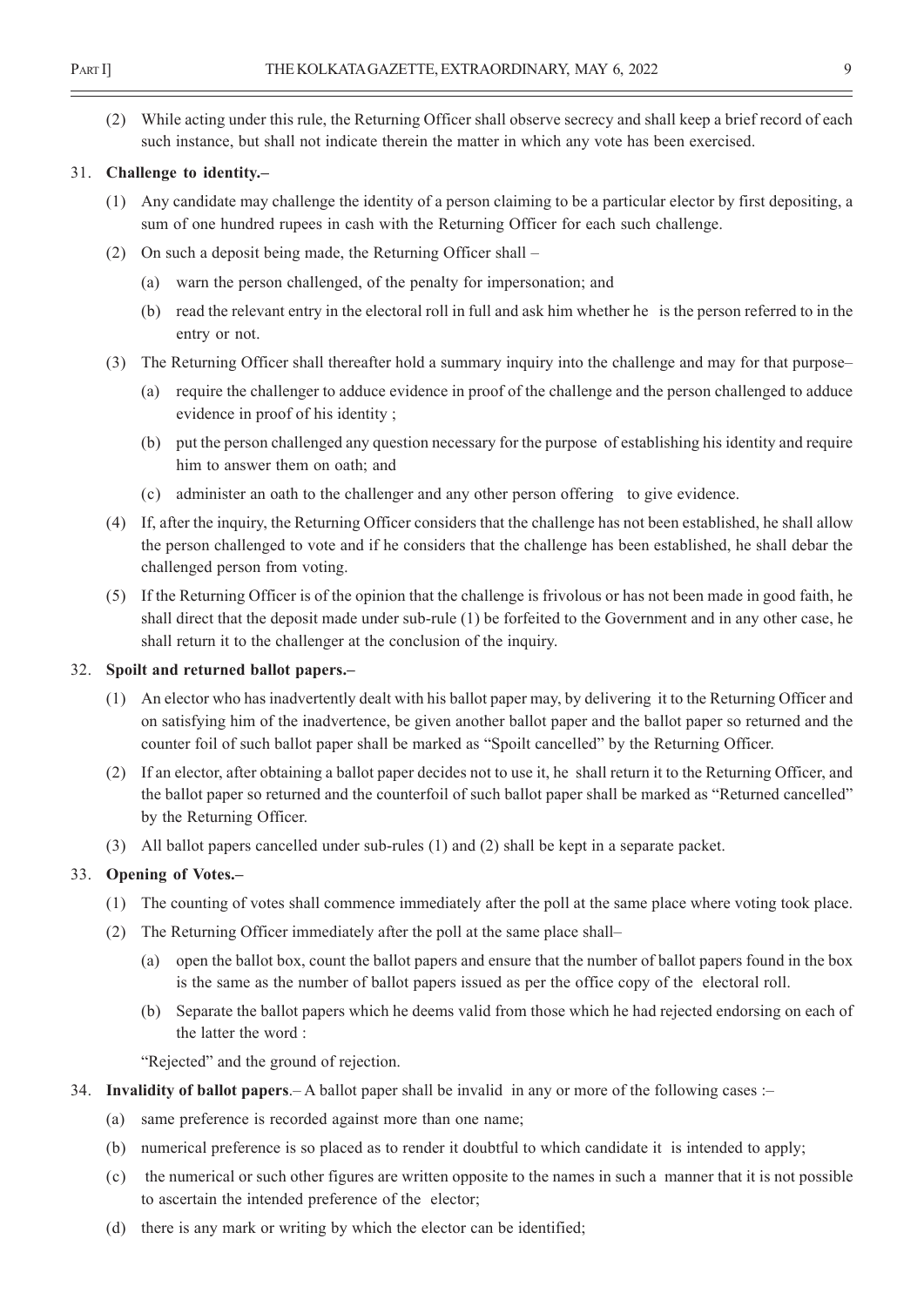(2) While acting under this rule, the Returning Officer shall observe secrecy and shall keep a brief record of each such instance, but shall not indicate therein the matter in which any vote has been exercised.

31. **Challenge to identity.–**

(1) Any candidate may challenge the identity of a person claiming to be a particular elector by first depositing, a sum of one hundred rupees in cash with the Returning Officer for each such challenge.

(2) On such a deposit being made, the Returning Officer shall –

(a) warn the person challenged, of the penalty for impersonation; and

(b) read the relevant entry in the electoral roll in full and ask him whether he is the person referred to in the entry or not.

(3) The Returning Officer shall thereafter hold a summary inquiry into the challenge and may for that purpose–

(a) require the challenger to adduce evidence in proof of the challenge and the person challenged to adduce evidence in proof of his identity ;

(b) put the person challenged any question necessary for the purpose of establishing his identity and require him to answer them on oath; and

(c) administer an oath to the challenger and any other person offering to give evidence.

(4) If, after the inquiry, the Returning Officer considers that the challenge has not been established, he shall allow the person challenged to vote and if he considers that the challenge has been established, he shall debar the challenged person from voting.

(5) If the Returning Officer is of the opinion that the challenge is frivolous or has not been made in good faith, he shall direct that the deposit made under sub-rule (1) be forfeited to the Government and in any other case, he shall return it to the challenger at the conclusion of the inquiry.

32. **Spoilt and returned ballot papers.–**

(1) An elector who has inadvertently dealt with his ballot paper may, by delivering it to the Returning Officer and on satisfying him of the inadvertence, be given another ballot paper and the ballot paper so returned and the counter foil of such ballot paper shall be marked as "Spoilt cancelled" by the Returning Officer.

(2) If an elector, after obtaining a ballot paper decides not to use it, he shall return it to the Returning Officer, and the ballot paper so returned and the counterfoil of such ballot paper shall be marked as "Returned cancelled" by the Returning Officer.

(3) All ballot papers cancelled under sub-rules (1) and (2) shall be kept in a separate packet.

33. **Opening of Votes.–**

(1) The counting of votes shall commence immediately after the poll at the same place where voting took place.

(2) The Returning Officer immediately after the poll at the same place shall–

(a) open the ballot box, count the ballot papers and ensure that the number of ballot papers found in the box is the same as the number of ballot papers issued as per the office copy of the electoral roll.

(b) Separate the ballot papers which he deems valid from those which he had rejected endorsing on each of the latter the word :

"Rejected" and the ground of rejection.

34. **Invalidity of ballot papers**.– A ballot paper shall be invalid in any or more of the following cases :–

(a) same preference is recorded against more than one name;

(b) numerical preference is so placed as to render it doubtful to which candidate it is intended to apply;

(c) the numerical or such other figures are written opposite to the names in such a manner that it is not possible to ascertain the intended preference of the elector;

(d) there is any mark or writing by which the elector can be identified;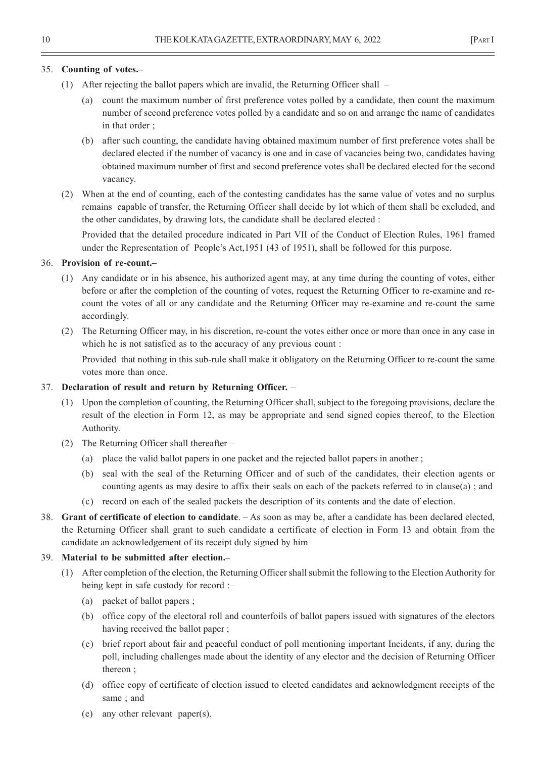35. **Counting of votes.–**

(1) After rejecting the ballot papers which are invalid, the Returning Officer shall –

(a) count the maximum number of first preference votes polled by a candidate, then count the maximum number of second preference votes polled by a candidate and so on and arrange the name of candidates in that order ;

(b) after such counting, the candidate having obtained maximum number of first preference votes shall be declared elected if the number of vacancy is one and in case of vacancies being two, candidates having obtained maximum number of first and second preference votes shall be declared elected for the second vacancy.

(2) When at the end of counting, each of the contesting candidates has the same value of votes and no surplus remains capable of transfer, the Returning Officer shall decide by lot which of them shall be excluded, and the other candidates, by drawing lots, the candidate shall be declared elected :

Provided that the detailed procedure indicated in Part VII of the Conduct of Election Rules, 1961 framed under the Representation of People's Act,1951 (43 of 1951), shall be followed for this purpose.

36. **Provision of re-count.–**

(1) Any candidate or in his absence, his authorized agent may, at any time during the counting of votes, either before or after the completion of the counting of votes, request the Returning Officer to re-examine and re-count the votes of all or any candidate and the Returning Officer may re-examine and re-count the same accordingly.

(2) The Returning Officer may, in his discretion, re-count the votes either once or more than once in any case in which he is not satisfied as to the accuracy of any previous count :

Provided that nothing in this sub-rule shall make it obligatory on the Returning Officer to re-count the same votes more than once.

37. **Declaration of result and return by Returning Officer.** –

(1) Upon the completion of counting, the Returning Officer shall, subject to the foregoing provisions, declare the result of the election in Form 12, as may be appropriate and send signed copies thereof, to the Election Authority.

(2) The Returning Officer shall thereafter –

(a) place the valid ballot papers in one packet and the rejected ballot papers in another ;

(b) seal with the seal of the Returning Officer and of such of the candidates, their election agents or counting agents as may desire to affix their seals on each of the packets referred to in clause(a) ; and

(c) record on each of the sealed packets the description of its contents and the date of election.

38. **Grant of certificate of election to candidate**. – As soon as may be, after a candidate has been declared elected, the Returning Officer shall grant to such candidate a certificate of election in Form 13 and obtain from the candidate an acknowledgement of its receipt duly signed by him

39. **Material to be submitted after election.–**

(1) After completion of the election, the Returning Officer shall submit the following to the Election Authority for being kept in safe custody for record :–

(a) packet of ballot papers ;

(b) office copy of the electoral roll and counterfoils of ballot papers issued with signatures of the electors having received the ballot paper ;

(c) brief report about fair and peaceful conduct of poll mentioning important Incidents, if any, during the poll, including challenges made about the identity of any elector and the decision of Returning Officer thereon ;

(d) office copy of certificate of election issued to elected candidates and acknowledgment receipts of the same ; and

(e) any other relevant paper(s).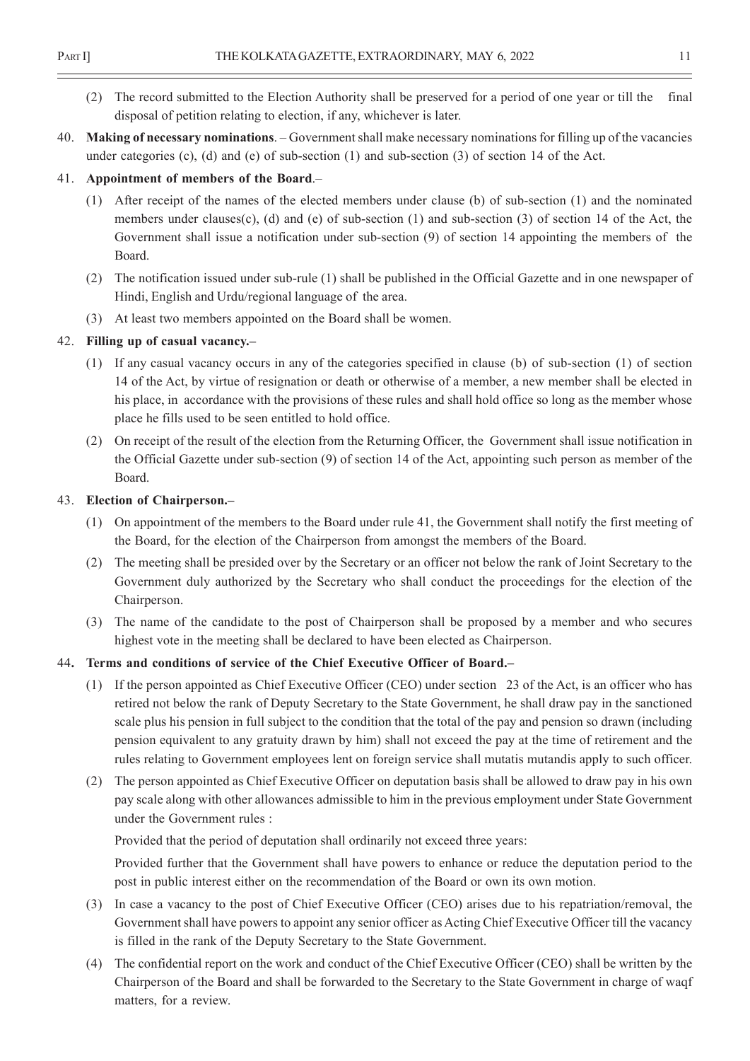(2) The record submitted to the Election Authority shall be preserved for a period of one year or till the final disposal of petition relating to election, if any, whichever is later.

40. **Making of necessary nominations**. – Government shall make necessary nominations for filling up of the vacancies under categories (c), (d) and (e) of sub-section (1) and sub-section (3) of section 14 of the Act.

41. **Appointment of members of the Board**.–

(1) After receipt of the names of the elected members under clause (b) of sub-section (1) and the nominated members under clauses(c), (d) and (e) of sub-section (1) and sub-section (3) of section 14 of the Act, the Government shall issue a notification under sub-section (9) of section 14 appointing the members of the Board.

(2) The notification issued under sub-rule (1) shall be published in the Official Gazette and in one newspaper of Hindi, English and Urdu/regional language of the area.

(3) At least two members appointed on the Board shall be women.

42. **Filling up of casual vacancy.–**

(1) If any casual vacancy occurs in any of the categories specified in clause (b) of sub-section (1) of section 14 of the Act, by virtue of resignation or death or otherwise of a member, a new member shall be elected in his place, in accordance with the provisions of these rules and shall hold office so long as the member whose place he fills used to be seen entitled to hold office.

(2) On receipt of the result of the election from the Returning Officer, the Government shall issue notification in the Official Gazette under sub-section (9) of section 14 of the Act, appointing such person as member of the Board.

43. **Election of Chairperson.–**

(1) On appointment of the members to the Board under rule 41, the Government shall notify the first meeting of the Board, for the election of the Chairperson from amongst the members of the Board.

(2) The meeting shall be presided over by the Secretary or an officer not below the rank of Joint Secretary to the Government duly authorized by the Secretary who shall conduct the proceedings for the election of the Chairperson.

(3) The name of the candidate to the post of Chairperson shall be proposed by a member and who secures highest vote in the meeting shall be declared to have been elected as Chairperson.

44**. Terms and conditions of service of the Chief Executive Officer of Board.–**

(1) If the person appointed as Chief Executive Officer (CEO) under section 23 of the Act, is an officer who has retired not below the rank of Deputy Secretary to the State Government, he shall draw pay in the sanctioned scale plus his pension in full subject to the condition that the total of the pay and pension so drawn (including pension equivalent to any gratuity drawn by him) shall not exceed the pay at the time of retirement and the rules relating to Government employees lent on foreign service shall mutatis mutandis apply to such officer.

(2) The person appointed as Chief Executive Officer on deputation basis shall be allowed to draw pay in his own pay scale along with other allowances admissible to him in the previous employment under State Government under the Government rules :

Provided that the period of deputation shall ordinarily not exceed three years:

Provided further that the Government shall have powers to enhance or reduce the deputation period to the post in public interest either on the recommendation of the Board or own its own motion.

(3) In case a vacancy to the post of Chief Executive Officer (CEO) arises due to his repatriation/removal, the Government shall have powers to appoint any senior officer as Acting Chief Executive Officer till the vacancy is filled in the rank of the Deputy Secretary to the State Government.

(4) The confidential report on the work and conduct of the Chief Executive Officer (CEO) shall be written by the Chairperson of the Board and shall be forwarded to the Secretary to the State Government in charge of waqf matters, for a review.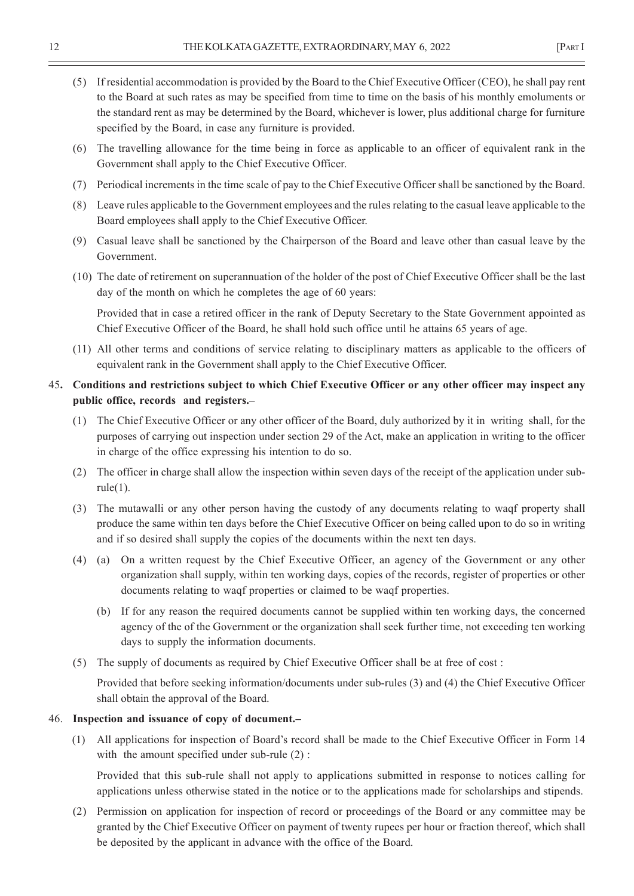(5) If residential accommodation is provided by the Board to the Chief Executive Officer (CEO), he shall pay rent to the Board at such rates as may be specified from time to time on the basis of his monthly emoluments or the standard rent as may be determined by the Board, whichever is lower, plus additional charge for furniture specified by the Board, in case any furniture is provided.

(6) The travelling allowance for the time being in force as applicable to an officer of equivalent rank in the Government shall apply to the Chief Executive Officer.

(7) Periodical increments in the time scale of pay to the Chief Executive Officer shall be sanctioned by the Board.

(8) Leave rules applicable to the Government employees and the rules relating to the casual leave applicable to the Board employees shall apply to the Chief Executive Officer.

(9) Casual leave shall be sanctioned by the Chairperson of the Board and leave other than casual leave by the Government.

(10) The date of retirement on superannuation of the holder of the post of Chief Executive Officer shall be the last day of the month on which he completes the age of 60 years:

Provided that in case a retired officer in the rank of Deputy Secretary to the State Government appointed as Chief Executive Officer of the Board, he shall hold such office until he attains 65 years of age.

(11) All other terms and conditions of service relating to disciplinary matters as applicable to the officers of equivalent rank in the Government shall apply to the Chief Executive Officer.

45. **Conditions and restrictions subject to which Chief Executive Officer or any other officer may inspect any public office, records and registers.–**

(1) The Chief Executive Officer or any other officer of the Board, duly authorized by it in writing shall, for the purposes of carrying out inspection under section 29 of the Act, make an application in writing to the officer in charge of the office expressing his intention to do so.

(2) The officer in charge shall allow the inspection within seven days of the receipt of the application under sub-rule(1).

(3) The mutawalli or any other person having the custody of any documents relating to waqf property shall produce the same within ten days before the Chief Executive Officer on being called upon to do so in writing and if so desired shall supply the copies of the documents within the next ten days.

(4) (a) On a written request by the Chief Executive Officer, an agency of the Government or any other organization shall supply, within ten working days, copies of the records, register of properties or other documents relating to waqf properties or claimed to be waqf properties.

(b) If for any reason the required documents cannot be supplied within ten working days, the concerned agency of the of the Government or the organization shall seek further time, not exceeding ten working days to supply the information documents.

(5) The supply of documents as required by Chief Executive Officer shall be at free of cost :

Provided that before seeking information/documents under sub-rules (3) and (4) the Chief Executive Officer shall obtain the approval of the Board.

46. **Inspection and issuance of copy of document.–**

(1) All applications for inspection of Board's record shall be made to the Chief Executive Officer in Form 14 with the amount specified under sub-rule (2) :

Provided that this sub-rule shall not apply to applications submitted in response to notices calling for applications unless otherwise stated in the notice or to the applications made for scholarships and stipends.

(2) Permission on application for inspection of record or proceedings of the Board or any committee may be granted by the Chief Executive Officer on payment of twenty rupees per hour or fraction thereof, which shall be deposited by the applicant in advance with the office of the Board.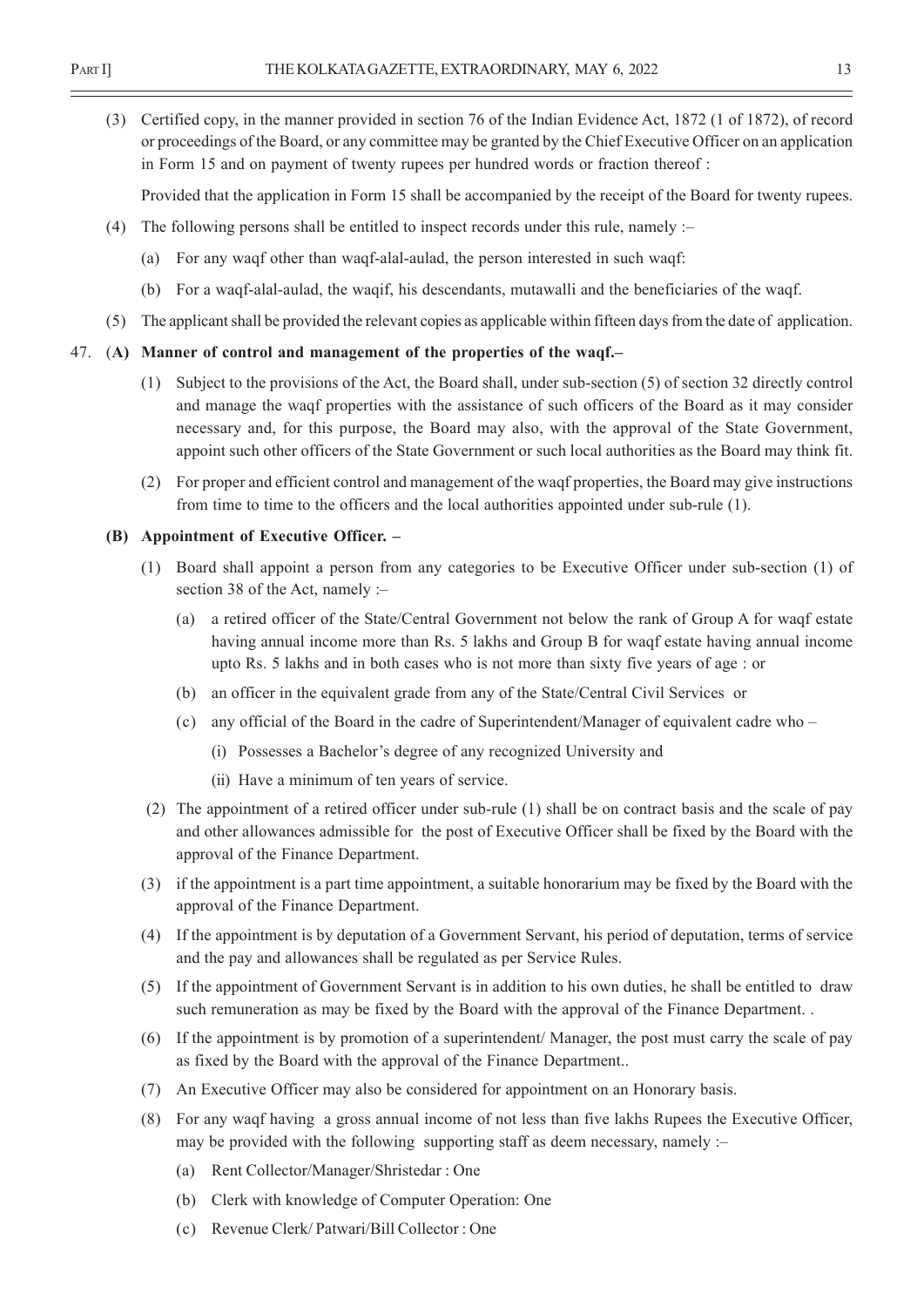(3) Certified copy, in the manner provided in section 76 of the Indian Evidence Act, 1872 (1 of 1872), of record or proceedings of the Board, or any committee may be granted by the Chief Executive Officer on an application in Form 15 and on payment of twenty rupees per hundred words or fraction thereof :

Provided that the application in Form 15 shall be accompanied by the receipt of the Board for twenty rupees.

(4) The following persons shall be entitled to inspect records under this rule, namely :–

(a) For any waqf other than waqf-alal-aulad, the person interested in such waqf:

(b) For a waqf-alal-aulad, the waqif, his descendants, mutawalli and the beneficiaries of the waqf.

(5) The applicant shall be provided the relevant copies as applicable within fifteen days from the date of application.

47. (**A) Manner of control and management of the properties of the waqf.–**

(1) Subject to the provisions of the Act, the Board shall, under sub-section (5) of section 32 directly control and manage the waqf properties with the assistance of such officers of the Board as it may consider necessary and, for this purpose, the Board may also, with the approval of the State Government, appoint such other officers of the State Government or such local authorities as the Board may think fit.

(2) For proper and efficient control and management of the waqf properties, the Board may give instructions from time to time to the officers and the local authorities appointed under sub-rule (1).

**(B) Appointment of Executive Officer. –**

(1) Board shall appoint a person from any categories to be Executive Officer under sub-section (1) of section 38 of the Act, namely :–

(a) a retired officer of the State/Central Government not below the rank of Group A for waqf estate having annual income more than Rs. 5 lakhs and Group B for waqf estate having annual income upto Rs. 5 lakhs and in both cases who is not more than sixty five years of age : or

(b) an officer in the equivalent grade from any of the State/Central Civil Services or

(c) any official of the Board in the cadre of Superintendent/Manager of equivalent cadre who –

(i) Possesses a Bachelor's degree of any recognized University and

(ii) Have a minimum of ten years of service.

(2) The appointment of a retired officer under sub-rule (1) shall be on contract basis and the scale of pay and other allowances admissible for the post of Executive Officer shall be fixed by the Board with the approval of the Finance Department.

(3) if the appointment is a part time appointment, a suitable honorarium may be fixed by the Board with the approval of the Finance Department.

(4) If the appointment is by deputation of a Government Servant, his period of deputation, terms of service and the pay and allowances shall be regulated as per Service Rules.

(5) If the appointment of Government Servant is in addition to his own duties, he shall be entitled to draw such remuneration as may be fixed by the Board with the approval of the Finance Department. .

(6) If the appointment is by promotion of a superintendent/ Manager, the post must carry the scale of pay as fixed by the Board with the approval of the Finance Department..

(7) An Executive Officer may also be considered for appointment on an Honorary basis.

(8) For any waqf having a gross annual income of not less than five lakhs Rupees the Executive Officer, may be provided with the following supporting staff as deem necessary, namely :–

(a) Rent Collector/Manager/Shristedar : One

(b) Clerk with knowledge of Computer Operation: One

(c) Revenue Clerk/ Patwari/Bill Collector : One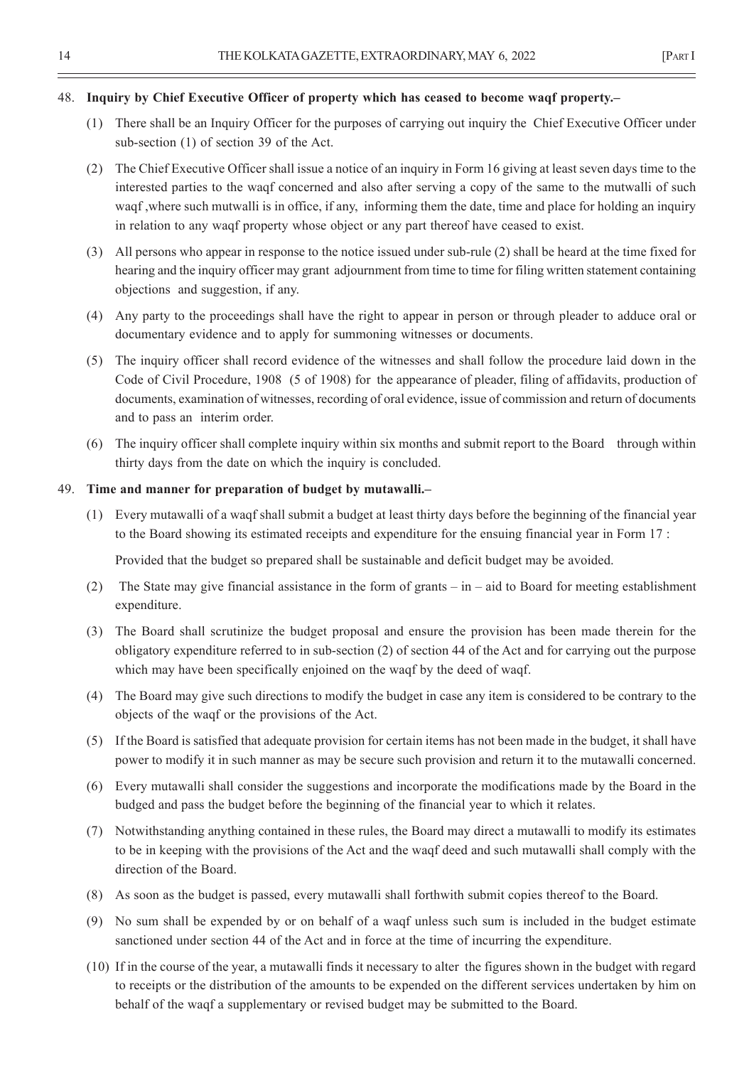48. **Inquiry by Chief Executive Officer of property which has ceased to become waqf property.–**

(1) There shall be an Inquiry Officer for the purposes of carrying out inquiry the Chief Executive Officer under sub-section (1) of section 39 of the Act.

(2) The Chief Executive Officer shall issue a notice of an inquiry in Form 16 giving at least seven days time to the interested parties to the waqf concerned and also after serving a copy of the same to the mutwalli of such waqf ,where such mutwalli is in office, if any, informing them the date, time and place for holding an inquiry in relation to any waqf property whose object or any part thereof have ceased to exist.

(3) All persons who appear in response to the notice issued under sub-rule (2) shall be heard at the time fixed for hearing and the inquiry officer may grant adjournment from time to time for filing written statement containing objections and suggestion, if any.

(4) Any party to the proceedings shall have the right to appear in person or through pleader to adduce oral or documentary evidence and to apply for summoning witnesses or documents.

(5) The inquiry officer shall record evidence of the witnesses and shall follow the procedure laid down in the Code of Civil Procedure, 1908 (5 of 1908) for the appearance of pleader, filing of affidavits, production of documents, examination of witnesses, recording of oral evidence, issue of commission and return of documents and to pass an interim order.

(6) The inquiry officer shall complete inquiry within six months and submit report to the Board through within thirty days from the date on which the inquiry is concluded.

49. **Time and manner for preparation of budget by mutawalli.–**

(1) Every mutawalli of a waqf shall submit a budget at least thirty days before the beginning of the financial year to the Board showing its estimated receipts and expenditure for the ensuing financial year in Form 17 :

Provided that the budget so prepared shall be sustainable and deficit budget may be avoided.

(2) The State may give financial assistance in the form of grants – in – aid to Board for meeting establishment expenditure.

(3) The Board shall scrutinize the budget proposal and ensure the provision has been made therein for the obligatory expenditure referred to in sub-section (2) of section 44 of the Act and for carrying out the purpose which may have been specifically enjoined on the waqf by the deed of waqf.

(4) The Board may give such directions to modify the budget in case any item is considered to be contrary to the objects of the waqf or the provisions of the Act.

(5) If the Board is satisfied that adequate provision for certain items has not been made in the budget, it shall have power to modify it in such manner as may be secure such provision and return it to the mutawalli concerned.

(6) Every mutawalli shall consider the suggestions and incorporate the modifications made by the Board in the budged and pass the budget before the beginning of the financial year to which it relates.

(7) Notwithstanding anything contained in these rules, the Board may direct a mutawalli to modify its estimates to be in keeping with the provisions of the Act and the waqf deed and such mutawalli shall comply with the direction of the Board.

(8) As soon as the budget is passed, every mutawalli shall forthwith submit copies thereof to the Board.

(9) No sum shall be expended by or on behalf of a waqf unless such sum is included in the budget estimate sanctioned under section 44 of the Act and in force at the time of incurring the expenditure.

(10) If in the course of the year, a mutawalli finds it necessary to alter the figures shown in the budget with regard to receipts or the distribution of the amounts to be expended on the different services undertaken by him on behalf of the waqf a supplementary or revised budget may be submitted to the Board.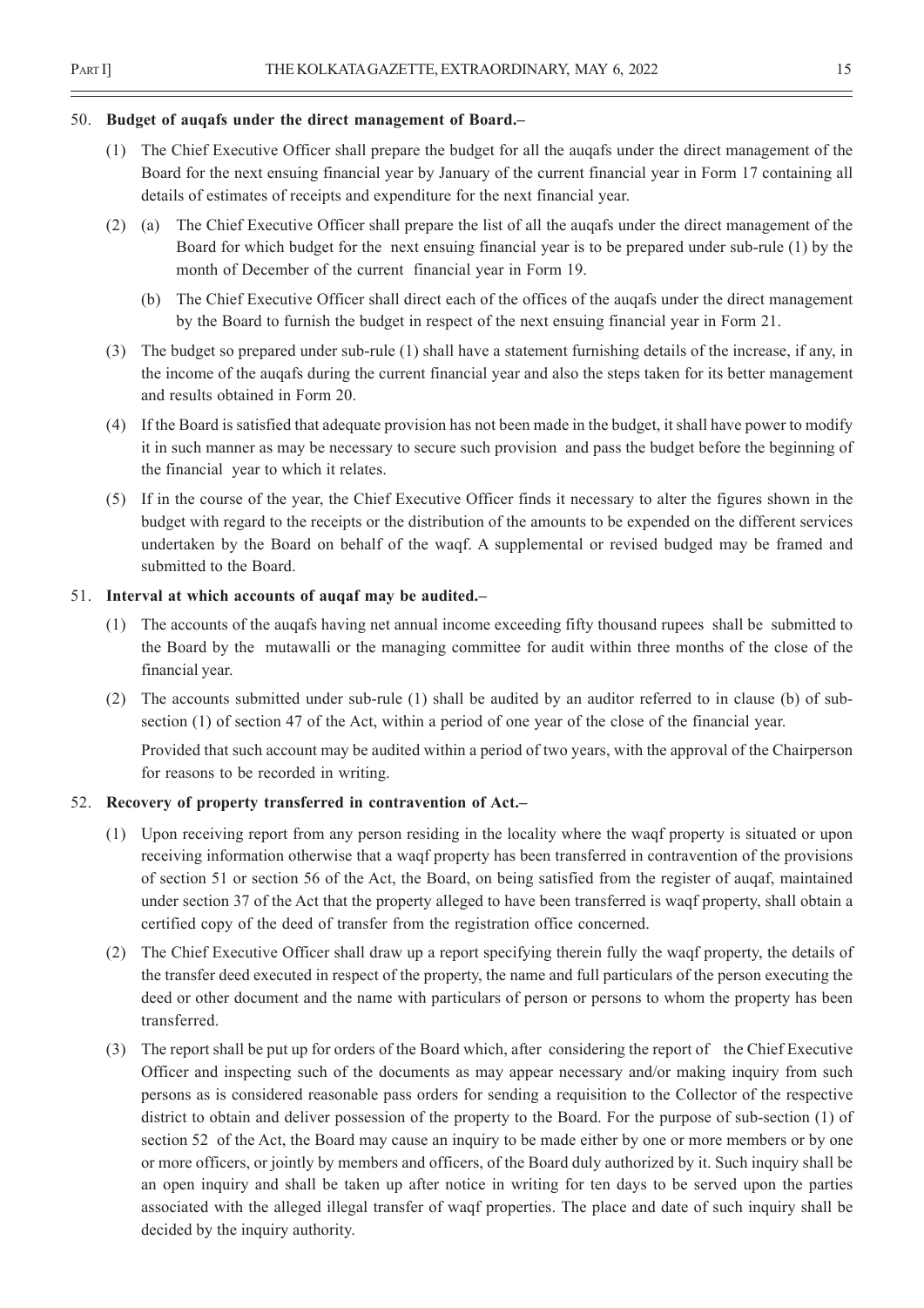50. **Budget of auqafs under the direct management of Board.–**

(1) The Chief Executive Officer shall prepare the budget for all the auqafs under the direct management of the Board for the next ensuing financial year by January of the current financial year in Form 17 containing all details of estimates of receipts and expenditure for the next financial year.

(2) (a) The Chief Executive Officer shall prepare the list of all the auqafs under the direct management of the Board for which budget for the next ensuing financial year is to be prepared under sub-rule (1) by the month of December of the current financial year in Form 19.

(b) The Chief Executive Officer shall direct each of the offices of the auqafs under the direct management by the Board to furnish the budget in respect of the next ensuing financial year in Form 21.

(3) The budget so prepared under sub-rule (1) shall have a statement furnishing details of the increase, if any, in the income of the auqafs during the current financial year and also the steps taken for its better management and results obtained in Form 20.

(4) If the Board is satisfied that adequate provision has not been made in the budget, it shall have power to modify it in such manner as may be necessary to secure such provision and pass the budget before the beginning of the financial year to which it relates.

(5) If in the course of the year, the Chief Executive Officer finds it necessary to alter the figures shown in the budget with regard to the receipts or the distribution of the amounts to be expended on the different services undertaken by the Board on behalf of the waqf. A supplemental or revised budged may be framed and submitted to the Board.

51. **Interval at which accounts of auqaf may be audited.–**

(1) The accounts of the auqafs having net annual income exceeding fifty thousand rupees shall be submitted to the Board by the mutawalli or the managing committee for audit within three months of the close of the financial year.

(2) The accounts submitted under sub-rule (1) shall be audited by an auditor referred to in clause (b) of sub-section (1) of section 47 of the Act, within a period of one year of the close of the financial year.

Provided that such account may be audited within a period of two years, with the approval of the Chairperson for reasons to be recorded in writing.

52. **Recovery of property transferred in contravention of Act.–**

(1) Upon receiving report from any person residing in the locality where the waqf property is situated or upon receiving information otherwise that a waqf property has been transferred in contravention of the provisions of section 51 or section 56 of the Act, the Board, on being satisfied from the register of auqaf, maintained under section 37 of the Act that the property alleged to have been transferred is waqf property, shall obtain a certified copy of the deed of transfer from the registration office concerned.

(2) The Chief Executive Officer shall draw up a report specifying therein fully the waqf property, the details of the transfer deed executed in respect of the property, the name and full particulars of the person executing the deed or other document and the name with particulars of person or persons to whom the property has been transferred.

(3) The report shall be put up for orders of the Board which, after considering the report of the Chief Executive Officer and inspecting such of the documents as may appear necessary and/or making inquiry from such persons as is considered reasonable pass orders for sending a requisition to the Collector of the respective district to obtain and deliver possession of the property to the Board. For the purpose of sub-section (1) of section 52 of the Act, the Board may cause an inquiry to be made either by one or more members or by one or more officers, or jointly by members and officers, of the Board duly authorized by it. Such inquiry shall be an open inquiry and shall be taken up after notice in writing for ten days to be served upon the parties associated with the alleged illegal transfer of waqf properties. The place and date of such inquiry shall be decided by the inquiry authority.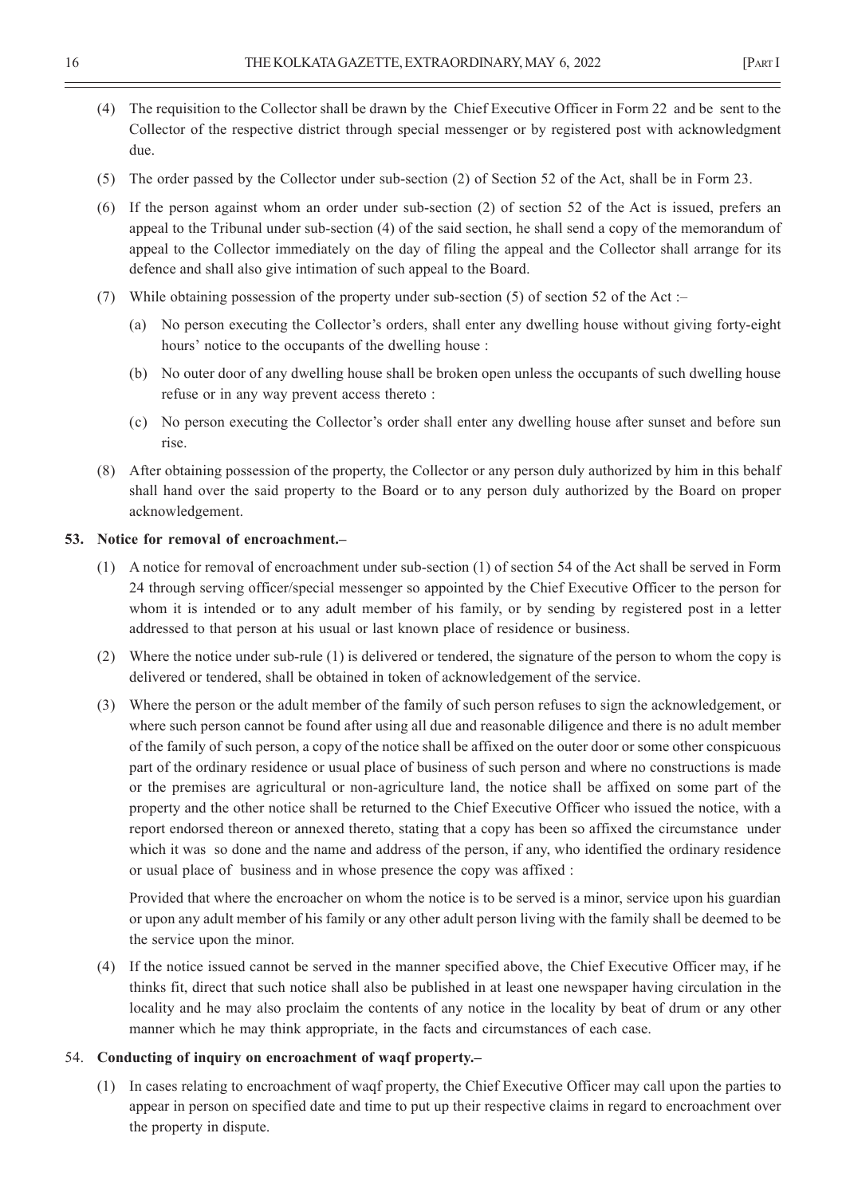(4) The requisition to the Collector shall be drawn by the Chief Executive Officer in Form 22 and be sent to the Collector of the respective district through special messenger or by registered post with acknowledgment due.

(5) The order passed by the Collector under sub-section (2) of Section 52 of the Act, shall be in Form 23.

(6) If the person against whom an order under sub-section (2) of section 52 of the Act is issued, prefers an appeal to the Tribunal under sub-section (4) of the said section, he shall send a copy of the memorandum of appeal to the Collector immediately on the day of filing the appeal and the Collector shall arrange for its defence and shall also give intimation of such appeal to the Board.

(7) While obtaining possession of the property under sub-section (5) of section 52 of the Act :–

(a) No person executing the Collector's orders, shall enter any dwelling house without giving forty-eight hours' notice to the occupants of the dwelling house :

(b) No outer door of any dwelling house shall be broken open unless the occupants of such dwelling house refuse or in any way prevent access thereto :

(c) No person executing the Collector's order shall enter any dwelling house after sunset and before sun rise.

(8) After obtaining possession of the property, the Collector or any person duly authorized by him in this behalf shall hand over the said property to the Board or to any person duly authorized by the Board on proper acknowledgement.

**53. Notice for removal of encroachment.–**

(1) A notice for removal of encroachment under sub-section (1) of section 54 of the Act shall be served in Form 24 through serving officer/special messenger so appointed by the Chief Executive Officer to the person for whom it is intended or to any adult member of his family, or by sending by registered post in a letter addressed to that person at his usual or last known place of residence or business.

(2) Where the notice under sub-rule (1) is delivered or tendered, the signature of the person to whom the copy is delivered or tendered, shall be obtained in token of acknowledgement of the service.

(3) Where the person or the adult member of the family of such person refuses to sign the acknowledgement, or where such person cannot be found after using all due and reasonable diligence and there is no adult member of the family of such person, a copy of the notice shall be affixed on the outer door or some other conspicuous part of the ordinary residence or usual place of business of such person and where no constructions is made or the premises are agricultural or non-agriculture land, the notice shall be affixed on some part of the property and the other notice shall be returned to the Chief Executive Officer who issued the notice, with a report endorsed thereon or annexed thereto, stating that a copy has been so affixed the circumstance under which it was so done and the name and address of the person, if any, who identified the ordinary residence or usual place of business and in whose presence the copy was affixed :

Provided that where the encroacher on whom the notice is to be served is a minor, service upon his guardian or upon any adult member of his family or any other adult person living with the family shall be deemed to be the service upon the minor.

(4) If the notice issued cannot be served in the manner specified above, the Chief Executive Officer may, if he thinks fit, direct that such notice shall also be published in at least one newspaper having circulation in the locality and he may also proclaim the contents of any notice in the locality by beat of drum or any other manner which he may think appropriate, in the facts and circumstances of each case.

54. **Conducting of inquiry on encroachment of waqf property.–**

(1) In cases relating to encroachment of waqf property, the Chief Executive Officer may call upon the parties to appear in person on specified date and time to put up their respective claims in regard to encroachment over the property in dispute.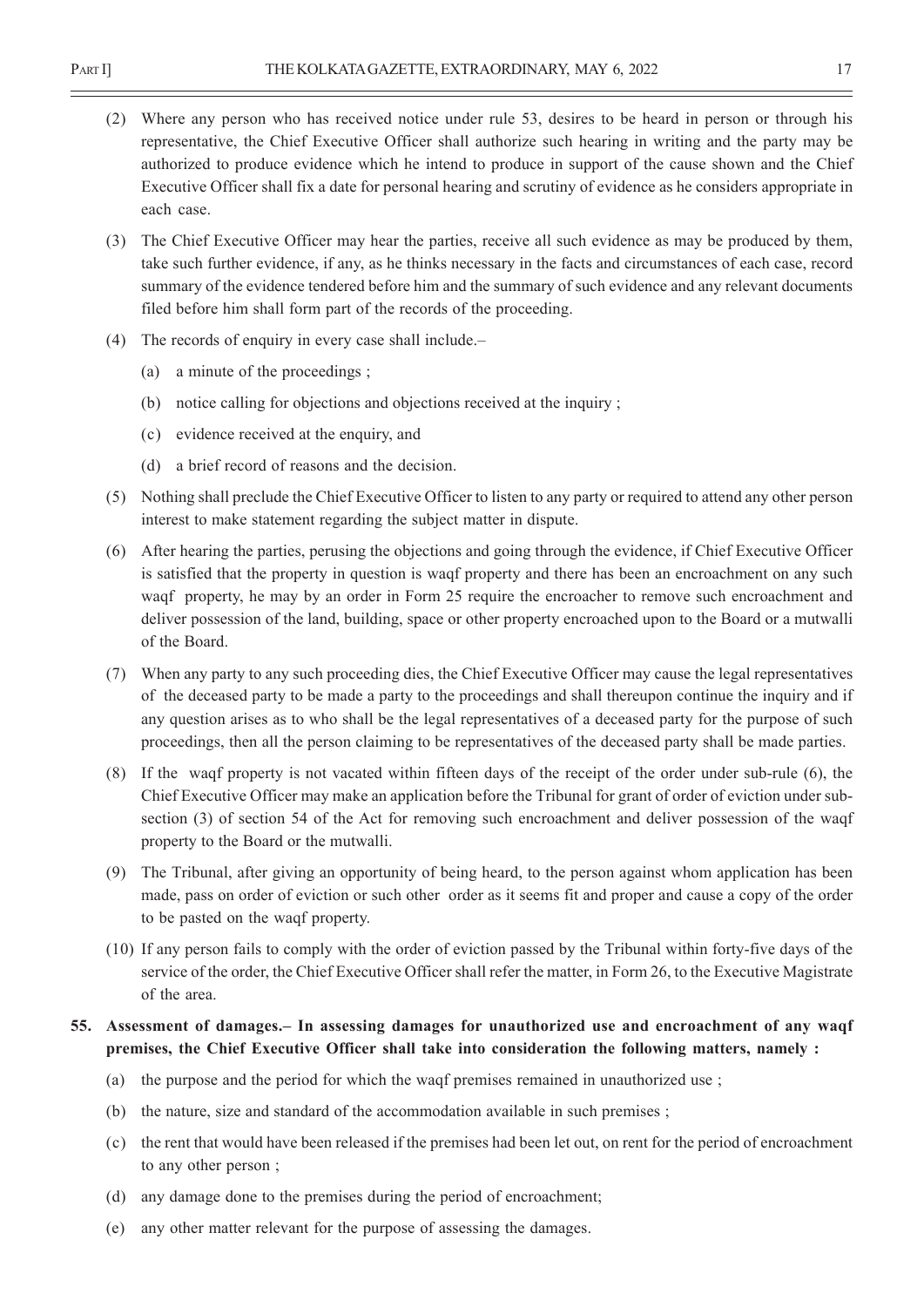(2) Where any person who has received notice under rule 53, desires to be heard in person or through his representative, the Chief Executive Officer shall authorize such hearing in writing and the party may be authorized to produce evidence which he intend to produce in support of the cause shown and the Chief Executive Officer shall fix a date for personal hearing and scrutiny of evidence as he considers appropriate in each case.

(3) The Chief Executive Officer may hear the parties, receive all such evidence as may be produced by them, take such further evidence, if any, as he thinks necessary in the facts and circumstances of each case, record summary of the evidence tendered before him and the summary of such evidence and any relevant documents filed before him shall form part of the records of the proceeding.

(4) The records of enquiry in every case shall include.–

(a) a minute of the proceedings ;

(b) notice calling for objections and objections received at the inquiry ;

(c) evidence received at the enquiry, and

(d) a brief record of reasons and the decision.

(5) Nothing shall preclude the Chief Executive Officer to listen to any party or required to attend any other person interest to make statement regarding the subject matter in dispute.

(6) After hearing the parties, perusing the objections and going through the evidence, if Chief Executive Officer is satisfied that the property in question is waqf property and there has been an encroachment on any such waqf property, he may by an order in Form 25 require the encroacher to remove such encroachment and deliver possession of the land, building, space or other property encroached upon to the Board or a mutwalli of the Board.

(7) When any party to any such proceeding dies, the Chief Executive Officer may cause the legal representatives of the deceased party to be made a party to the proceedings and shall thereupon continue the inquiry and if any question arises as to who shall be the legal representatives of a deceased party for the purpose of such proceedings, then all the person claiming to be representatives of the deceased party shall be made parties.

(8) If the waqf property is not vacated within fifteen days of the receipt of the order under sub-rule (6), the Chief Executive Officer may make an application before the Tribunal for grant of order of eviction under sub-section (3) of section 54 of the Act for removing such encroachment and deliver possession of the waqf property to the Board or the mutwalli.

(9) The Tribunal, after giving an opportunity of being heard, to the person against whom application has been made, pass on order of eviction or such other order as it seems fit and proper and cause a copy of the order to be pasted on the waqf property.

(10) If any person fails to comply with the order of eviction passed by the Tribunal within forty-five days of the service of the order, the Chief Executive Officer shall refer the matter, in Form 26, to the Executive Magistrate of the area.

**55. Assessment of damages.– In assessing damages for unauthorized use and encroachment of any waqf premises, the Chief Executive Officer shall take into consideration the following matters, namely :**

(a) the purpose and the period for which the waqf premises remained in unauthorized use ;

(b) the nature, size and standard of the accommodation available in such premises ;

(c) the rent that would have been released if the premises had been let out, on rent for the period of encroachment to any other person ;

(d) any damage done to the premises during the period of encroachment;

(e) any other matter relevant for the purpose of assessing the damages.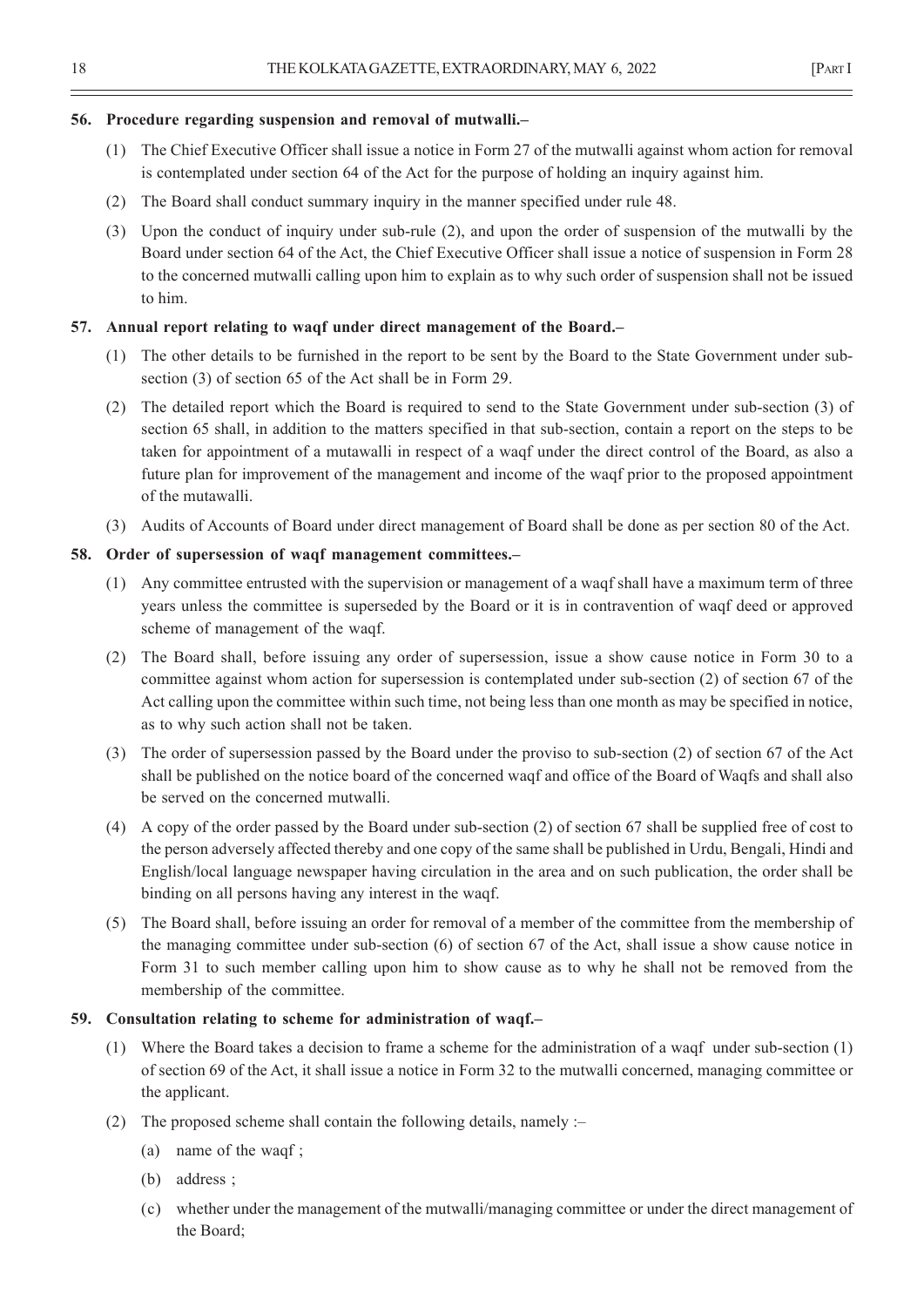**56. Procedure regarding suspension and removal of mutwalli.–**

(1) The Chief Executive Officer shall issue a notice in Form 27 of the mutwalli against whom action for removal is contemplated under section 64 of the Act for the purpose of holding an inquiry against him.

(2) The Board shall conduct summary inquiry in the manner specified under rule 48.

(3) Upon the conduct of inquiry under sub-rule (2), and upon the order of suspension of the mutwalli by the Board under section 64 of the Act, the Chief Executive Officer shall issue a notice of suspension in Form 28 to the concerned mutwalli calling upon him to explain as to why such order of suspension shall not be issued to him.

**57. Annual report relating to waqf under direct management of the Board.–**

(1) The other details to be furnished in the report to be sent by the Board to the State Government under sub-section (3) of section 65 of the Act shall be in Form 29.

(2) The detailed report which the Board is required to send to the State Government under sub-section (3) of section 65 shall, in addition to the matters specified in that sub-section, contain a report on the steps to be taken for appointment of a mutawalli in respect of a waqf under the direct control of the Board, as also a future plan for improvement of the management and income of the waqf prior to the proposed appointment of the mutawalli.

(3) Audits of Accounts of Board under direct management of Board shall be done as per section 80 of the Act.

**58. Order of supersession of waqf management committees.–**

(1) Any committee entrusted with the supervision or management of a waqf shall have a maximum term of three years unless the committee is superseded by the Board or it is in contravention of waqf deed or approved scheme of management of the waqf.

(2) The Board shall, before issuing any order of supersession, issue a show cause notice in Form 30 to a committee against whom action for supersession is contemplated under sub-section (2) of section 67 of the Act calling upon the committee within such time, not being less than one month as may be specified in notice, as to why such action shall not be taken.

(3) The order of supersession passed by the Board under the proviso to sub-section (2) of section 67 of the Act shall be published on the notice board of the concerned waqf and office of the Board of Waqfs and shall also be served on the concerned mutwalli.

(4) A copy of the order passed by the Board under sub-section (2) of section 67 shall be supplied free of cost to the person adversely affected thereby and one copy of the same shall be published in Urdu, Bengali, Hindi and English/local language newspaper having circulation in the area and on such publication, the order shall be binding on all persons having any interest in the waqf.

(5) The Board shall, before issuing an order for removal of a member of the committee from the membership of the managing committee under sub-section (6) of section 67 of the Act, shall issue a show cause notice in Form 31 to such member calling upon him to show cause as to why he shall not be removed from the membership of the committee.

**59. Consultation relating to scheme for administration of waqf.–**

(1) Where the Board takes a decision to frame a scheme for the administration of a waqf under sub-section (1) of section 69 of the Act, it shall issue a notice in Form 32 to the mutwalli concerned, managing committee or the applicant.

(2) The proposed scheme shall contain the following details, namely :–

(a) name of the waqf ;

(b) address ;

(c) whether under the management of the mutwalli/managing committee or under the direct management of the Board;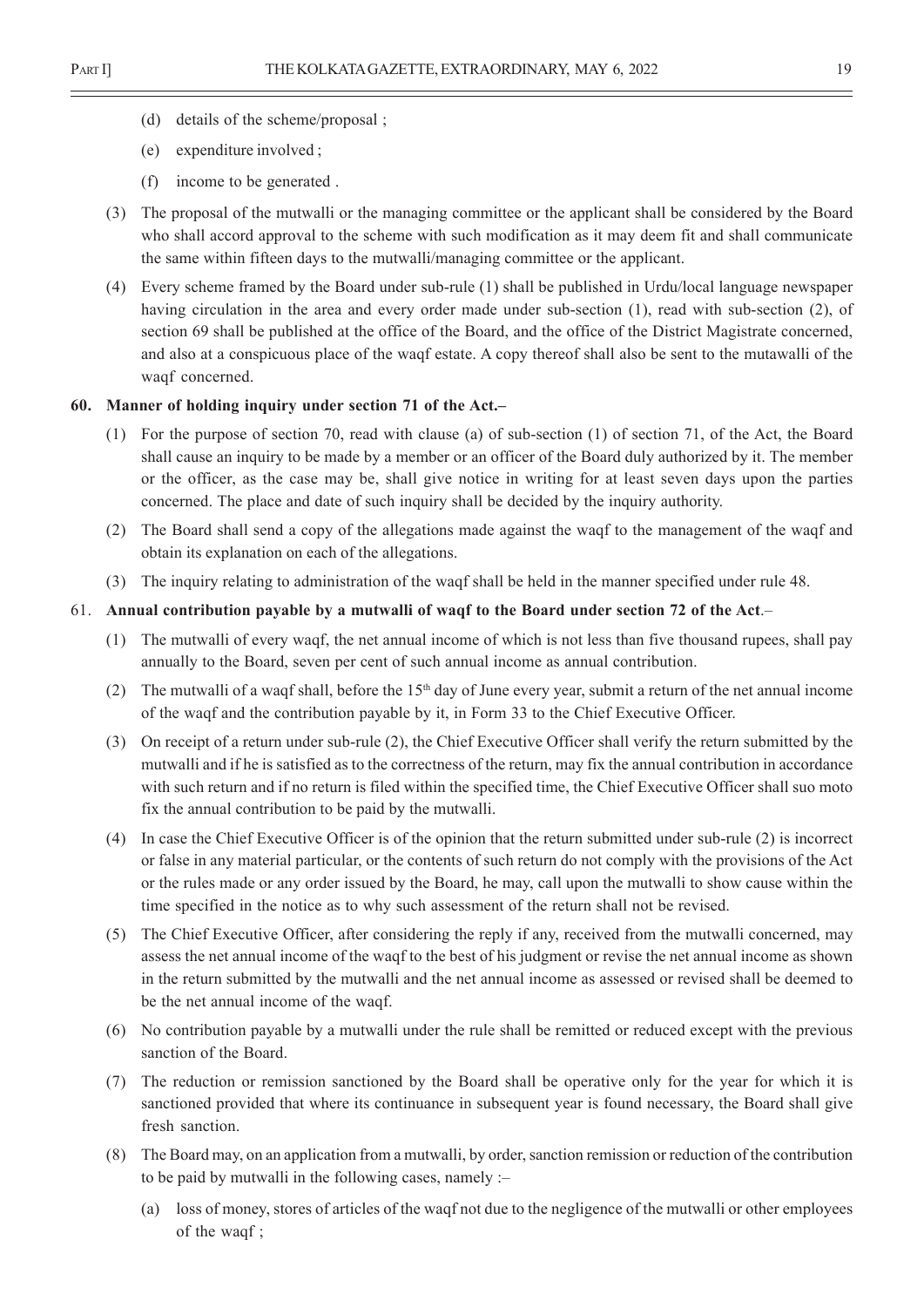(d) details of the scheme/proposal ;

(e) expenditure involved ;

(f) income to be generated .

(3) The proposal of the mutwalli or the managing committee or the applicant shall be considered by the Board who shall accord approval to the scheme with such modification as it may deem fit and shall communicate the same within fifteen days to the mutwalli/managing committee or the applicant.

(4) Every scheme framed by the Board under sub-rule (1) shall be published in Urdu/local language newspaper having circulation in the area and every order made under sub-section (1), read with sub-section (2), of section 69 shall be published at the office of the Board, and the office of the District Magistrate concerned, and also at a conspicuous place of the waqf estate. A copy thereof shall also be sent to the mutawalli of the waqf concerned.

**60. Manner of holding inquiry under section 71 of the Act.–**

(1) For the purpose of section 70, read with clause (a) of sub-section (1) of section 71, of the Act, the Board shall cause an inquiry to be made by a member or an officer of the Board duly authorized by it. The member or the officer, as the case may be, shall give notice in writing for at least seven days upon the parties concerned. The place and date of such inquiry shall be decided by the inquiry authority.

(2) The Board shall send a copy of the allegations made against the waqf to the management of the waqf and obtain its explanation on each of the allegations.

(3) The inquiry relating to administration of the waqf shall be held in the manner specified under rule 48.

61. **Annual contribution payable by a mutwalli of waqf to the Board under section 72 of the Act**.–

(1) The mutwalli of every waqf, the net annual income of which is not less than five thousand rupees, shall pay annually to the Board, seven per cent of such annual income as annual contribution.

(2) The mutwalli of a waqf shall, before the 15th day of June every year, submit a return of the net annual income of the waqf and the contribution payable by it, in Form 33 to the Chief Executive Officer.

(3) On receipt of a return under sub-rule (2), the Chief Executive Officer shall verify the return submitted by the mutwalli and if he is satisfied as to the correctness of the return, may fix the annual contribution in accordance with such return and if no return is filed within the specified time, the Chief Executive Officer shall suo moto fix the annual contribution to be paid by the mutwalli.

(4) In case the Chief Executive Officer is of the opinion that the return submitted under sub-rule (2) is incorrect or false in any material particular, or the contents of such return do not comply with the provisions of the Act or the rules made or any order issued by the Board, he may, call upon the mutwalli to show cause within the time specified in the notice as to why such assessment of the return shall not be revised.

(5) The Chief Executive Officer, after considering the reply if any, received from the mutwalli concerned, may assess the net annual income of the waqf to the best of his judgment or revise the net annual income as shown in the return submitted by the mutwalli and the net annual income as assessed or revised shall be deemed to be the net annual income of the waqf.

(6) No contribution payable by a mutwalli under the rule shall be remitted or reduced except with the previous sanction of the Board.

(7) The reduction or remission sanctioned by the Board shall be operative only for the year for which it is sanctioned provided that where its continuance in subsequent year is found necessary, the Board shall give fresh sanction.

(8) The Board may, on an application from a mutwalli, by order, sanction remission or reduction of the contribution to be paid by mutwalli in the following cases, namely :–

(a) loss of money, stores of articles of the waqf not due to the negligence of the mutwalli or other employees of the waqf ;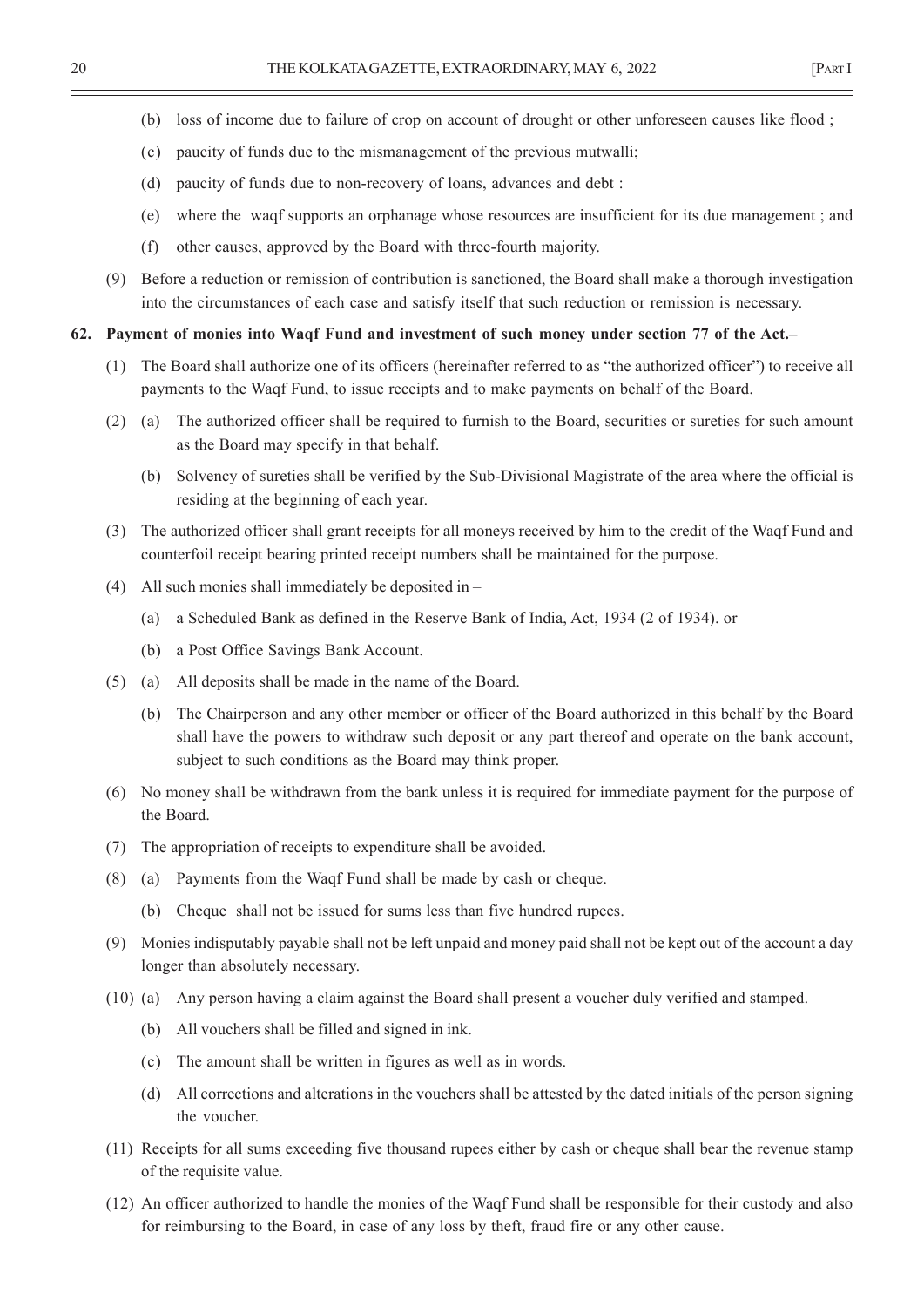(b) loss of income due to failure of crop on account of drought or other unforeseen causes like flood ;

(c) paucity of funds due to the mismanagement of the previous mutwalli;

(d) paucity of funds due to non-recovery of loans, advances and debt :

(e) where the waqf supports an orphanage whose resources are insufficient for its due management ; and

(f) other causes, approved by the Board with three-fourth majority.

(9) Before a reduction or remission of contribution is sanctioned, the Board shall make a thorough investigation into the circumstances of each case and satisfy itself that such reduction or remission is necessary.

**62. Payment of monies into Waqf Fund and investment of such money under section 77 of the Act.–**

(1) The Board shall authorize one of its officers (hereinafter referred to as "the authorized officer") to receive all payments to the Waqf Fund, to issue receipts and to make payments on behalf of the Board.

(2) (a) The authorized officer shall be required to furnish to the Board, securities or sureties for such amount as the Board may specify in that behalf.

(b) Solvency of sureties shall be verified by the Sub-Divisional Magistrate of the area where the official is residing at the beginning of each year.

(3) The authorized officer shall grant receipts for all moneys received by him to the credit of the Waqf Fund and counterfoil receipt bearing printed receipt numbers shall be maintained for the purpose.

(4) All such monies shall immediately be deposited in –

(a) a Scheduled Bank as defined in the Reserve Bank of India, Act, 1934 (2 of 1934). or

(b) a Post Office Savings Bank Account.

(5) (a) All deposits shall be made in the name of the Board.

(b) The Chairperson and any other member or officer of the Board authorized in this behalf by the Board shall have the powers to withdraw such deposit or any part thereof and operate on the bank account, subject to such conditions as the Board may think proper.

(6) No money shall be withdrawn from the bank unless it is required for immediate payment for the purpose of the Board.

(7) The appropriation of receipts to expenditure shall be avoided.

(8) (a) Payments from the Waqf Fund shall be made by cash or cheque.

(b) Cheque shall not be issued for sums less than five hundred rupees.

(9) Monies indisputably payable shall not be left unpaid and money paid shall not be kept out of the account a day longer than absolutely necessary.

(10) (a) Any person having a claim against the Board shall present a voucher duly verified and stamped.

(b) All vouchers shall be filled and signed in ink.

(c) The amount shall be written in figures as well as in words.

(d) All corrections and alterations in the vouchers shall be attested by the dated initials of the person signing the voucher.

(11) Receipts for all sums exceeding five thousand rupees either by cash or cheque shall bear the revenue stamp of the requisite value.

(12) An officer authorized to handle the monies of the Waqf Fund shall be responsible for their custody and also for reimbursing to the Board, in case of any loss by theft, fraud fire or any other cause.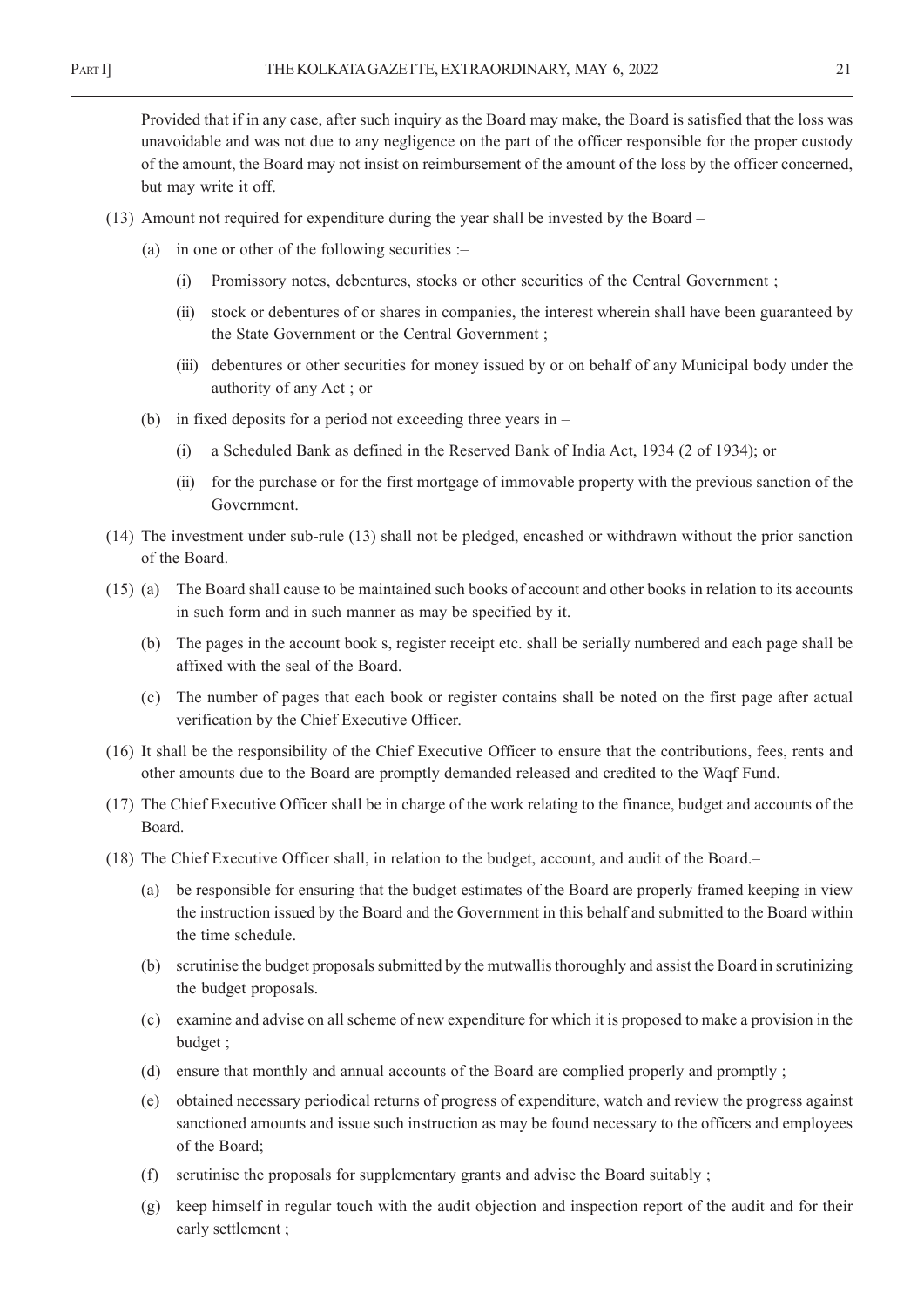Provided that if in any case, after such inquiry as the Board may make, the Board is satisfied that the loss was unavoidable and was not due to any negligence on the part of the officer responsible for the proper custody of the amount, the Board may not insist on reimbursement of the amount of the loss by the officer concerned, but may write it off.

(13) Amount not required for expenditure during the year shall be invested by the Board –

(a) in one or other of the following securities :–

(i) Promissory notes, debentures, stocks or other securities of the Central Government ;

(ii) stock or debentures of or shares in companies, the interest wherein shall have been guaranteed by the State Government or the Central Government ;

(iii) debentures or other securities for money issued by or on behalf of any Municipal body under the authority of any Act ; or

(b) in fixed deposits for a period not exceeding three years in –

(i) a Scheduled Bank as defined in the Reserved Bank of India Act, 1934 (2 of 1934); or

(ii) for the purchase or for the first mortgage of immovable property with the previous sanction of the Government.

(14) The investment under sub-rule (13) shall not be pledged, encashed or withdrawn without the prior sanction of the Board.

(15) (a) The Board shall cause to be maintained such books of account and other books in relation to its accounts in such form and in such manner as may be specified by it.

(b) The pages in the account book s, register receipt etc. shall be serially numbered and each page shall be affixed with the seal of the Board.

(c) The number of pages that each book or register contains shall be noted on the first page after actual verification by the Chief Executive Officer.

(16) It shall be the responsibility of the Chief Executive Officer to ensure that the contributions, fees, rents and other amounts due to the Board are promptly demanded released and credited to the Waqf Fund.

(17) The Chief Executive Officer shall be in charge of the work relating to the finance, budget and accounts of the Board.

(18) The Chief Executive Officer shall, in relation to the budget, account, and audit of the Board.–

(a) be responsible for ensuring that the budget estimates of the Board are properly framed keeping in view the instruction issued by the Board and the Government in this behalf and submitted to the Board within the time schedule.

(b) scrutinise the budget proposals submitted by the mutwallis thoroughly and assist the Board in scrutinizing the budget proposals.

(c) examine and advise on all scheme of new expenditure for which it is proposed to make a provision in the budget ;

(d) ensure that monthly and annual accounts of the Board are complied properly and promptly ;

(e) obtained necessary periodical returns of progress of expenditure, watch and review the progress against sanctioned amounts and issue such instruction as may be found necessary to the officers and employees of the Board;

(f) scrutinise the proposals for supplementary grants and advise the Board suitably ;

(g) keep himself in regular touch with the audit objection and inspection report of the audit and for their early settlement ;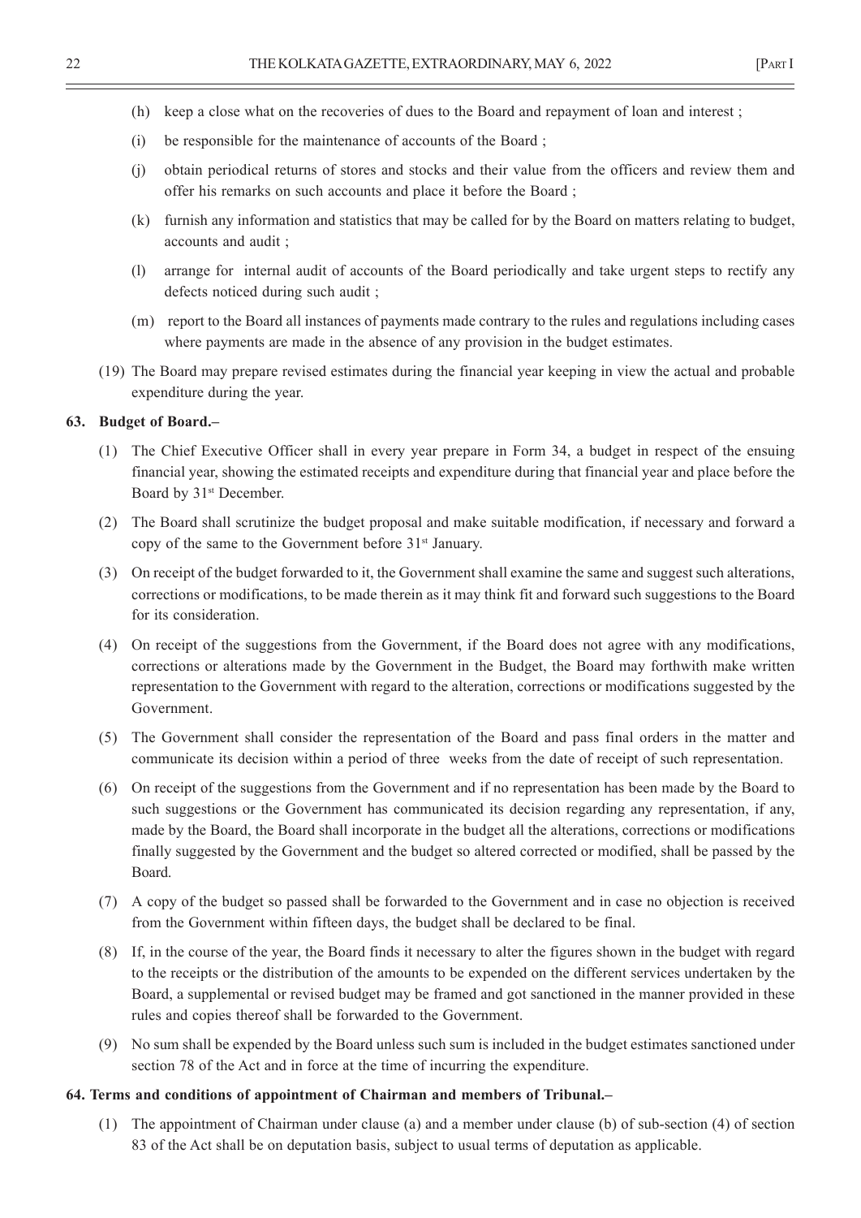(h) keep a close what on the recoveries of dues to the Board and repayment of loan and interest ;

(i) be responsible for the maintenance of accounts of the Board ;

(j) obtain periodical returns of stores and stocks and their value from the officers and review them and offer his remarks on such accounts and place it before the Board ;

(k) furnish any information and statistics that may be called for by the Board on matters relating to budget, accounts and audit ;

(l) arrange for internal audit of accounts of the Board periodically and take urgent steps to rectify any defects noticed during such audit ;

(m) report to the Board all instances of payments made contrary to the rules and regulations including cases where payments are made in the absence of any provision in the budget estimates.

(19) The Board may prepare revised estimates during the financial year keeping in view the actual and probable expenditure during the year.

**63. Budget of Board.–**

(1) The Chief Executive Officer shall in every year prepare in Form 34, a budget in respect of the ensuing financial year, showing the estimated receipts and expenditure during that financial year and place before the Board by 31st December.

(2) The Board shall scrutinize the budget proposal and make suitable modification, if necessary and forward a copy of the same to the Government before 31st January.

(3) On receipt of the budget forwarded to it, the Government shall examine the same and suggest such alterations, corrections or modifications, to be made therein as it may think fit and forward such suggestions to the Board for its consideration.

(4) On receipt of the suggestions from the Government, if the Board does not agree with any modifications, corrections or alterations made by the Government in the Budget, the Board may forthwith make written representation to the Government with regard to the alteration, corrections or modifications suggested by the Government.

(5) The Government shall consider the representation of the Board and pass final orders in the matter and communicate its decision within a period of three weeks from the date of receipt of such representation.

(6) On receipt of the suggestions from the Government and if no representation has been made by the Board to such suggestions or the Government has communicated its decision regarding any representation, if any, made by the Board, the Board shall incorporate in the budget all the alterations, corrections or modifications finally suggested by the Government and the budget so altered corrected or modified, shall be passed by the Board.

(7) A copy of the budget so passed shall be forwarded to the Government and in case no objection is received from the Government within fifteen days, the budget shall be declared to be final.

(8) If, in the course of the year, the Board finds it necessary to alter the figures shown in the budget with regard to the receipts or the distribution of the amounts to be expended on the different services undertaken by the Board, a supplemental or revised budget may be framed and got sanctioned in the manner provided in these rules and copies thereof shall be forwarded to the Government.

(9) No sum shall be expended by the Board unless such sum is included in the budget estimates sanctioned under section 78 of the Act and in force at the time of incurring the expenditure.

**64. Terms and conditions of appointment of Chairman and members of Tribunal.–**

(1) The appointment of Chairman under clause (a) and a member under clause (b) of sub-section (4) of section 83 of the Act shall be on deputation basis, subject to usual terms of deputation as applicable.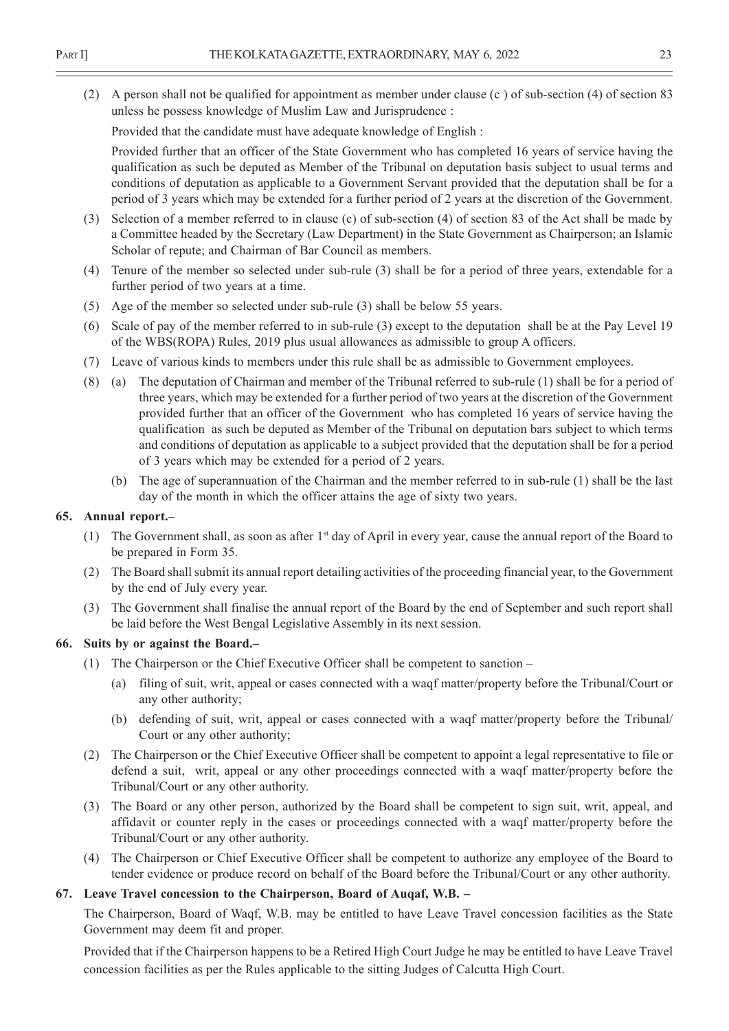(2) A person shall not be qualified for appointment as member under clause (c ) of sub-section (4) of section 83 unless he possess knowledge of Muslim Law and Jurisprudence :

Provided that the candidate must have adequate knowledge of English :

Provided further that an officer of the State Government who has completed 16 years of service having the qualification as such be deputed as Member of the Tribunal on deputation basis subject to usual terms and conditions of deputation as applicable to a Government Servant provided that the deputation shall be for a period of 3 years which may be extended for a further period of 2 years at the discretion of the Government.

(3) Selection of a member referred to in clause (c) of sub-section (4) of section 83 of the Act shall be made by a Committee headed by the Secretary (Law Department) in the State Government as Chairperson; an Islamic Scholar of repute; and Chairman of Bar Council as members.

(4) Tenure of the member so selected under sub-rule (3) shall be for a period of three years, extendable for a further period of two years at a time.

(5) Age of the member so selected under sub-rule (3) shall be below 55 years.

(6) Scale of pay of the member referred to in sub-rule (3) except to the deputation shall be at the Pay Level 19 of the WBS(ROPA) Rules, 2019 plus usual allowances as admissible to group A officers.

(7) Leave of various kinds to members under this rule shall be as admissible to Government employees.

(8) (a) The deputation of Chairman and member of the Tribunal referred to sub-rule (1) shall be for a period of three years, which may be extended for a further period of two years at the discretion of the Government provided further that an officer of the Government who has completed 16 years of service having the qualification as such be deputed as Member of the Tribunal on deputation bars subject to which terms and conditions of deputation as applicable to a subject provided that the deputation shall be for a period of 3 years which may be extended for a period of 2 years.

(b) The age of superannuation of the Chairman and the member referred to in sub-rule (1) shall be the last day of the month in which the officer attains the age of sixty two years.

**65. Annual report.–**

(1) The Government shall, as soon as after 1st day of April in every year, cause the annual report of the Board to be prepared in Form 35.

(2) The Board shall submit its annual report detailing activities of the proceeding financial year, to the Government by the end of July every year.

(3) The Government shall finalise the annual report of the Board by the end of September and such report shall be laid before the West Bengal Legislative Assembly in its next session.

**66. Suits by or against the Board.–**

(1) The Chairperson or the Chief Executive Officer shall be competent to sanction –

(a) filing of suit, writ, appeal or cases connected with a waqf matter/property before the Tribunal/Court or any other authority;

(b) defending of suit, writ, appeal or cases connected with a waqf matter/property before the Tribunal/ Court or any other authority;

(2) The Chairperson or the Chief Executive Officer shall be competent to appoint a legal representative to file or defend a suit, writ, appeal or any other proceedings connected with a waqf matter/property before the Tribunal/Court or any other authority.

(3) The Board or any other person, authorized by the Board shall be competent to sign suit, writ, appeal, and affidavit or counter reply in the cases or proceedings connected with a waqf matter/property before the Tribunal/Court or any other authority.

(4) The Chairperson or Chief Executive Officer shall be competent to authorize any employee of the Board to tender evidence or produce record on behalf of the Board before the Tribunal/Court or any other authority.

**67. Leave Travel concession to the Chairperson, Board of Auqaf, W.B. –**

The Chairperson, Board of Waqf, W.B. may be entitled to have Leave Travel concession facilities as the State Government may deem fit and proper.

Provided that if the Chairperson happens to be a Retired High Court Judge he may be entitled to have Leave Travel concession facilities as per the Rules applicable to the sitting Judges of Calcutta High Court.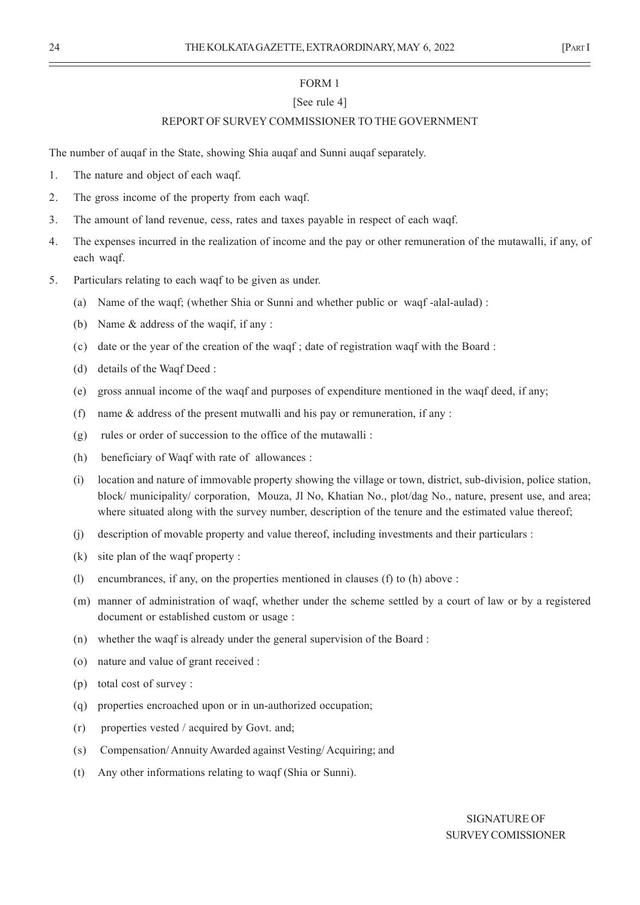# FORM 1

[See rule 4]

## REPORT OF SURVEY COMMISSIONER TO THE GOVERNMENT

The number of auqaf in the State, showing Shia auqaf and Sunni auqaf separately.

1. The nature and object of each waqf.
2. The gross income of the property from each waqf.
3. The amount of land revenue, cess, rates and taxes payable in respect of each waqf.
4. The expenses incurred in the realization of income and the pay or other remuneration of the mutawalli, if any, of each waqf.
5. Particulars relating to each waqf to be given as under.
   - (a) Name of the waqf; (whether Shia or Sunni and whether public or waqf -alal-aulad) :
   - (b) Name & address of the waqif, if any :
   - (c) date or the year of the creation of the waqf ; date of registration waqf with the Board :
   - (d) details of the Waqf Deed :
   - (e) gross annual income of the waqf and purposes of expenditure mentioned in the waqf deed, if any;
   - (f) name & address of the present mutwalli and his pay or remuneration, if any :
   - (g) rules or order of succession to the office of the mutawalli :
   - (h) beneficiary of Waqf with rate of allowances :
   - (i) location and nature of immovable property showing the village or town, district, sub-division, police station, block/ municipality/ corporation, Mouza, Jl No, Khatian No., plot/dag No., nature, present use, and area; where situated along with the survey number, description of the tenure and the estimated value thereof;
   - (j) description of movable property and value thereof, including investments and their particulars :
   - (k) site plan of the waqf property :
   - (l) encumbrances, if any, on the properties mentioned in clauses (f) to (h) above :
   - (m) manner of administration of waqf, whether under the scheme settled by a court of law or by a registered document or established custom or usage :
   - (n) whether the waqf is already under the general supervision of the Board :
   - (o) nature and value of grant received :
   - (p) total cost of survey :
   - (q) properties encroached upon or in un-authorized occupation;
   - (r) properties vested / acquired by Govt. and;
   - (s) Compensation/ Annuity Awarded against Vesting/ Acquiring; and
   - (t) Any other informations relating to waqf (Shia or Sunni).

SIGNATURE OF
SURVEY COMISSIONER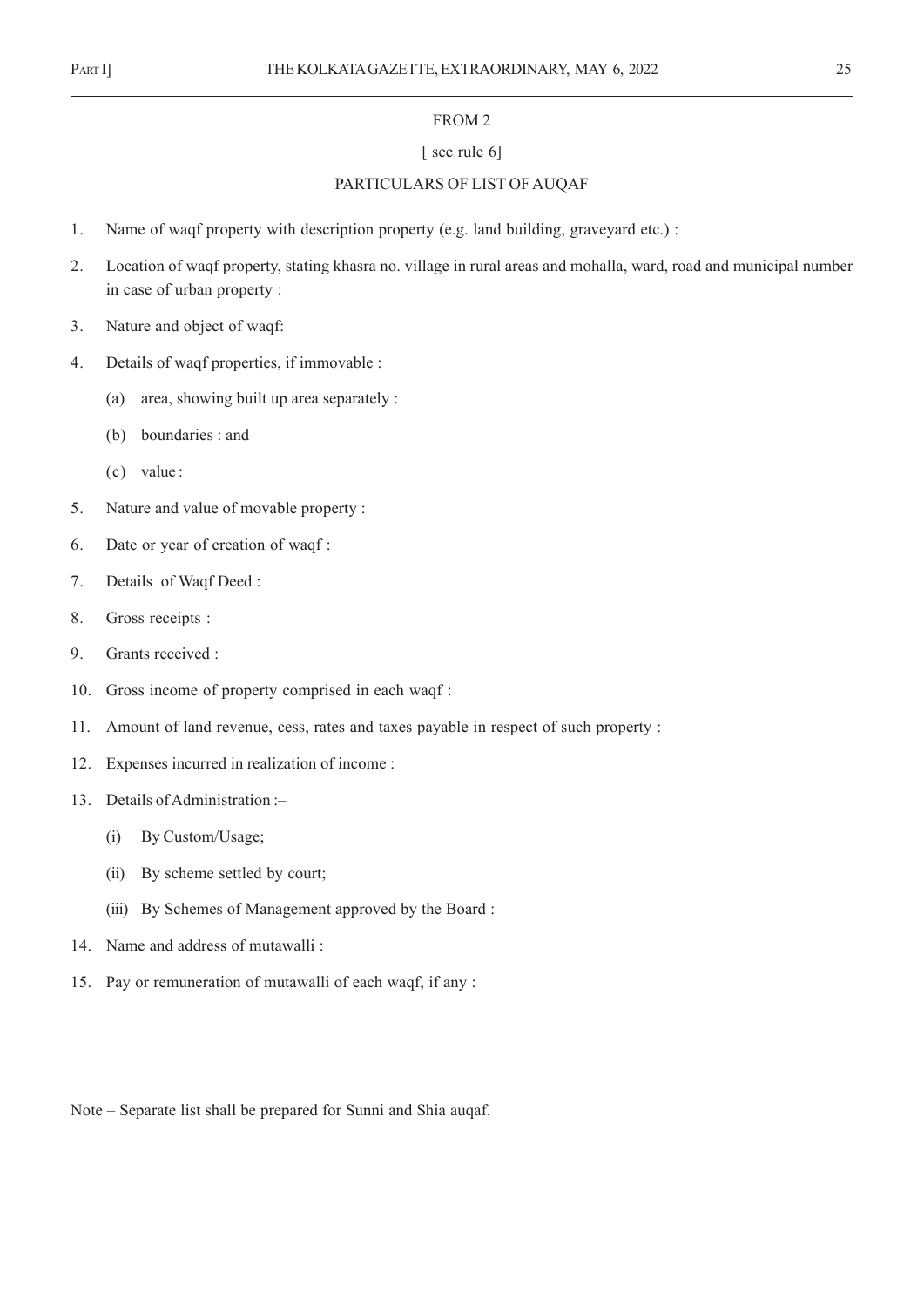FROM 2

[ see rule 6]

PARTICULARS OF LIST OF AUQAF

1. Name of waqf property with description property (e.g. land building, graveyard etc.) :

2. Location of waqf property, stating khasra no. village in rural areas and mohalla, ward, road and municipal number in case of urban property :

3. Nature and object of waqf:

4. Details of waqf properties, if immovable :

   (a) area, showing built up area separately :

   (b) boundaries : and

   (c) value :

5. Nature and value of movable property :

6. Date or year of creation of waqf :

7. Details of Waqf Deed :

8. Gross receipts :

9. Grants received :

10. Gross income of property comprised in each waqf :

11. Amount of land revenue, cess, rates and taxes payable in respect of such property :

12. Expenses incurred in realization of income :

13. Details of Administration :–

    (i) By Custom/Usage;

    (ii) By scheme settled by court;

    (iii) By Schemes of Management approved by the Board :

14. Name and address of mutawalli :

15. Pay or remuneration of mutawalli of each waqf, if any :

Note – Separate list shall be prepared for Sunni and Shia auqaf.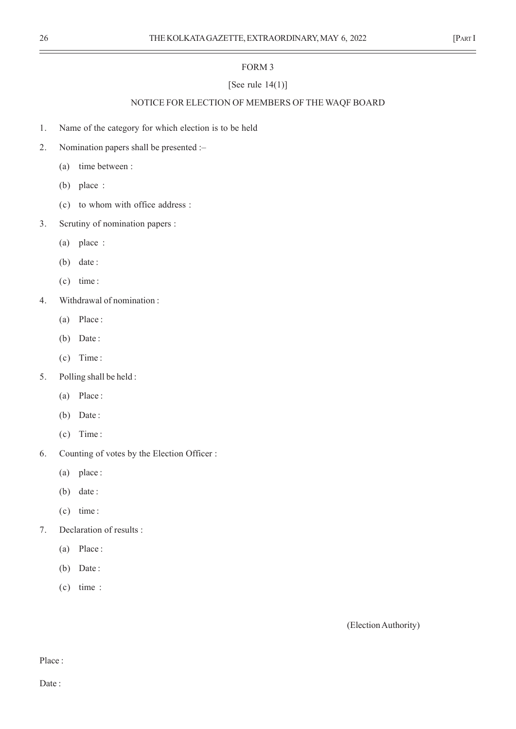## FORM 3

[See rule 14(1)]

### NOTICE FOR ELECTION OF MEMBERS OF THE WAQF BOARD

1. Name of the category for which election is to be held
2. Nomination papers shall be presented :–
   - (a) time between :
   - (b) place :
   - (c) to whom with office address :
3. Scrutiny of nomination papers :
   - (a) place :
   - (b) date :
   - (c) time :
4. Withdrawal of nomination :
   - (a) Place :
   - (b) Date :
   - (c) Time :
5. Polling shall be held :
   - (a) Place :
   - (b) Date :
   - (c) Time :
6. Counting of votes by the Election Officer :
   - (a) place :
   - (b) date :
   - (c) time :
7. Declaration of results :
   - (a) Place :
   - (b) Date :
   - (c) time :

(Election Authority)

Place :

Date :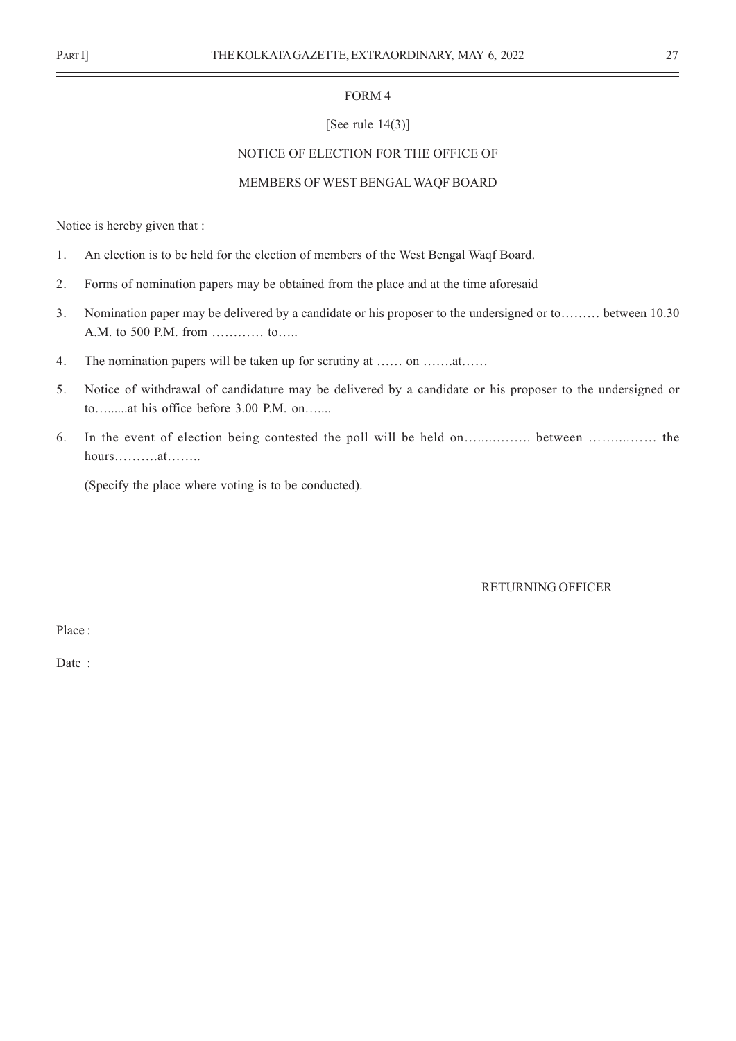FORM 4

[See rule 14(3)]

NOTICE OF ELECTION FOR THE OFFICE OF

MEMBERS OF WEST BENGAL WAQF BOARD

Notice is hereby given that :

1. An election is to be held for the election of members of the West Bengal Waqf Board.
2. Forms of nomination papers may be obtained from the place and at the time aforesaid
3. Nomination paper may be delivered by a candidate or his proposer to the undersigned or to……… between 10.30 A.M. to 500 P.M. from ………… to…..
4. The nomination papers will be taken up for scrutiny at …… on …….at……
5. Notice of withdrawal of candidature may be delivered by a candidate or his proposer to the undersigned or to….......at his office before 3.00 P.M. on…....
6. In the event of election being contested the poll will be held on…...………. between …….…… the hours……….at……..

   (Specify the place where voting is to be conducted).

RETURNING OFFICER

Place :

Date :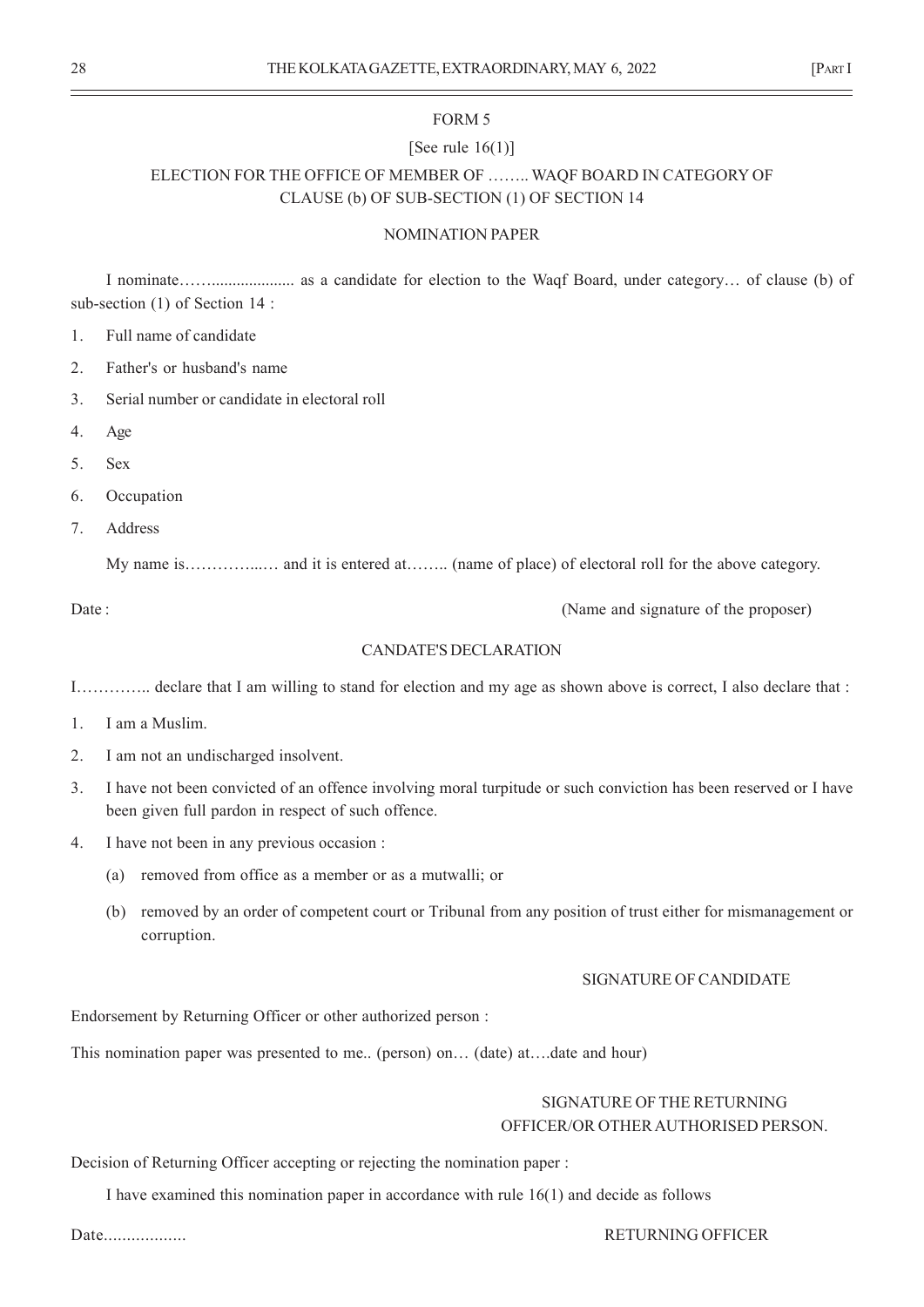FORM 5

[See rule 16(1)]

ELECTION FOR THE OFFICE OF MEMBER OF …….. WAQF BOARD IN CATEGORY OF CLAUSE (b) OF SUB-SECTION (1) OF SECTION 14

NOMINATION PAPER

I nominate……................... as a candidate for election to the Waqf Board, under category… of clause (b) of sub-section (1) of Section 14 :

1. Full name of candidate
2. Father's or husband's name
3. Serial number or candidate in electoral roll
4. Age
5. Sex
6. Occupation
7. Address

My name is…………...… and it is entered at…….. (name of place) of electoral roll for the above category.

Date : (Name and signature of the proposer)

CANDATE'S DECLARATION

I………….. declare that I am willing to stand for election and my age as shown above is correct, I also declare that :

1. I am a Muslim.
2. I am not an undischarged insolvent.
3. I have not been convicted of an offence involving moral turpitude or such conviction has been reserved or I have been given full pardon in respect of such offence.
4. I have not been in any previous occasion :
   (a) removed from office as a member or as a mutwalli; or
   (b) removed by an order of competent court or Tribunal from any position of trust either for mismanagement or corruption.

SIGNATURE OF CANDIDATE

Endorsement by Returning Officer or other authorized person :

This nomination paper was presented to me.. (person) on… (date) at….date and hour)

SIGNATURE OF THE RETURNING OFFICER/OR OTHER AUTHORISED PERSON.

Decision of Returning Officer accepting or rejecting the nomination paper :

I have examined this nomination paper in accordance with rule 16(1) and decide as follows

Date.................. RETURNING OFFICER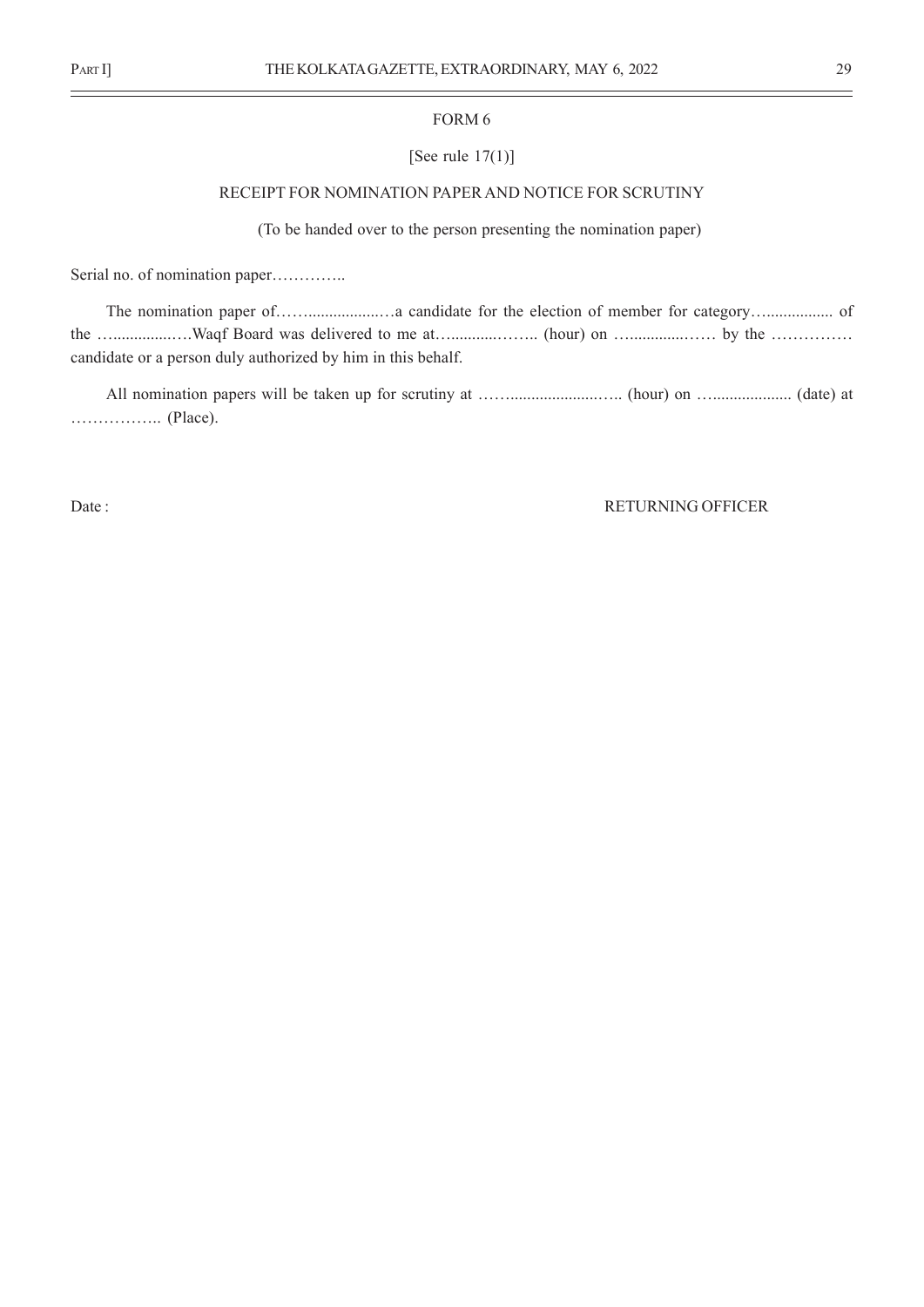FORM 6

[See rule 17(1)]

RECEIPT FOR NOMINATION PAPER AND NOTICE FOR SCRUTINY

(To be handed over to the person presenting the nomination paper)

Serial no. of nomination paper…………..

The nomination paper of……....................…a candidate for the election of member for category…................ of the …...............….Waqf Board was delivered to me at…...........…….. (hour) on …...............…… by the …………… candidate or a person duly authorized by him in this behalf.

All nomination papers will be taken up for scrutiny at ……........................….. (hour) on …................... (date) at …………….. (Place).

Date : RETURNING OFFICER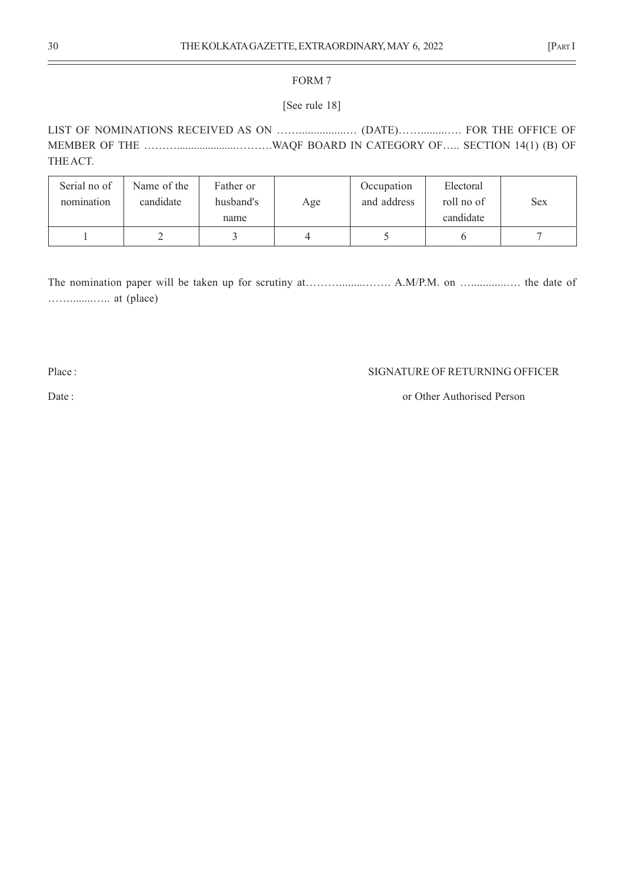FORM 7

[See rule 18]

LIST OF NOMINATIONS RECEIVED AS ON ……..................… (DATE)……........…. FOR THE OFFICE OF MEMBER OF THE ………......................………WAQF BOARD IN CATEGORY OF….. SECTION 14(1) (B) OF THE ACT.

| Serial no of nomination | Name of the candidate | Father or husband's name | Age | Occupation and address | Electoral roll no of candidate | Sex |
|---|---|---|---|---|---|---|
| 1 | 2 | 3 | 4 | 5 | 6 | 7 |

The nomination paper will be taken up for scrutiny at……….........……. A.M/P.M. on …..............…. the date of ……........….. at (place)

Place :

Date :

SIGNATURE OF RETURNING OFFICER

or Other Authorised Person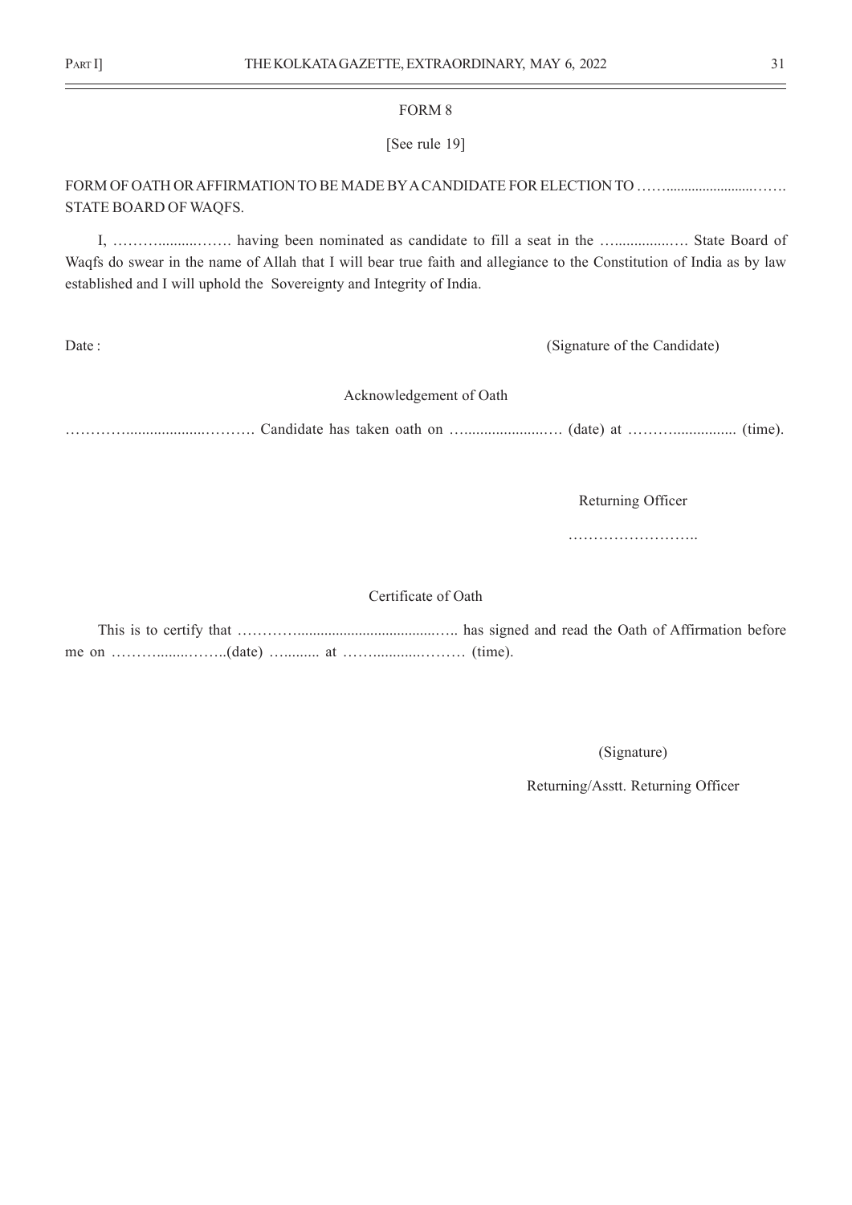FORM 8

[See rule 19]

FORM OF OATH OR AFFIRMATION TO BE MADE BY A CANDIDATE FOR ELECTION TO ……........................……. STATE BOARD OF WAQFS.

I, ……….........……. having been nominated as candidate to fill a seat in the ….................… State Board of Waqfs do swear in the name of Allah that I will bear true faith and allegiance to the Constitution of India as by law established and I will uphold the Sovereignty and Integrity of India.

Date : (Signature of the Candidate)

Acknowledgement of Oath

…………..................………. Candidate has taken oath on …......................… (date) at ……….................. (time).

Returning Officer

……………………..

Certificate of Oath

This is to certify that …………........................................….. has signed and read the Oath of Affirmation before me on ………........……..(date) …......... at ……............……… (time).

(Signature)

Returning/Asstt. Returning Officer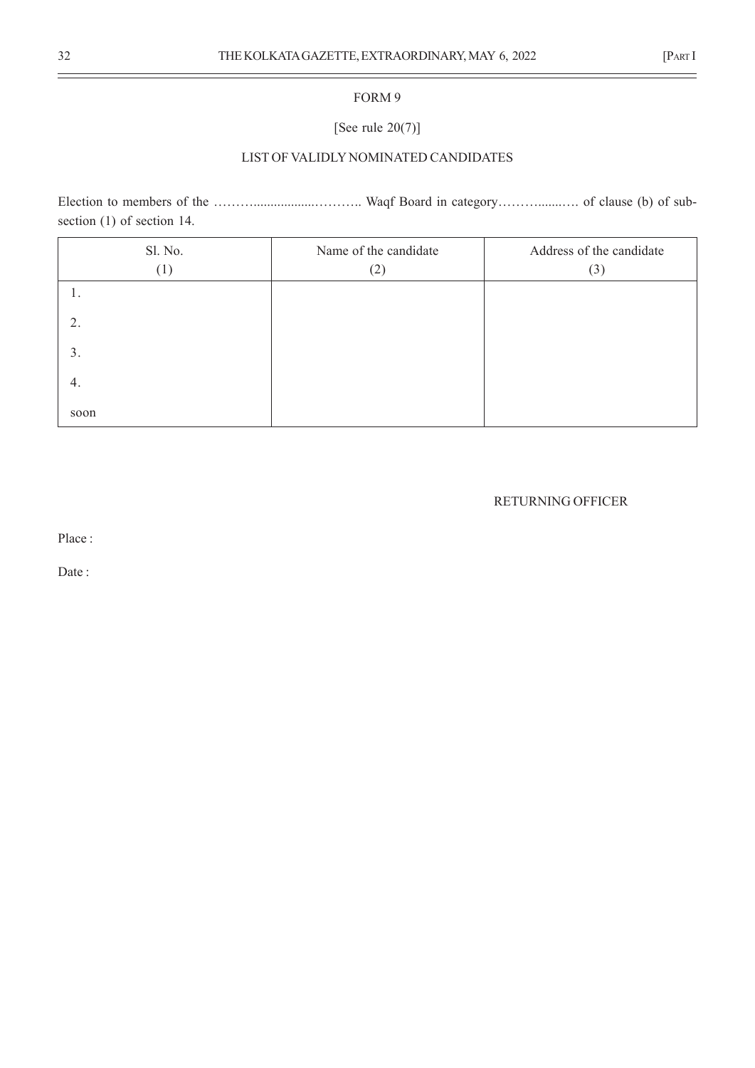FORM 9

[See rule 20(7)]

LIST OF VALIDLY NOMINATED CANDIDATES

Election to members of the ……….................……….. Waqf Board in category………........…. of clause (b) of sub-section (1) of section 14.

| Sl. No. (1) | Name of the candidate (2) | Address of the candidate (3) |
|---|---|---|
| 1. | | |
| 2. | | |
| 3. | | |
| 4. | | |
| soon | | |

RETURNING OFFICER

Place :

Date :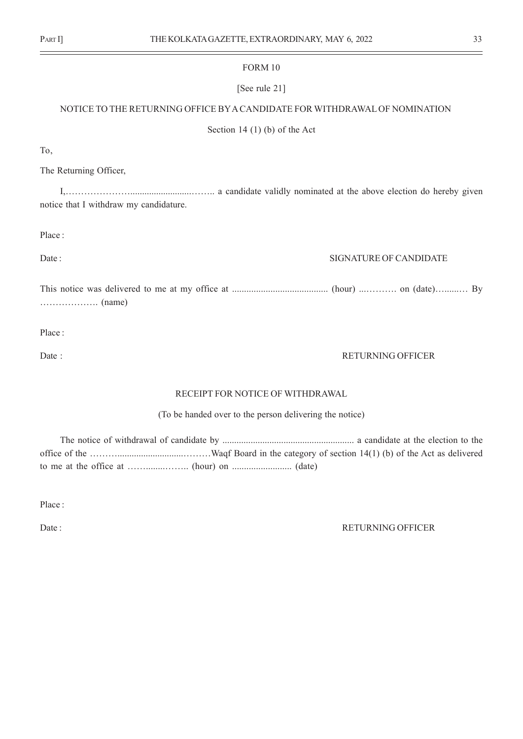# FORM 10

[See rule 21]

## NOTICE TO THE RETURNING OFFICE BY A CANDIDATE FOR WITHDRAWAL OF NOMINATION

Section 14 (1) (b) of the Act

To,

The Returning Officer,

I,……………………...........................…….. a candidate validly nominated at the above election do hereby given notice that I withdraw my candidature.

Place :

Date : SIGNATURE OF CANDIDATE

This notice was delivered to me at my office at ........................................ (hour) ...………. on (date)…......… By ………………. (name)

Place :

Date : RETURNING OFFICER

## RECEIPT FOR NOTICE OF WITHDRAWAL

(To be handed over to the person delivering the notice)

The notice of withdrawal of candidate by ........................................................ a candidate at the election to the office of the ……….............................………Waqf Board in the category of section 14(1) (b) of the Act as delivered to me at the office at ……......…….. (hour) on ......................... (date)

Place :

Date : RETURNING OFFICER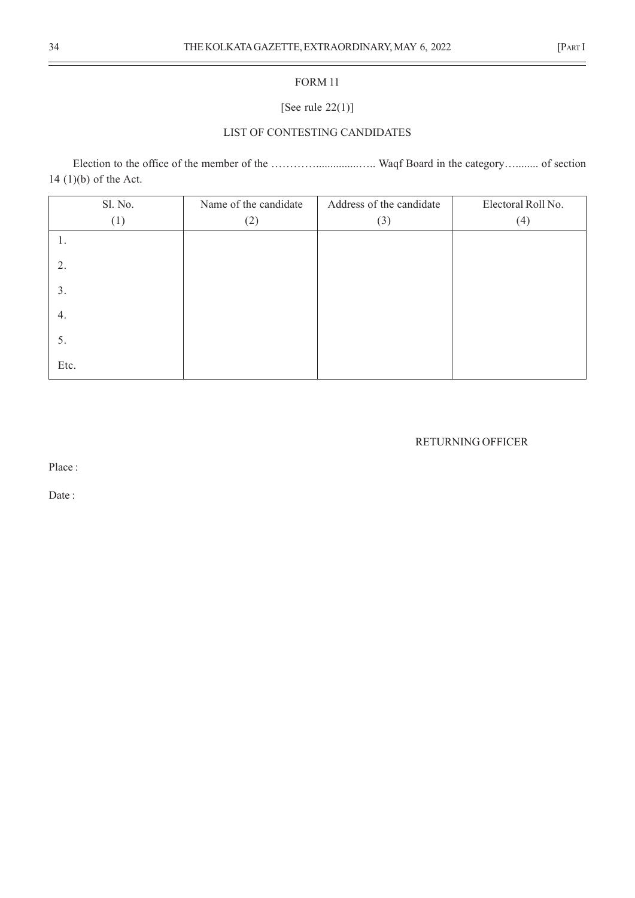## FORM 11

[See rule 22(1)]

### LIST OF CONTESTING CANDIDATES

Election to the office of the member of the …………................….. Waqf Board in the category…......... of section 14 (1)(b) of the Act.

| Sl. No. (1) | Name of the candidate (2) | Address of the candidate (3) | Electoral Roll No. (4) |
|---|---|---|---|
| 1. | | | |
| 2. | | | |
| 3. | | | |
| 4. | | | |
| 5. | | | |
| Etc. | | | |

RETURNING OFFICER

Place :

Date :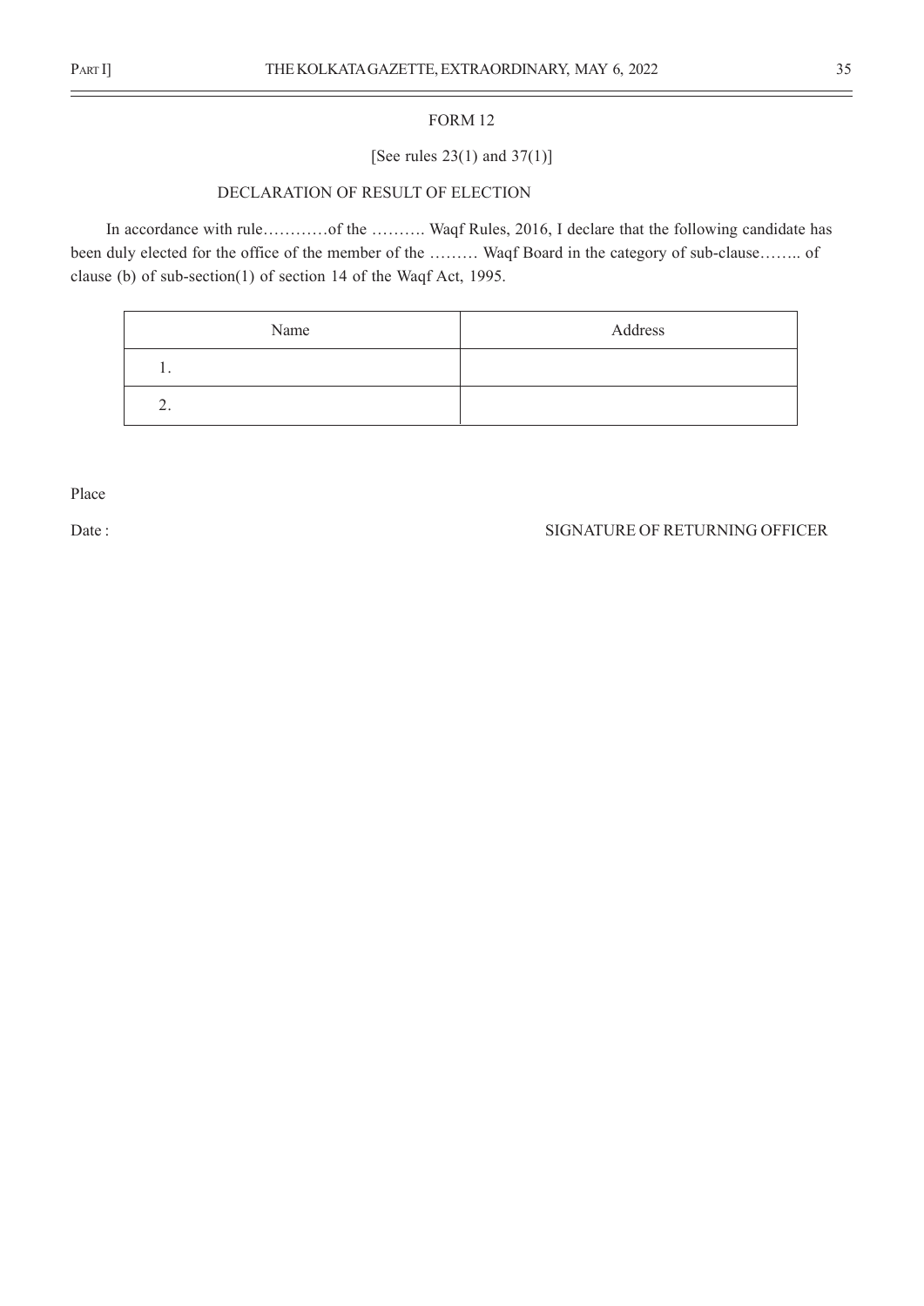FORM 12

[See rules 23(1) and 37(1)]

DECLARATION OF RESULT OF ELECTION

In accordance with rule…………of the ………. Waqf Rules, 2016, I declare that the following candidate has been duly elected for the office of the member of the ……… Waqf Board in the category of sub-clause…….. of clause (b) of sub-section(1) of section 14 of the Waqf Act, 1995.

| Name | Address |
|---|---|
| 1. | |
| 2. | |

Place

Date : SIGNATURE OF RETURNING OFFICER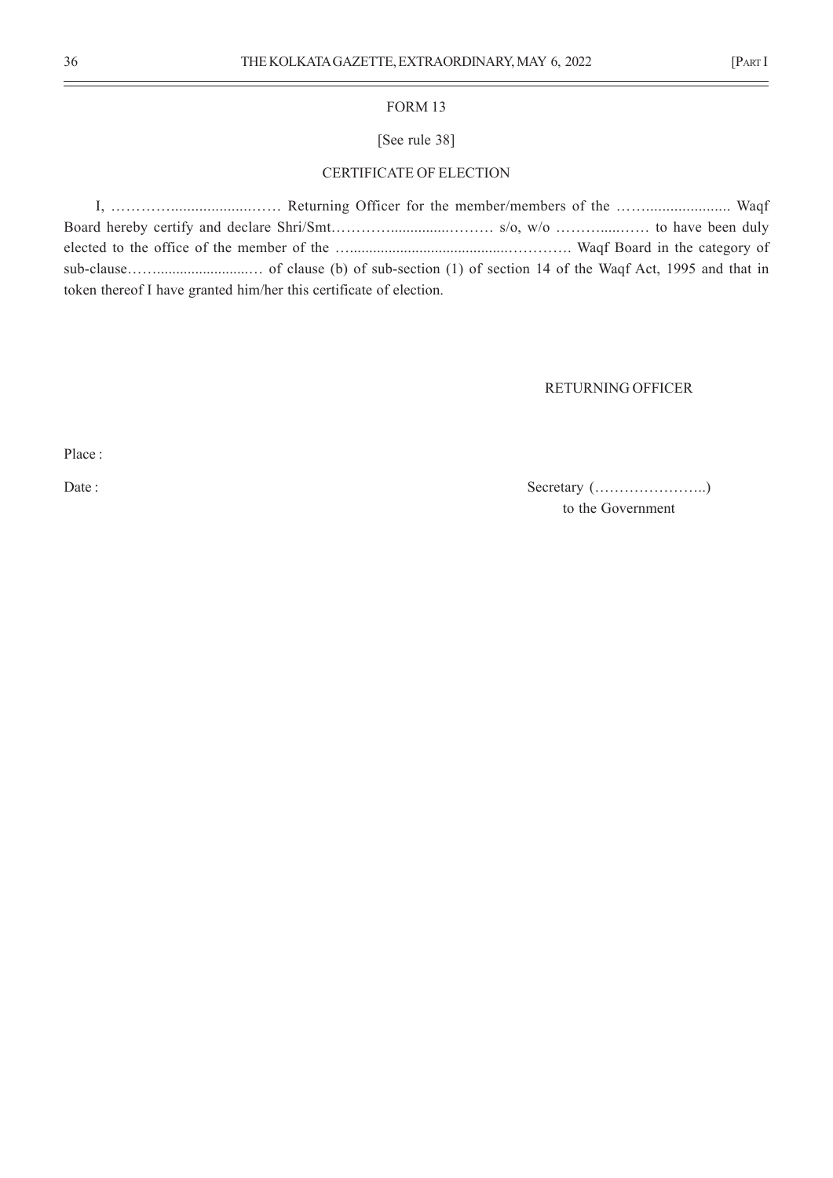FORM 13

[See rule 38]

CERTIFICATE OF ELECTION

I, …………......................…… Returning Officer for the member/members of the ……..................... Waqf Board hereby certify and declare Shri/Smt…………..............……… s/o, w/o ……….....…… to have been duly elected to the office of the member of the …......................................………… Waqf Board in the category of sub-clause……..........................… of clause (b) of sub-section (1) of section 14 of the Waqf Act, 1995 and that in token thereof I have granted him/her this certificate of election.

RETURNING OFFICER

Place :

Date :

Secretary (…………………..)
to the Government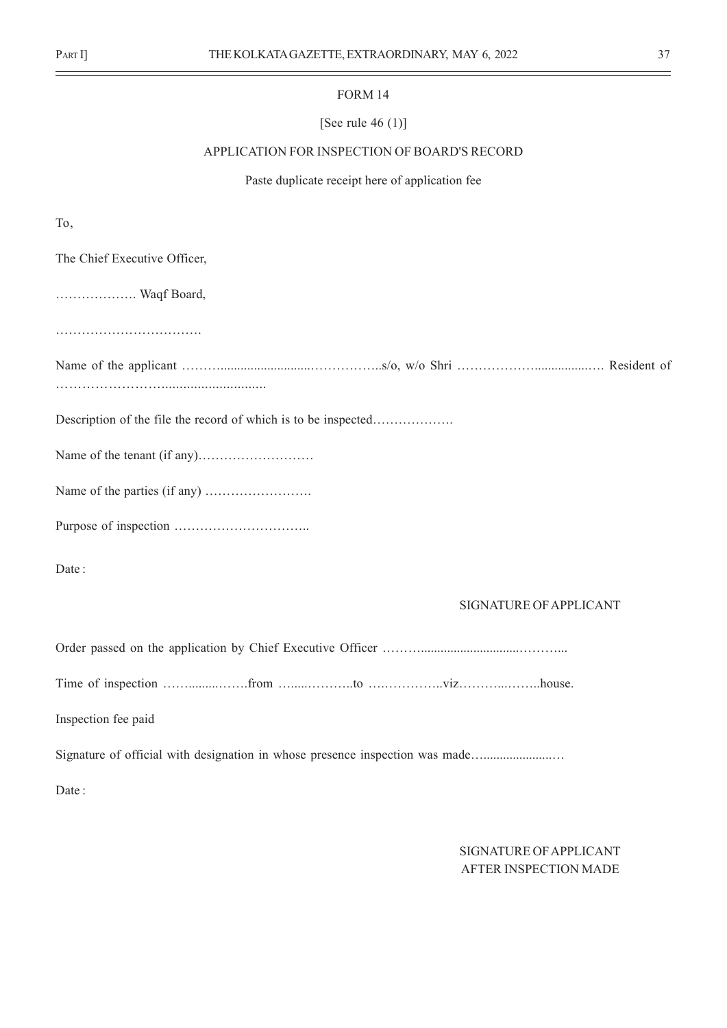FORM 14

[See rule 46 (1)]

APPLICATION FOR INSPECTION OF BOARD'S RECORD

Paste duplicate receipt here of application fee

To,

The Chief Executive Officer,

………………. Waqf Board,

…………………………….

Name of the applicant ………...........................……………..s/o, w/o Shri ……………….................…. Resident of ……………………............................

Description of the file the record of which is to be inspected……………….

Name of the tenant (if any)………………………

Name of the parties (if any) …………………….

Purpose of inspection …………………………..

Date :

SIGNATURE OF APPLICANT

Order passed on the application by Chief Executive Officer ……….............................………...

Time of inspection ……..........…….from …......………..to ….……………..viz………...……..house.

Inspection fee paid

Signature of official with designation in whose presence inspection was made…......................…

Date :

SIGNATURE OF APPLICANT
AFTER INSPECTION MADE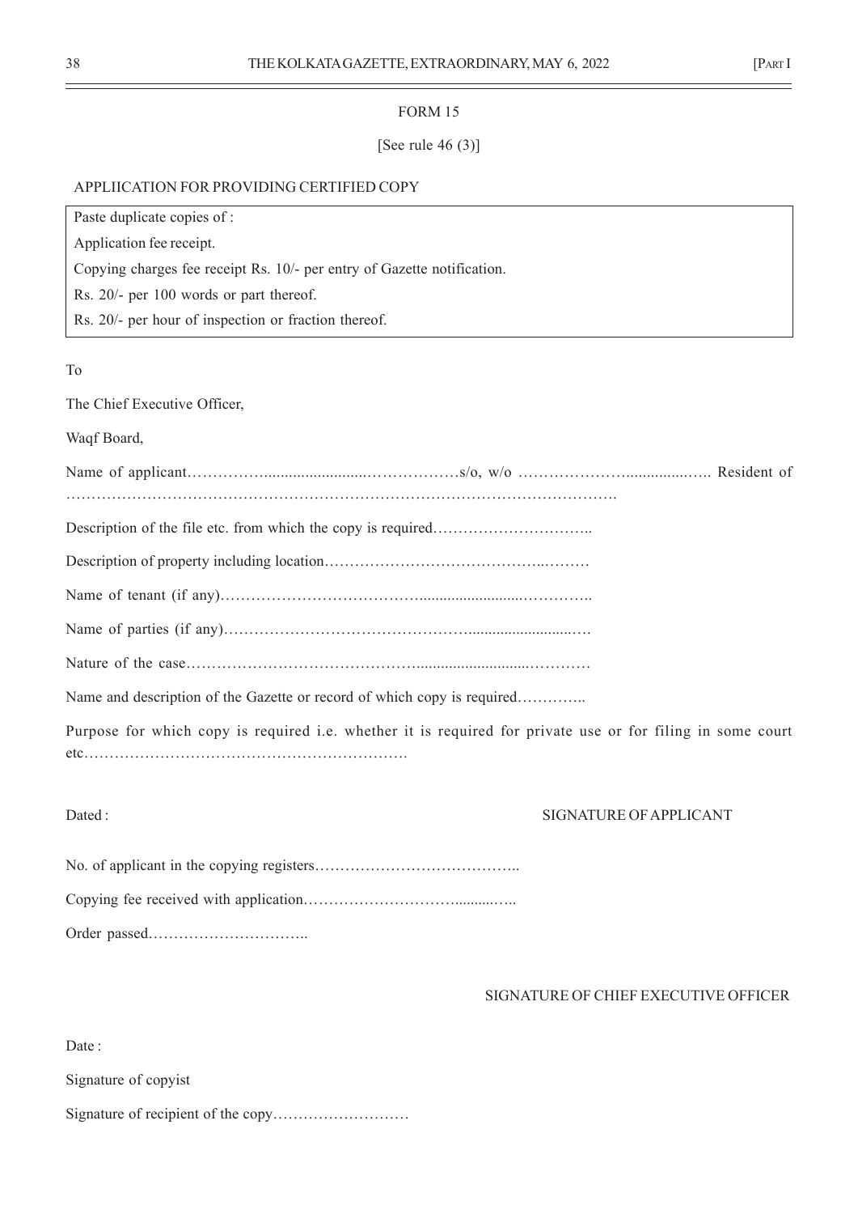FORM 15

[See rule 46 (3)]

APPLIICATION FOR PROVIDING CERTIFIED COPY

| Paste duplicate copies of : |
|---|
| Application fee receipt. |
| Copying charges fee receipt Rs. 10/- per entry of Gazette notification. |
| Rs. 20/- per 100 words or part thereof. |
| Rs. 20/- per hour of inspection or fraction thereof. |

To

The Chief Executive Officer,

Waqf Board,

Name of applicant……………........................………………s/o, w/o …………………...............….. Resident of ……………………………………………………………………………………………….

Description of the file etc. from which the copy is required…………………………..

Description of property including location……………………………………..………

Name of tenant (if any)…………………………………........................…………..

Name of parties (if any)…………………………………………..........................….

Nature of the case………………………………………..........................…………

Name and description of the Gazette or record of which copy is required…………..

Purpose for which copy is required i.e. whether it is required for private use or for filing in some court etc……………………………………………………….

Dated : SIGNATURE OF APPLICANT

No. of applicant in the copying registers…………………………………..

Copying fee received with application………………………..........…..

Order passed…………………………..

SIGNATURE OF CHIEF EXECUTIVE OFFICER

Date :

Signature of copyist

Signature of recipient of the copy………………………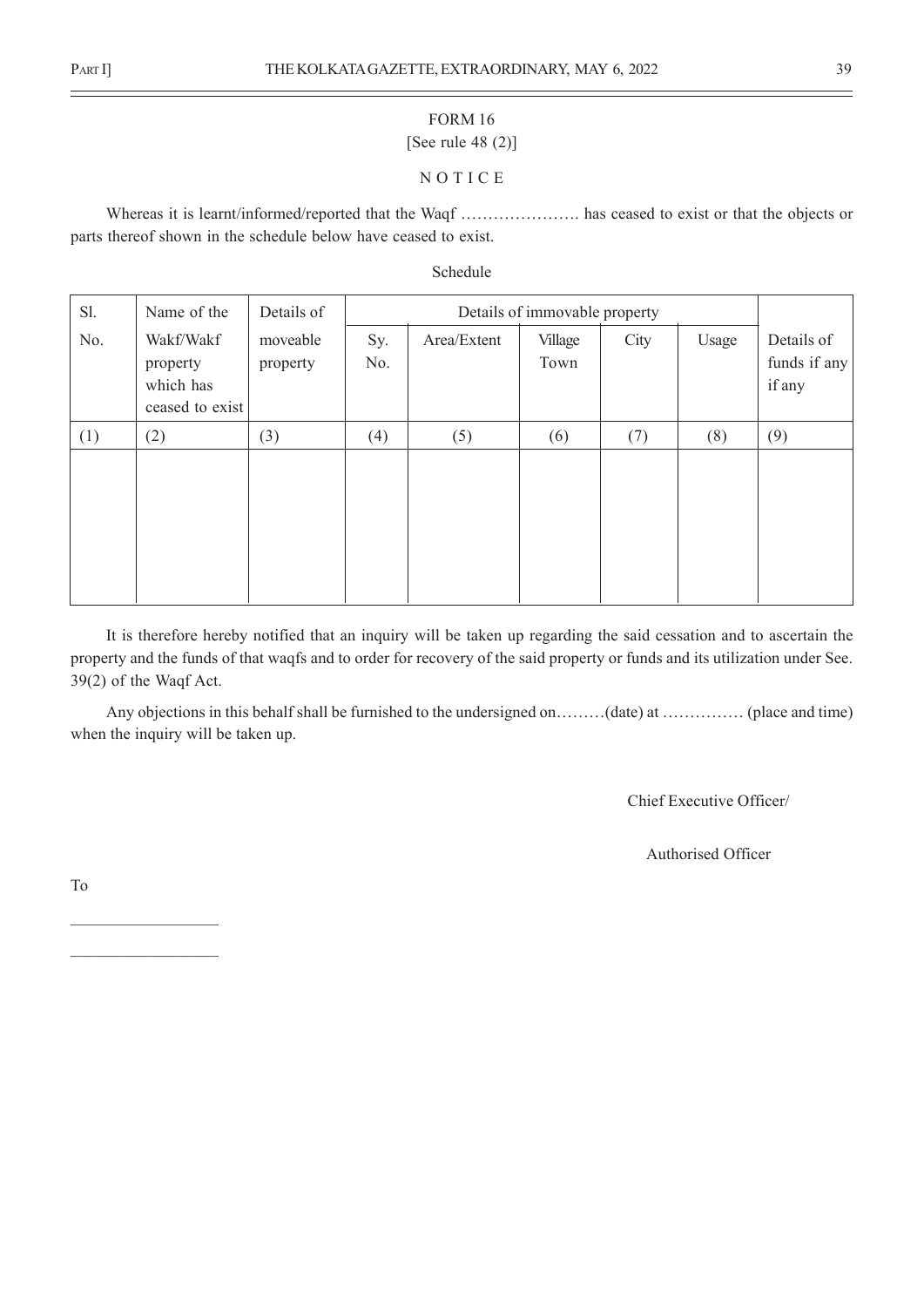FORM 16

[See rule 48 (2)]

N O T I C E

Whereas it is learnt/informed/reported that the Waqf …………………. has ceased to exist or that the objects or parts thereof shown in the schedule below have ceased to exist.

Schedule

| Sl. No. | Name of the Wakf/Wakf property which has ceased to exist | Details of moveable property | Details of immovable property | | | | | Details of funds if any if any |
|---|---|---|---|---|---|---|---|---|
| | | | Sy. No. | Area/Extent | Village Town | City | Usage | |
| (1) | (2) | (3) | (4) | (5) | (6) | (7) | (8) | (9) |
| | | | | | | | | |

It is therefore hereby notified that an inquiry will be taken up regarding the said cessation and to ascertain the property and the funds of that waqfs and to order for recovery of the said property or funds and its utilization under See. 39(2) of the Waqf Act.

Any objections in this behalf shall be furnished to the undersigned on………(date) at …………… (place and time) when the inquiry will be taken up.

Chief Executive Officer/

Authorised Officer

To

\_\_\_\_\_\_\_\_\_\_\_\_\_\_\_\_\_\_

\_\_\_\_\_\_\_\_\_\_\_\_\_\_\_\_\_\_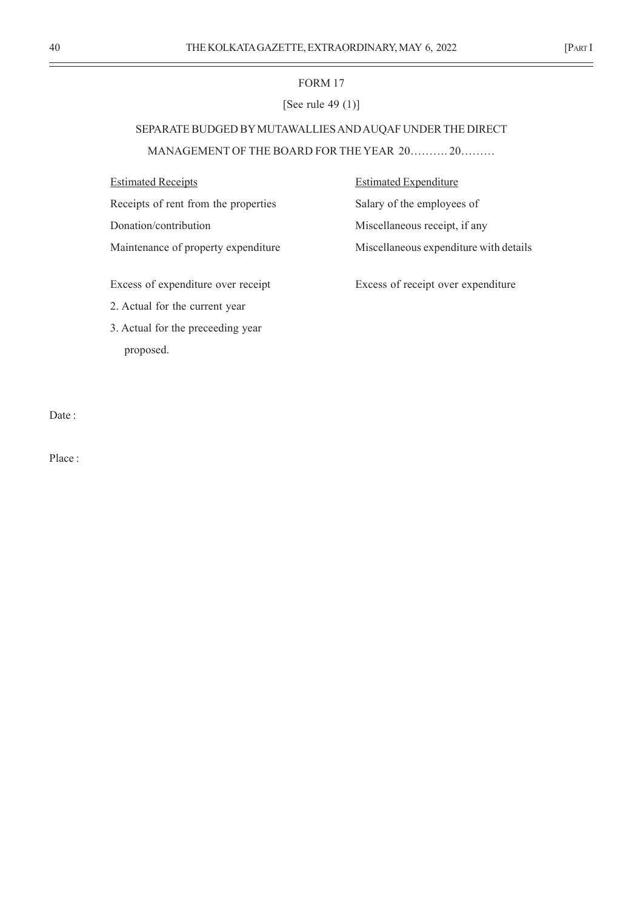FORM 17

[See rule 49 (1)]

SEPARATE BUDGED BY MUTAWALLIES AND AUQAF UNDER THE DIRECT MANAGEMENT OF THE BOARD FOR THE YEAR 20………. 20………

| Estimated Receipts | Estimated Expenditure |
|---|---|
| Receipts of rent from the properties | Salary of the employees of |
| Donation/contribution | Miscellaneous receipt, if any |
| Maintenance of property expenditure | Miscellaneous expenditure with details |
| Excess of expenditure over receipt | Excess of receipt over expenditure |
| 2. Actual for the current year | |
| 3. Actual for the preceeding year proposed. | |

Date :

Place :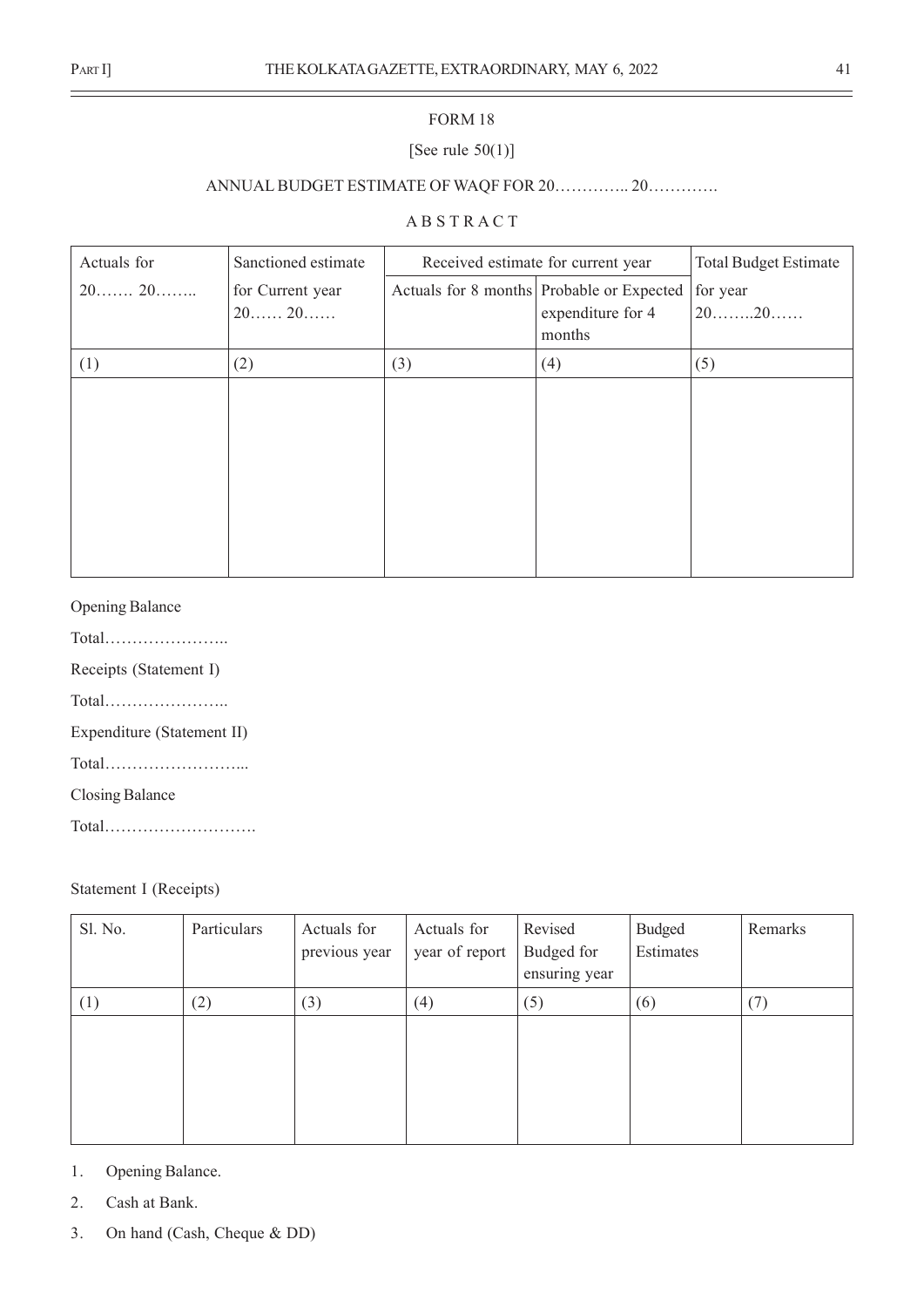FORM 18

[See rule 50(1)]

ANNUAL BUDGET ESTIMATE OF WAQF FOR 20………….. 20………….

A B S T R A C T

| Actuals for 20……. 20…….. | Sanctioned estimate for Current year 20…… 20…… | Received estimate for current year | | Total Budget Estimate for year 20……..20…… |
|---|---|---|---|---|
| | | Actuals for 8 months | Probable or Expected expenditure for 4 months | |
| (1) | (2) | (3) | (4) | (5) |
| | | | | |

Opening Balance

Total…………………..

Receipts (Statement I)

Total…………………..

Expenditure (Statement II)

Total……………………...

Closing Balance

Total……………………….

Statement I (Receipts)

| Sl. No. | Particulars | Actuals for previous year | Actuals for year of report | Revised Budged for ensuring year | Budged Estimates | Remarks |
|---|---|---|---|---|---|---|
| (1) | (2) | (3) | (4) | (5) | (6) | (7) |
| | | | | | | |

1. Opening Balance.
2. Cash at Bank.
3. On hand (Cash, Cheque & DD)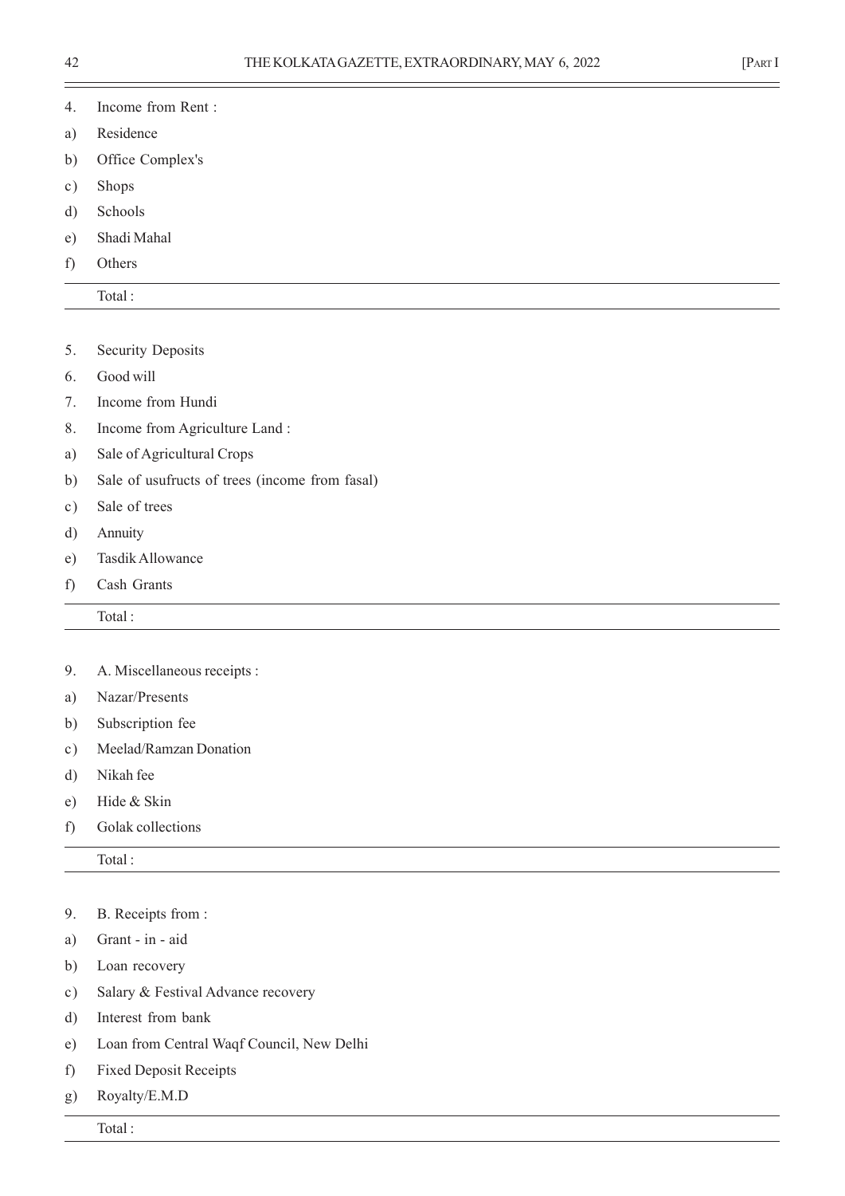4. Income from Rent :

a) Residence

b) Office Complex's

c) Shops

d) Schools

e) Shadi Mahal

f) Others

Total :

---

5. Security Deposits

6. Good will

7. Income from Hundi

8. Income from Agriculture Land :

a) Sale of Agricultural Crops

b) Sale of usufructs of trees (income from fasal)

c) Sale of trees

d) Annuity

e) Tasdik Allowance

f) Cash Grants

Total :

---

9. A. Miscellaneous receipts :

a) Nazar/Presents

b) Subscription fee

c) Meelad/Ramzan Donation

d) Nikah fee

e) Hide & Skin

f) Golak collections

Total :

---

9. B. Receipts from :

a) Grant - in - aid

b) Loan recovery

c) Salary & Festival Advance recovery

d) Interest from bank

e) Loan from Central Waqf Council, New Delhi

f) Fixed Deposit Receipts

g) Royalty/E.M.D

Total :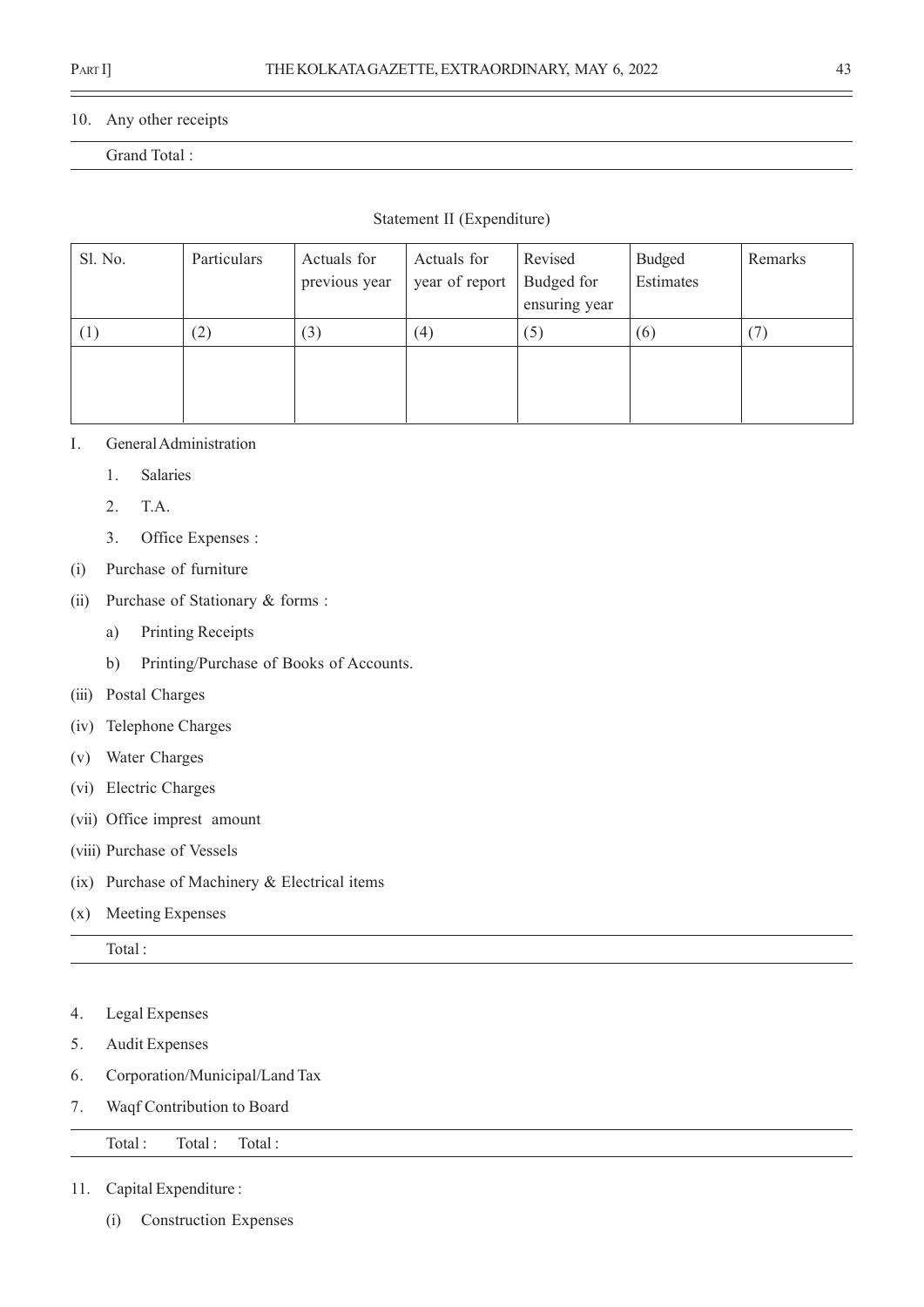10. Any other receipts

Grand Total :

Statement II (Expenditure)

| Sl. No. | Particulars | Actuals for previous year | Actuals for year of report | Revised Budged for ensuring year | Budged Estimates | Remarks |
|---|---|---|---|---|---|---|
| (1) | (2) | (3) | (4) | (5) | (6) | (7) |
| | | | | | | |

I. General Administration

1. Salaries
2. T.A.
3. Office Expenses :

(i) Purchase of furniture

(ii) Purchase of Stationary & forms :

a) Printing Receipts

b) Printing/Purchase of Books of Accounts.

(iii) Postal Charges

(iv) Telephone Charges

(v) Water Charges

(vi) Electric Charges

(vii) Office imprest amount

(viii) Purchase of Vessels

(ix) Purchase of Machinery & Electrical items

(x) Meeting Expenses

Total :

4. Legal Expenses
5. Audit Expenses
6. Corporation/Municipal/Land Tax
7. Waqf Contribution to Board

Total : Total : Total :

11. Capital Expenditure :

(i) Construction Expenses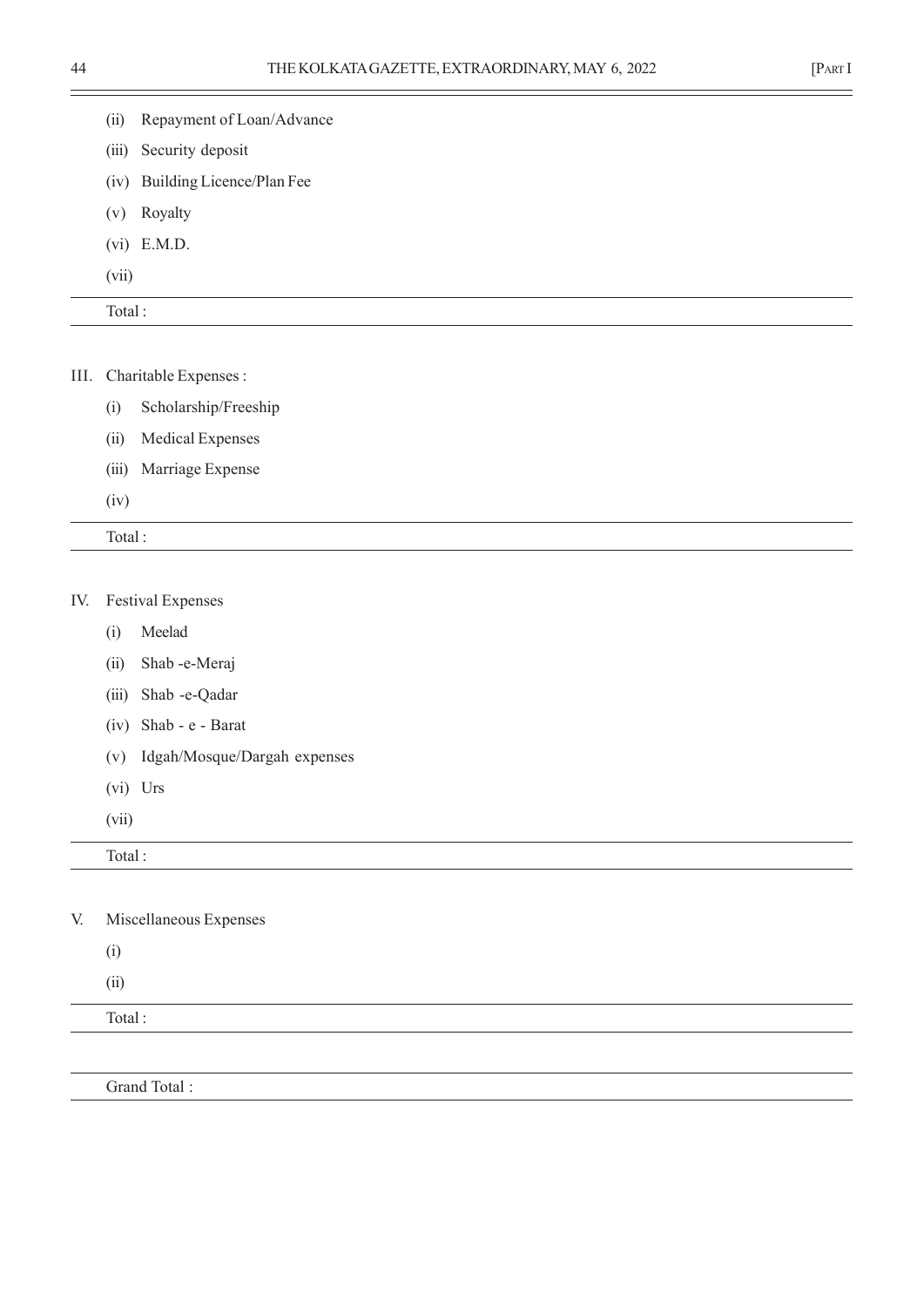(ii) Repayment of Loan/Advance

(iii) Security deposit

(iv) Building Licence/Plan Fee

(v) Royalty

(vi) E.M.D.

(vii)

Total :

III. Charitable Expenses :

(i) Scholarship/Freeship

(ii) Medical Expenses

(iii) Marriage Expense

(iv)

Total :

IV. Festival Expenses

(i) Meelad

(ii) Shab -e-Meraj

(iii) Shab -e-Qadar

(iv) Shab - e - Barat

(v) Idgah/Mosque/Dargah expenses

(vi) Urs

(vii)

Total :

V. Miscellaneous Expenses

(i)

(ii)

Total :

Grand Total :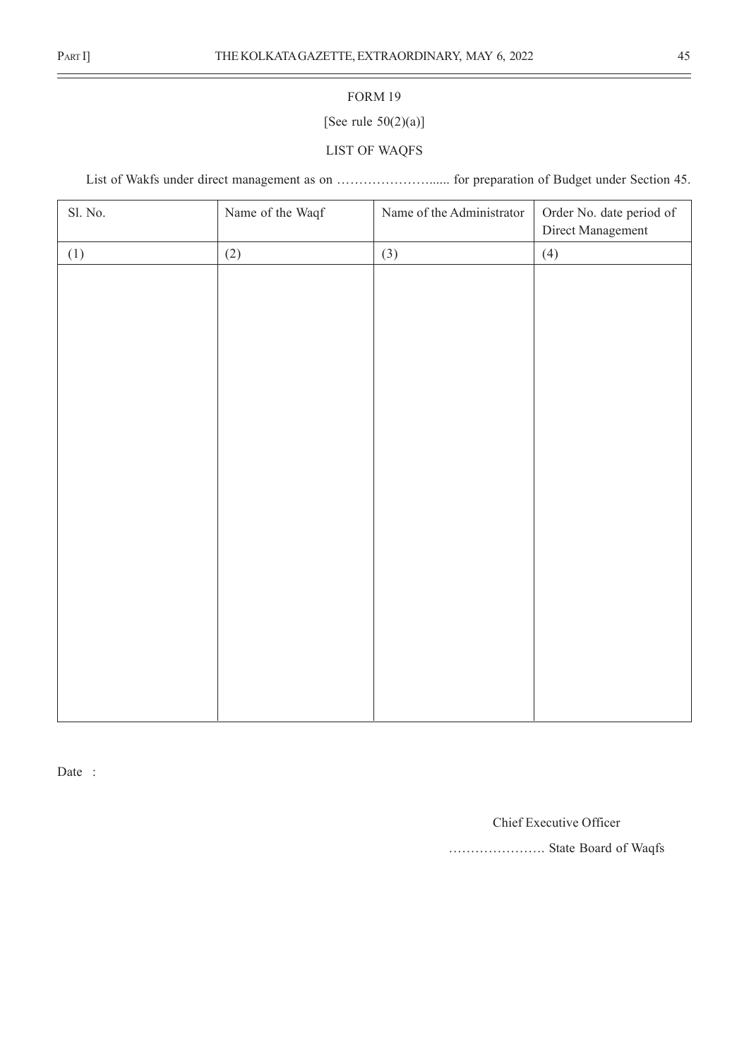FORM 19

[See rule 50(2)(a)]

LIST OF WAQFS

List of Wakfs under direct management as on …………………...... for preparation of Budget under Section 45.

| Sl. No. | Name of the Waqf | Name of the Administrator | Order No. date period of Direct Management |
|---|---|---|---|
| (1) | (2) | (3) | (4) |
| | | | |

Date :

Chief Executive Officer

…………………. State Board of Waqfs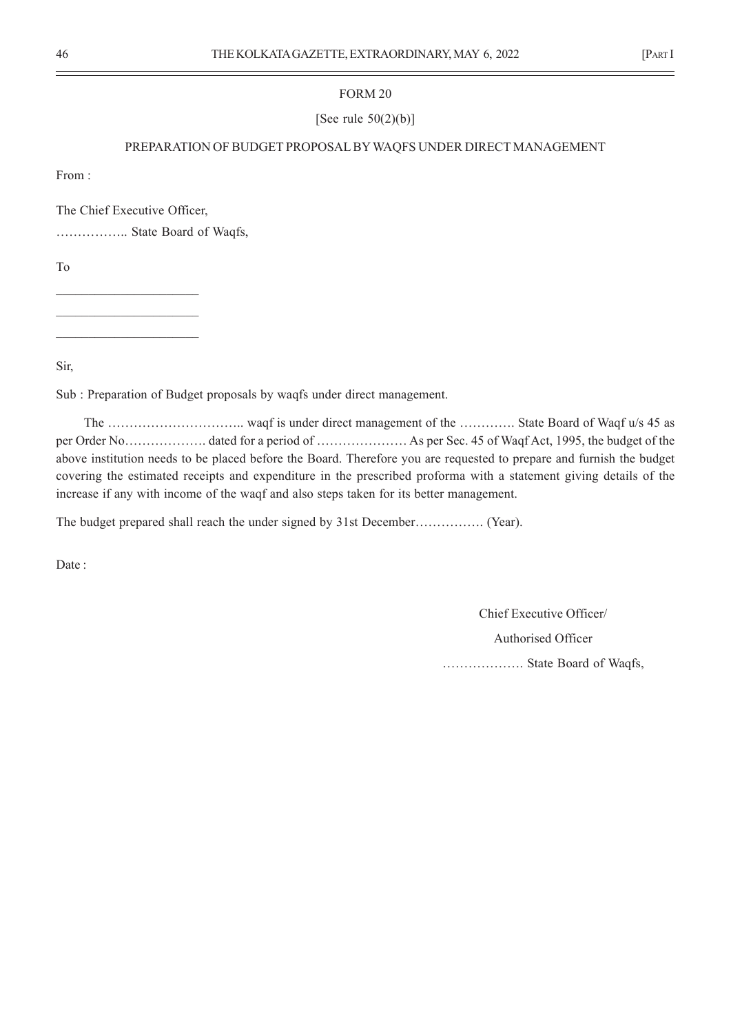FORM 20

[See rule 50(2)(b)]

PREPARATION OF BUDGET PROPOSAL BY WAQFS UNDER DIRECT MANAGEMENT

From :

The Chief Executive Officer,

…………….. State Board of Waqfs,

To

\_\_\_\_\_\_\_\_\_\_\_\_\_\_\_\_\_\_\_\_\_\_

\_\_\_\_\_\_\_\_\_\_\_\_\_\_\_\_\_\_\_\_\_\_

\_\_\_\_\_\_\_\_\_\_\_\_\_\_\_\_\_\_\_\_\_\_

Sir,

Sub : Preparation of Budget proposals by waqfs under direct management.

The ………………………….. waqf is under direct management of the …………. State Board of Waqf u/s 45 as per Order No………………. dated for a period of ………………… As per Sec. 45 of Waqf Act, 1995, the budget of the above institution needs to be placed before the Board. Therefore you are requested to prepare and furnish the budget covering the estimated receipts and expenditure in the prescribed proforma with a statement giving details of the increase if any with income of the waqf and also steps taken for its better management.

The budget prepared shall reach the under signed by 31st December……………. (Year).

Date :

Chief Executive Officer/

Authorised Officer

………………. State Board of Waqfs,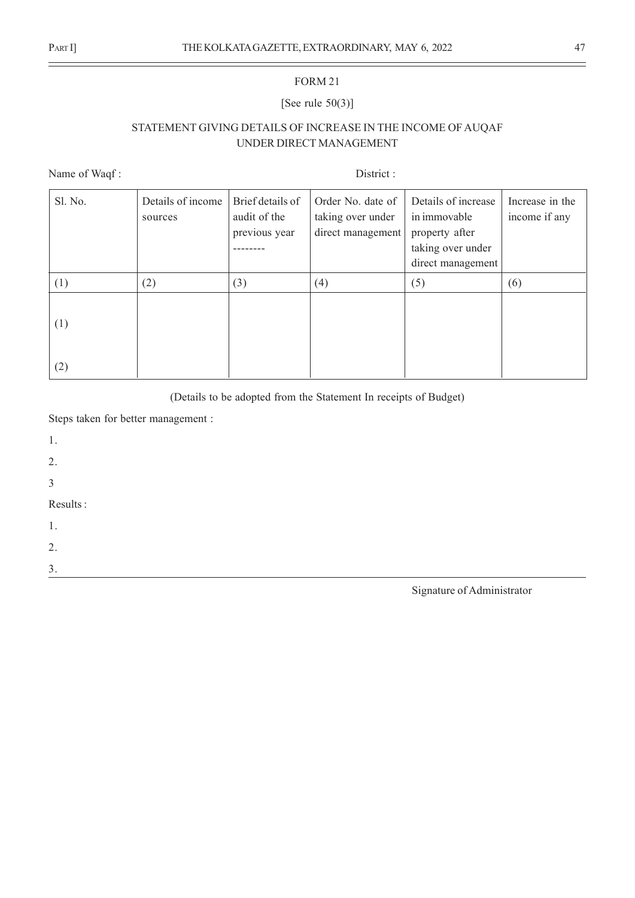FORM 21

[See rule 50(3)]

STATEMENT GIVING DETAILS OF INCREASE IN THE INCOME OF AUQAF UNDER DIRECT MANAGEMENT

Name of Waqf : District :

| Sl. No. | Details of income sources | Brief details of audit of the previous year -------- | Order No. date of taking over under direct management | Details of increase in immovable property after taking over under direct management | Increase in the income if any |
|---|---|---|---|---|---|
| (1) | (2) | (3) | (4) | (5) | (6) |
| (1) | | | | | |
| (2) | | | | | |

(Details to be adopted from the Statement In receipts of Budget)

Steps taken for better management :

1.

2.

3

Results :

1.

2.

3.

Signature of Administrator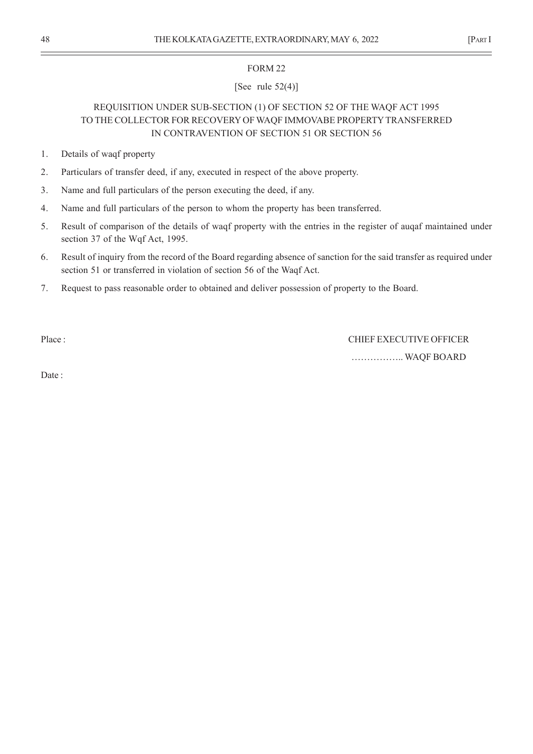FORM 22

[See rule 52(4)]

REQUISITION UNDER SUB-SECTION (1) OF SECTION 52 OF THE WAQF ACT 1995 TO THE COLLECTOR FOR RECOVERY OF WAQF IMMOVABE PROPERTY TRANSFERRED IN CONTRAVENTION OF SECTION 51 OR SECTION 56

1. Details of waqf property
2. Particulars of transfer deed, if any, executed in respect of the above property.
3. Name and full particulars of the person executing the deed, if any.
4. Name and full particulars of the person to whom the property has been transferred.
5. Result of comparison of the details of waqf property with the entries in the register of auqaf maintained under section 37 of the Wqf Act, 1995.
6. Result of inquiry from the record of the Board regarding absence of sanction for the said transfer as required under section 51 or transferred in violation of section 56 of the Waqf Act.
7. Request to pass reasonable order to obtained and deliver possession of property to the Board.

Place :

CHIEF EXECUTIVE OFFICER

…………….. WAQF BOARD

Date :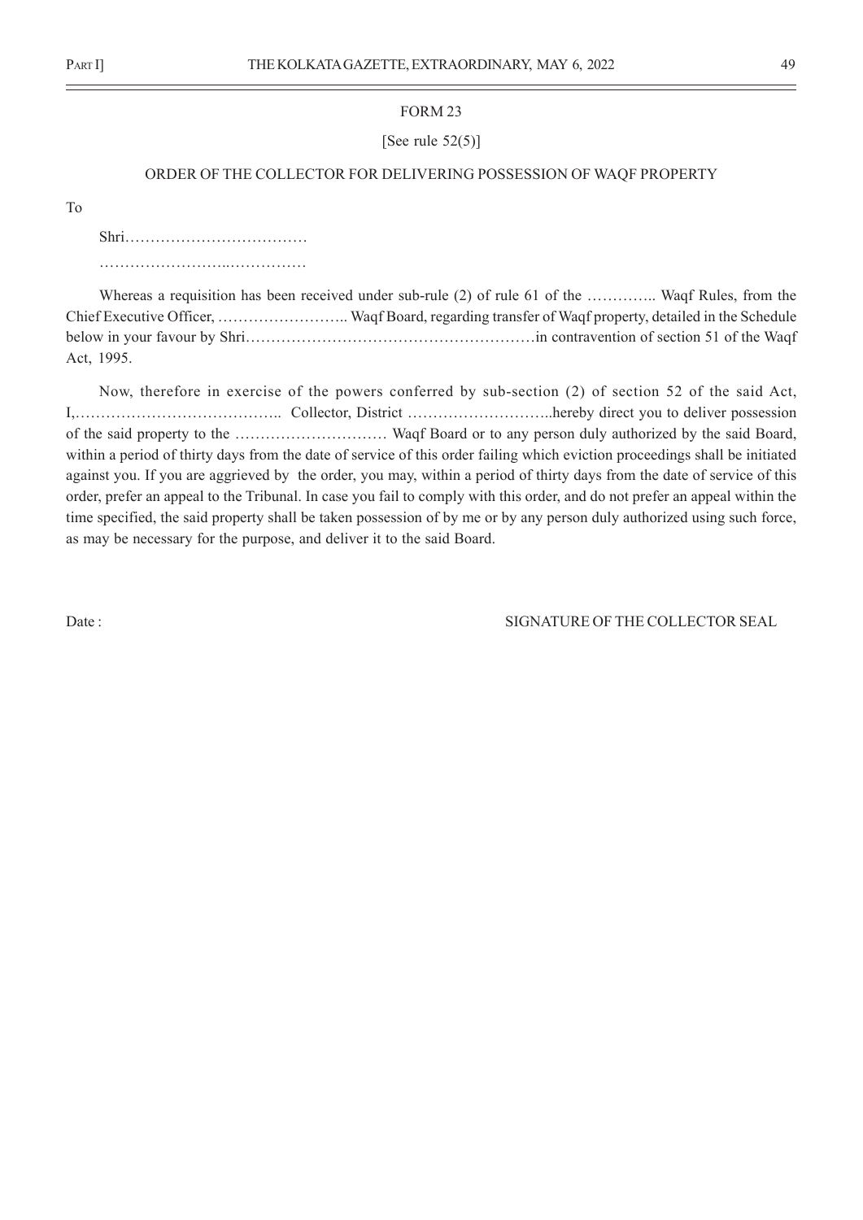FORM 23

[See rule 52(5)]

ORDER OF THE COLLECTOR FOR DELIVERING POSSESSION OF WAQF PROPERTY

To

Shri………………………………

……………………..……………

Whereas a requisition has been received under sub-rule (2) of rule 61 of the ………….. Waqf Rules, from the Chief Executive Officer, …………………….. Waqf Board, regarding transfer of Waqf property, detailed in the Schedule below in your favour by Shri…………………………………………………in contravention of section 51 of the Waqf Act, 1995.

Now, therefore in exercise of the powers conferred by sub-section (2) of section 52 of the said Act, I,………………………………….. Collector, District ………………………..hereby direct you to deliver possession of the said property to the ………………………… Waqf Board or to any person duly authorized by the said Board, within a period of thirty days from the date of service of this order failing which eviction proceedings shall be initiated against you. If you are aggrieved by the order, you may, within a period of thirty days from the date of service of this order, prefer an appeal to the Tribunal. In case you fail to comply with this order, and do not prefer an appeal within the time specified, the said property shall be taken possession of by me or by any person duly authorized using such force, as may be necessary for the purpose, and deliver it to the said Board.

Date :

SIGNATURE OF THE COLLECTOR SEAL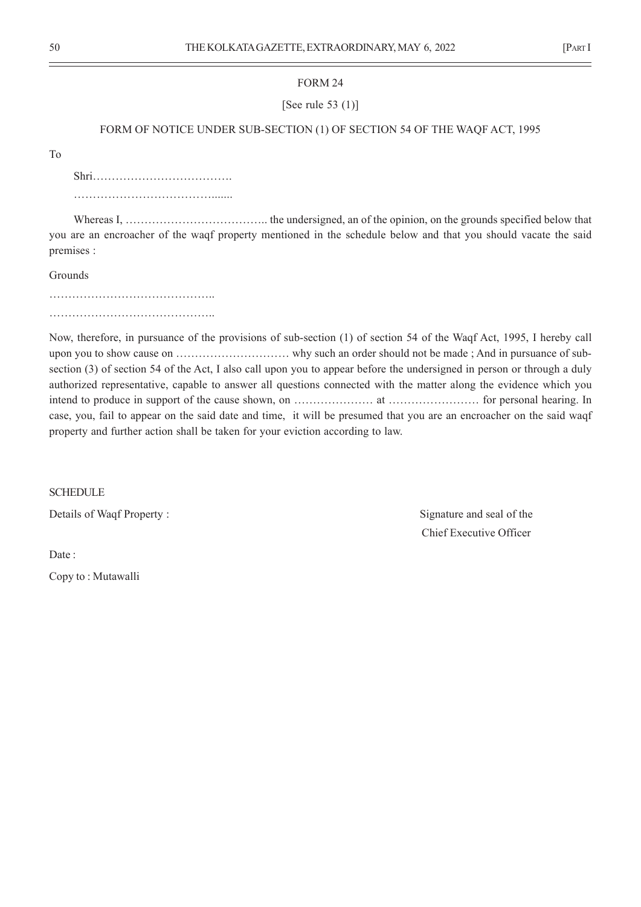FORM 24

[See rule 53 (1)]

FORM OF NOTICE UNDER SUB-SECTION (1) OF SECTION 54 OF THE WAQF ACT, 1995

To

Shri……………………………….

………………………………......

Whereas I, ……………………………….. the undersigned, an of the opinion, on the grounds specified below that you are an encroacher of the waqf property mentioned in the schedule below and that you should vacate the said premises :

Grounds

……………………………………..

……………………………………..

Now, therefore, in pursuance of the provisions of sub-section (1) of section 54 of the Waqf Act, 1995, I hereby call upon you to show cause on ………………………… why such an order should not be made ; And in pursuance of sub-section (3) of section 54 of the Act, I also call upon you to appear before the undersigned in person or through a duly authorized representative, capable to answer all questions connected with the matter along the evidence which you intend to produce in support of the cause shown, on ………………… at …………………… for personal hearing. In case, you, fail to appear on the said date and time, it will be presumed that you are an encroacher on the said waqf property and further action shall be taken for your eviction according to law.

SCHEDULE

Details of Waqf Property :

Signature and seal of the
Chief Executive Officer

Date :

Copy to : Mutawalli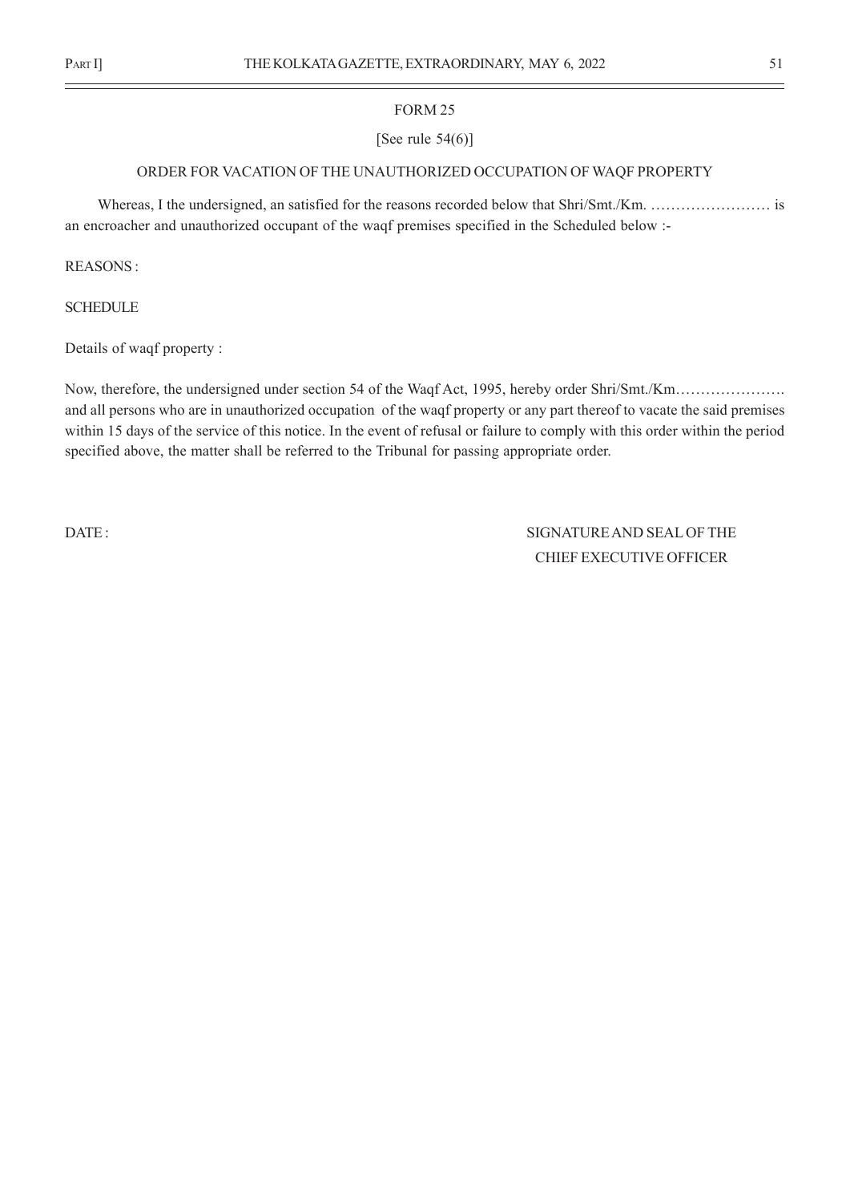## FORM 25

[See rule 54(6)]

### ORDER FOR VACATION OF THE UNAUTHORIZED OCCUPATION OF WAQF PROPERTY

Whereas, I the undersigned, an satisfied for the reasons recorded below that Shri/Smt./Km. …………………… is an encroacher and unauthorized occupant of the waqf premises specified in the Scheduled below :-

REASONS :

SCHEDULE

Details of waqf property :

Now, therefore, the undersigned under section 54 of the Waqf Act, 1995, hereby order Shri/Smt./Km…………………. and all persons who are in unauthorized occupation of the waqf property or any part thereof to vacate the said premises within 15 days of the service of this notice. In the event of refusal or failure to comply with this order within the period specified above, the matter shall be referred to the Tribunal for passing appropriate order.

DATE :

SIGNATURE AND SEAL OF THE CHIEF EXECUTIVE OFFICER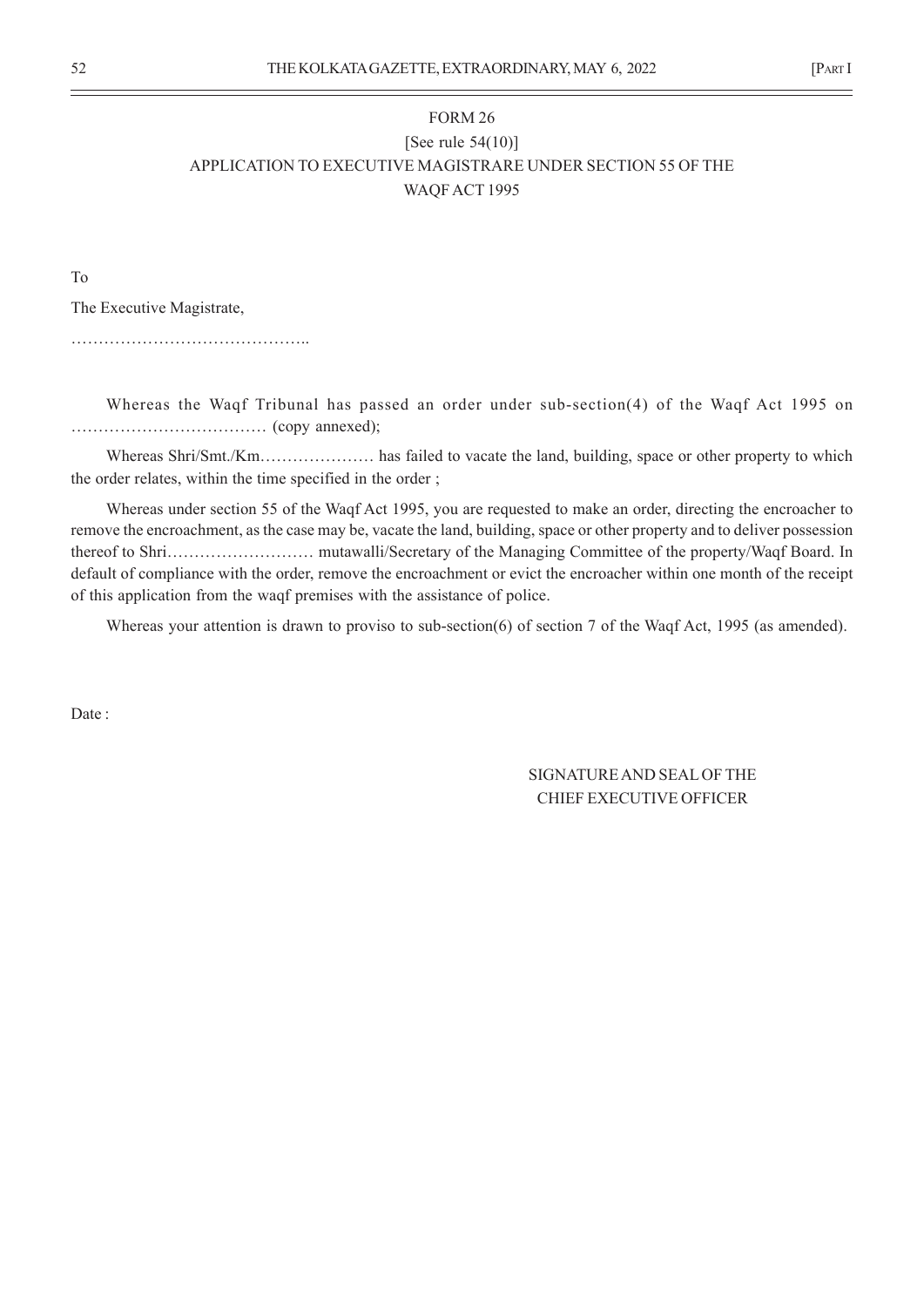FORM 26

[See rule 54(10)]

APPLICATION TO EXECUTIVE MAGISTRARE UNDER SECTION 55 OF THE WAQF ACT 1995

To

The Executive Magistrate,

……………………………………..

Whereas the Waqf Tribunal has passed an order under sub-section(4) of the Waqf Act 1995 on ……………………………… (copy annexed);

Whereas Shri/Smt./Km………………… has failed to vacate the land, building, space or other property to which the order relates, within the time specified in the order ;

Whereas under section 55 of the Waqf Act 1995, you are requested to make an order, directing the encroacher to remove the encroachment, as the case may be, vacate the land, building, space or other property and to deliver possession thereof to Shri……………………… mutawalli/Secretary of the Managing Committee of the property/Waqf Board. In default of compliance with the order, remove the encroachment or evict the encroacher within one month of the receipt of this application from the waqf premises with the assistance of police.

Whereas your attention is drawn to proviso to sub-section(6) of section 7 of the Waqf Act, 1995 (as amended).

Date :

SIGNATURE AND SEAL OF THE CHIEF EXECUTIVE OFFICER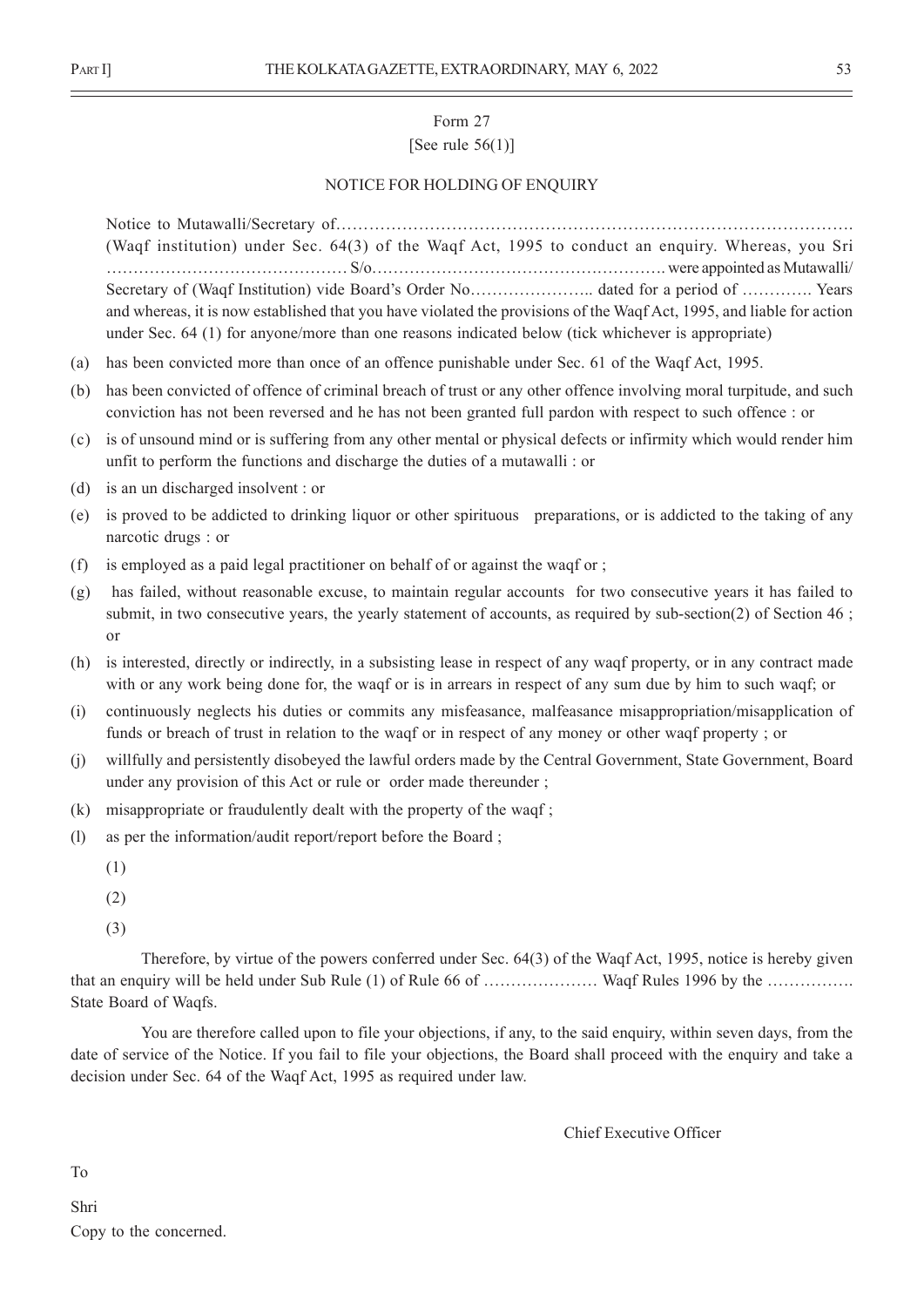Form 27

[See rule 56(1)]

NOTICE FOR HOLDING OF ENQUIRY

Notice to Mutawalli/Secretary of……………………………………………………………………………………. (Waqf institution) under Sec. 64(3) of the Waqf Act, 1995 to conduct an enquiry. Whereas, you Sri ……………………………………… S/o………………………………………………. were appointed as Mutawalli/ Secretary of (Waqf Institution) vide Board's Order No………………….. dated for a period of …………. Years and whereas, it is now established that you have violated the provisions of the Waqf Act, 1995, and liable for action under Sec. 64 (1) for anyone/more than one reasons indicated below (tick whichever is appropriate)

(a) has been convicted more than once of an offence punishable under Sec. 61 of the Waqf Act, 1995.

(b) has been convicted of offence of criminal breach of trust or any other offence involving moral turpitude, and such conviction has not been reversed and he has not been granted full pardon with respect to such offence : or

(c) is of unsound mind or is suffering from any other mental or physical defects or infirmity which would render him unfit to perform the functions and discharge the duties of a mutawalli : or

(d) is an un discharged insolvent : or

(e) is proved to be addicted to drinking liquor or other spirituous preparations, or is addicted to the taking of any narcotic drugs : or

(f) is employed as a paid legal practitioner on behalf of or against the waqf or ;

(g) has failed, without reasonable excuse, to maintain regular accounts for two consecutive years it has failed to submit, in two consecutive years, the yearly statement of accounts, as required by sub-section(2) of Section 46 ; or

(h) is interested, directly or indirectly, in a subsisting lease in respect of any waqf property, or in any contract made with or any work being done for, the waqf or is in arrears in respect of any sum due by him to such waqf; or

(i) continuously neglects his duties or commits any misfeasance, malfeasance misappropriation/misapplication of funds or breach of trust in relation to the waqf or in respect of any money or other waqf property ; or

(j) willfully and persistently disobeyed the lawful orders made by the Central Government, State Government, Board under any provision of this Act or rule or order made thereunder ;

(k) misappropriate or fraudulently dealt with the property of the waqf ;

(l) as per the information/audit report/report before the Board ;

(1)

(2)

(3)

Therefore, by virtue of the powers conferred under Sec. 64(3) of the Waqf Act, 1995, notice is hereby given that an enquiry will be held under Sub Rule (1) of Rule 66 of ………………… Waqf Rules 1996 by the ……………. State Board of Waqfs.

You are therefore called upon to file your objections, if any, to the said enquiry, within seven days, from the date of service of the Notice. If you fail to file your objections, the Board shall proceed with the enquiry and take a decision under Sec. 64 of the Waqf Act, 1995 as required under law.

Chief Executive Officer

To

Shri

Copy to the concerned.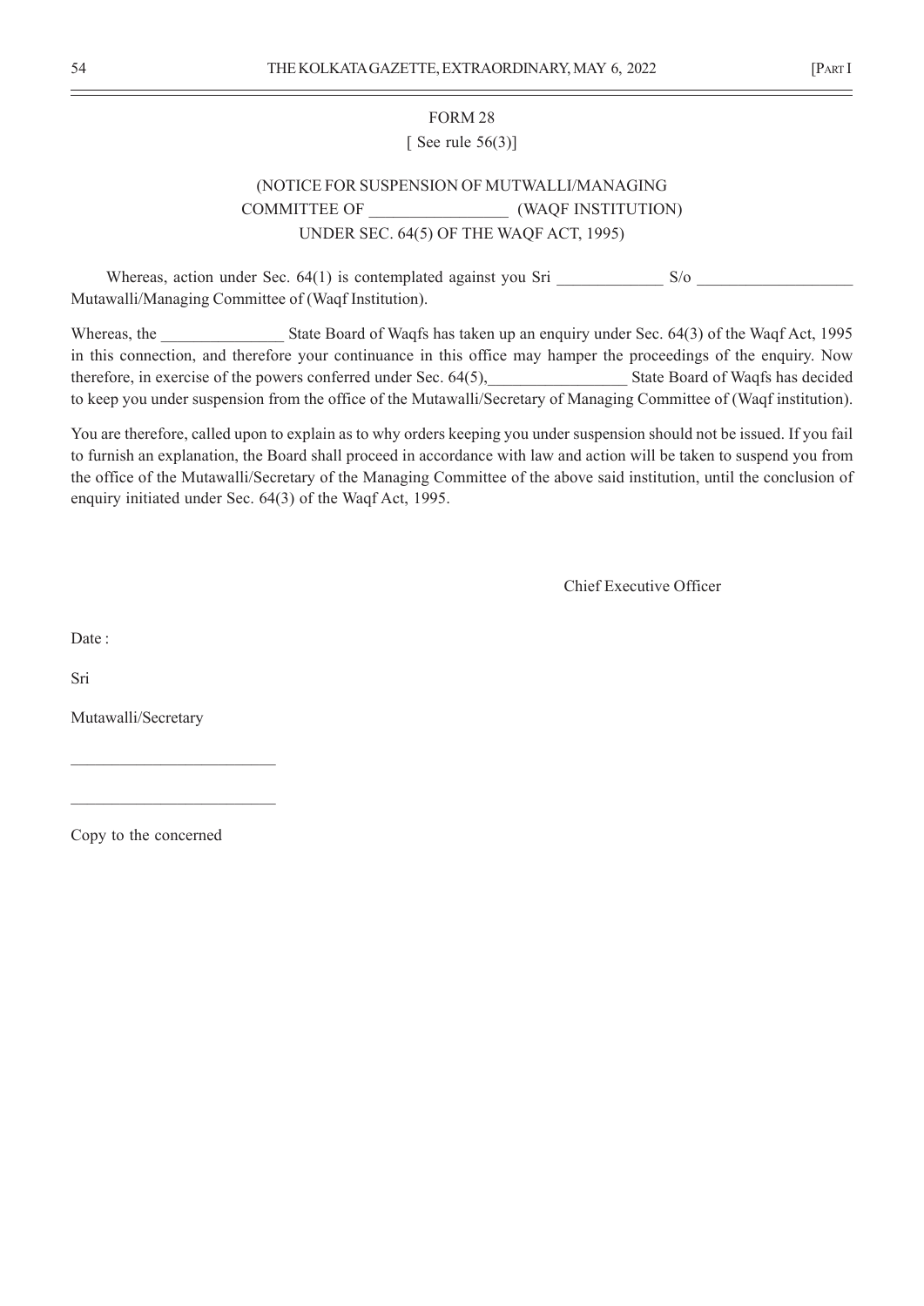FORM 28

[ See rule 56(3)]

(NOTICE FOR SUSPENSION OF MUTWALLI/MANAGING COMMITTEE OF ________________ (WAQF INSTITUTION) UNDER SEC. 64(5) OF THE WAQF ACT, 1995)

Whereas, action under Sec. 64(1) is contemplated against you Sri _____________ S/o ___________________ Mutawalli/Managing Committee of (Waqf Institution).

Whereas, the _______________ State Board of Waqfs has taken up an enquiry under Sec. 64(3) of the Waqf Act, 1995 in this connection, and therefore your continuance in this office may hamper the proceedings of the enquiry. Now therefore, in exercise of the powers conferred under Sec. 64(5),_________________ State Board of Waqfs has decided to keep you under suspension from the office of the Mutawalli/Secretary of Managing Committee of (Waqf institution).

You are therefore, called upon to explain as to why orders keeping you under suspension should not be issued. If you fail to furnish an explanation, the Board shall proceed in accordance with law and action will be taken to suspend you from the office of the Mutawalli/Secretary of the Managing Committee of the above said institution, until the conclusion of enquiry initiated under Sec. 64(3) of the Waqf Act, 1995.

Chief Executive Officer

Date :

Sri

Mutawalli/Secretary

_________________________

_________________________

Copy to the concerned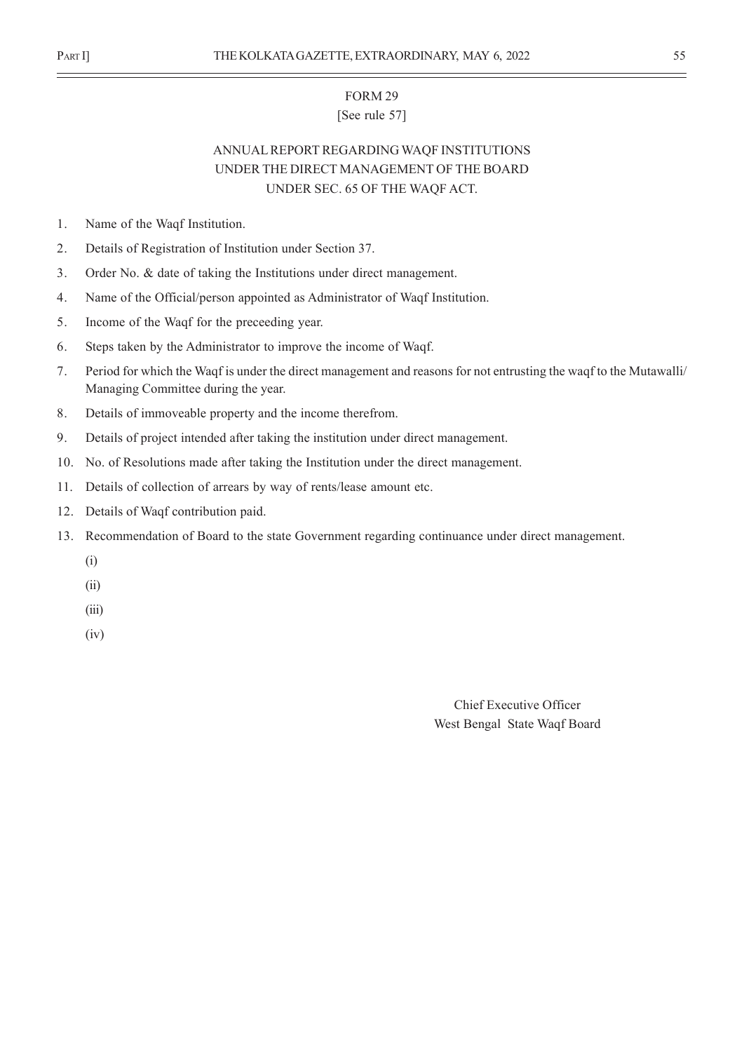FORM 29

[See rule 57]

## ANNUAL REPORT REGARDING WAQF INSTITUTIONS UNDER THE DIRECT MANAGEMENT OF THE BOARD UNDER SEC. 65 OF THE WAQF ACT.

1. Name of the Waqf Institution.
2. Details of Registration of Institution under Section 37.
3. Order No. & date of taking the Institutions under direct management.
4. Name of the Official/person appointed as Administrator of Waqf Institution.
5. Income of the Waqf for the preceeding year.
6. Steps taken by the Administrator to improve the income of Waqf.
7. Period for which the Waqf is under the direct management and reasons for not entrusting the waqf to the Mutawalli/ Managing Committee during the year.
8. Details of immoveable property and the income therefrom.
9. Details of project intended after taking the institution under direct management.
10. No. of Resolutions made after taking the Institution under the direct management.
11. Details of collection of arrears by way of rents/lease amount etc.
12. Details of Waqf contribution paid.
13. Recommendation of Board to the state Government regarding continuance under direct management.

    (i)

    (ii)

    (iii)

    (iv)

Chief Executive Officer
West Bengal State Waqf Board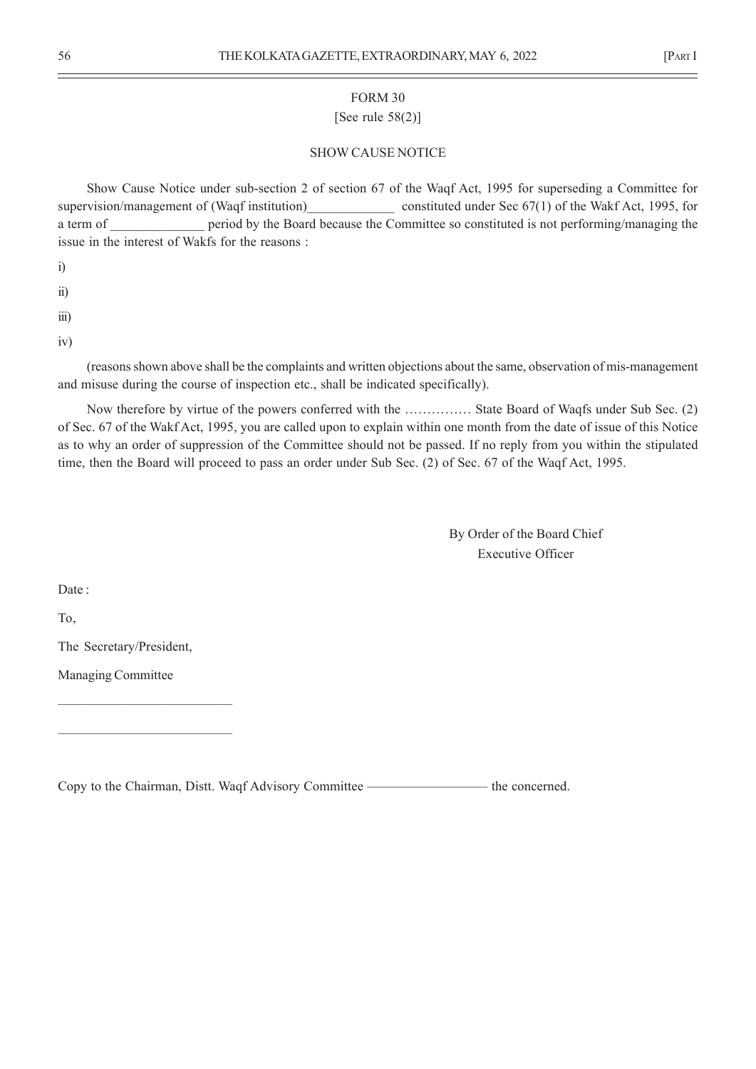FORM 30

[See rule 58(2)]

SHOW CAUSE NOTICE

Show Cause Notice under sub-section 2 of section 67 of the Waqf Act, 1995 for superseding a Committee for supervision/management of (Waqf institution)_____________ constituted under Sec 67(1) of the Wakf Act, 1995, for a term of ______________ period by the Board because the Committee so constituted is not performing/managing the issue in the interest of Wakfs for the reasons :

i)

ii)

iii)

iv)

(reasons shown above shall be the complaints and written objections about the same, observation of mis-management and misuse during the course of inspection etc., shall be indicated specifically).

Now therefore by virtue of the powers conferred with the …………… State Board of Waqfs under Sub Sec. (2) of Sec. 67 of the Wakf Act, 1995, you are called upon to explain within one month from the date of issue of this Notice as to why an order of suppression of the Committee should not be passed. If no reply from you within the stipulated time, then the Board will proceed to pass an order under Sub Sec. (2) of Sec. 67 of the Waqf Act, 1995.

By Order of the Board Chief
Executive Officer

Date :

To,

The Secretary/President,

Managing Committee

__________________________

__________________________

Copy to the Chairman, Distt. Waqf Advisory Committee —————————— the concerned.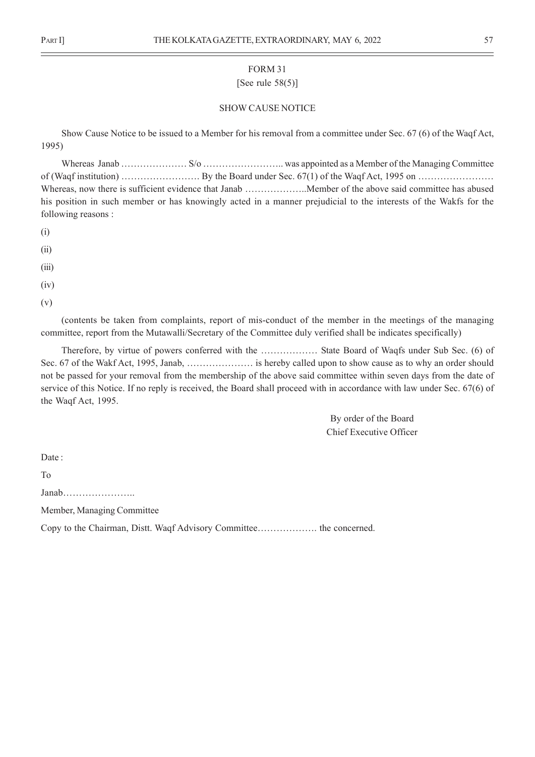FORM 31

[See rule 58(5)]

SHOW CAUSE NOTICE

Show Cause Notice to be issued to a Member for his removal from a committee under Sec. 67 (6) of the Waqf Act, 1995)

Whereas Janab ………………… S/o …………………….. was appointed as a Member of the Managing Committee of (Waqf institution) ……………………. By the Board under Sec. 67(1) of the Waqf Act, 1995 on …………………… Whereas, now there is sufficient evidence that Janab ………………..Member of the above said committee has abused his position in such member or has knowingly acted in a manner prejudicial to the interests of the Wakfs for the following reasons :

(i)

(ii)

(iii)

(iv)

(v)

(contents be taken from complaints, report of mis-conduct of the member in the meetings of the managing committee, report from the Mutawalli/Secretary of the Committee duly verified shall be indicates specifically)

Therefore, by virtue of powers conferred with the ……………… State Board of Waqfs under Sub Sec. (6) of Sec. 67 of the Wakf Act, 1995, Janab, ………………… is hereby called upon to show cause as to why an order should not be passed for your removal from the membership of the above said committee within seven days from the date of service of this Notice. If no reply is received, the Board shall proceed with in accordance with law under Sec. 67(6) of the Waqf Act, 1995.

By order of the Board

Chief Executive Officer

Date :

To

Janab…………………..

Member, Managing Committee

Copy to the Chairman, Distt. Waqf Advisory Committee………………. the concerned.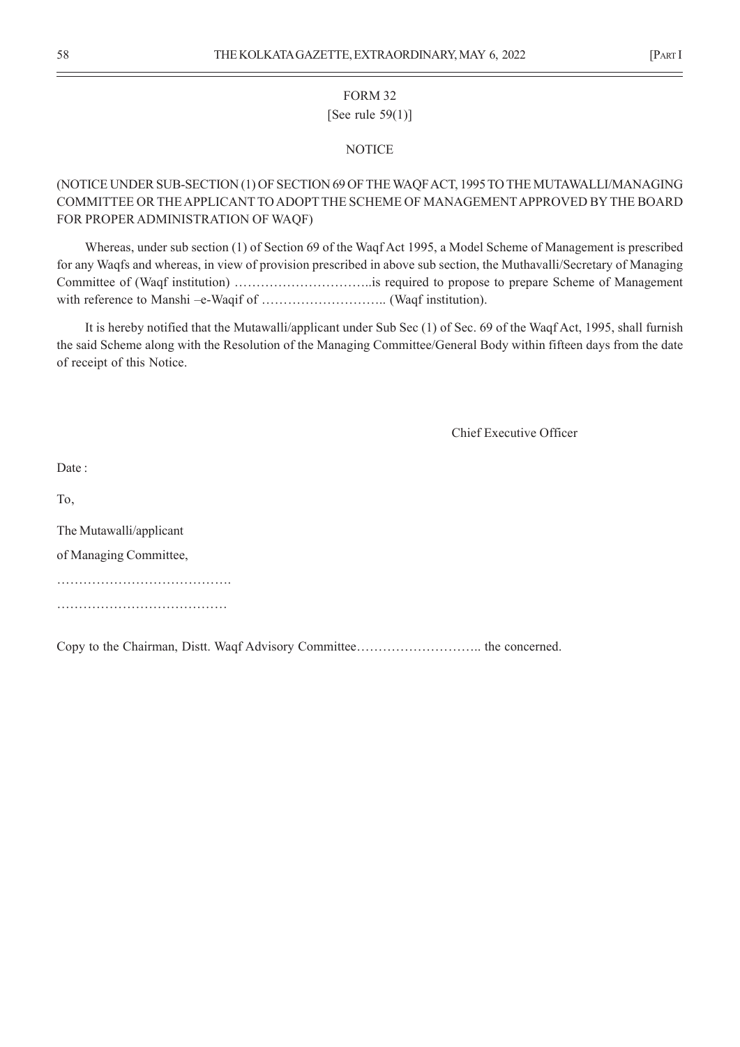FORM 32

[See rule 59(1)]

NOTICE

(NOTICE UNDER SUB-SECTION (1) OF SECTION 69 OF THE WAQF ACT, 1995 TO THE MUTAWALLI/MANAGING COMMITTEE OR THE APPLICANT TO ADOPT THE SCHEME OF MANAGEMENT APPROVED BY THE BOARD FOR PROPER ADMINISTRATION OF WAQF)

Whereas, under sub section (1) of Section 69 of the Waqf Act 1995, a Model Scheme of Management is prescribed for any Waqfs and whereas, in view of provision prescribed in above sub section, the Muthavalli/Secretary of Managing Committee of (Waqf institution) …………………………..is required to propose to prepare Scheme of Management with reference to Manshi –e-Waqif of ……………………….. (Waqf institution).

It is hereby notified that the Mutawalli/applicant under Sub Sec (1) of Sec. 69 of the Waqf Act, 1995, shall furnish the said Scheme along with the Resolution of the Managing Committee/General Body within fifteen days from the date of receipt of this Notice.

Chief Executive Officer

Date :

To,

The Mutawalli/applicant

of Managing Committee,

………………………………….

…………………………………

Copy to the Chairman, Distt. Waqf Advisory Committee……………………….. the concerned.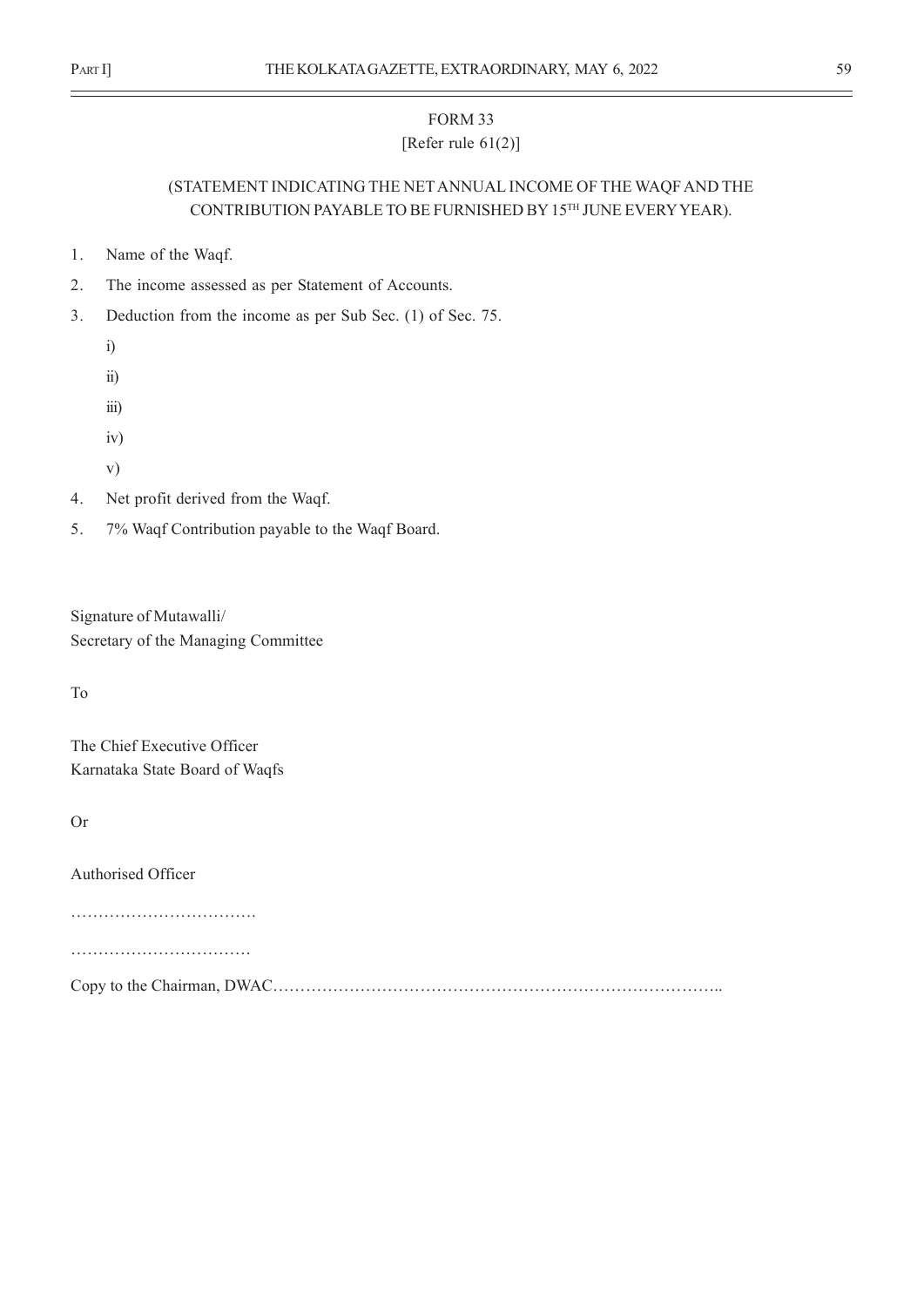# FORM 33

[Refer rule 61(2)]

(STATEMENT INDICATING THE NET ANNUAL INCOME OF THE WAQF AND THE CONTRIBUTION PAYABLE TO BE FURNISHED BY 15TH JUNE EVERY YEAR).

1. Name of the Waqf.
2. The income assessed as per Statement of Accounts.
3. Deduction from the income as per Sub Sec. (1) of Sec. 75.
   - i)
   - ii)
   - iii)
   - iv)
   - v)
4. Net profit derived from the Waqf.
5. 7% Waqf Contribution payable to the Waqf Board.

Signature of Mutawalli/
Secretary of the Managing Committee

To

The Chief Executive Officer
Karnataka State Board of Waqfs

Or

Authorised Officer

…………………………….

……………………………

Copy to the Chairman, DWAC……………………………………………………………………….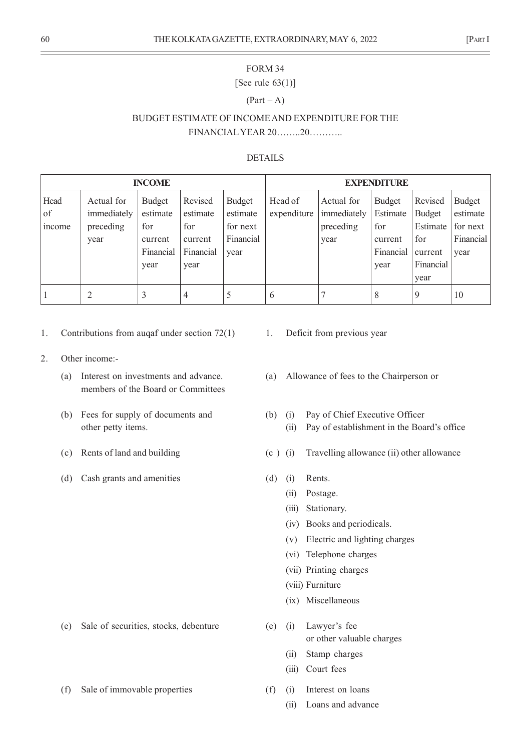FORM 34

[See rule 63(1)]

(Part – A)

BUDGET ESTIMATE OF INCOME AND EXPENDITURE FOR THE FINANCIAL YEAR 20……..20………..

DETAILS

| INCOME | | | | | EXPENDITURE | | | | |
|---|---|---|---|---|---|---|---|---|---|
| Head of income | Actual for immediately preceding year | Budget estimate for current Financial year | Revised estimate for current Financial year | Budget estimate for next Financial year | Head of expenditure | Actual for immediately preceding year | Budget Estimate for current Financial year | Revised Budget Estimate for current Financial year | Budget estimate for next Financial year |
| 1 | 2 | 3 | 4 | 5 | 6 | 7 | 8 | 9 | 10 |

1. Contributions from auqaf under section 72(1)
2. Other income:-
   - (a) Interest on investments and advance. members of the Board or Committees
   - (b) Fees for supply of documents and other petty items.
   - (c) Rents of land and building
   - (d) Cash grants and amenities
   - (e) Sale of securities, stocks, debenture
   - (f) Sale of immovable properties

1. Deficit from previous year
   - (a) Allowance of fees to the Chairperson or
   - (b) (i) Pay of Chief Executive Officer
     - (ii) Pay of establishment in the Board's office
   - (c ) (i) Travelling allowance (ii) other allowance
   - (d) (i) Rents.
     - (ii) Postage.
     - (iii) Stationary.
     - (iv) Books and periodicals.
     - (v) Electric and lighting charges
     - (vi) Telephone charges
     - (vii) Printing charges
     - (viii) Furniture
     - (ix) Miscellaneous
   - (e) (i) Lawyer's fee or other valuable charges
     - (ii) Stamp charges
     - (iii) Court fees
   - (f) (i) Interest on loans
     - (ii) Loans and advance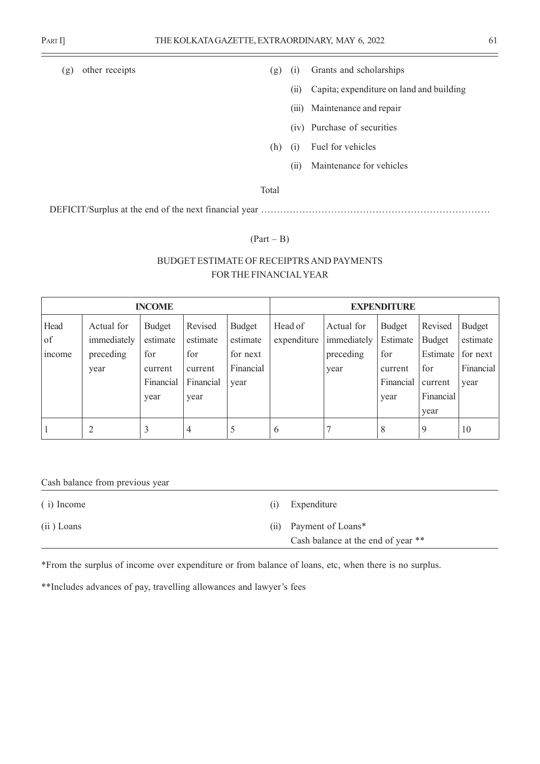(g) other receipts

(g) (i) Grants and scholarships

(ii) Capita; expenditure on land and building

(iii) Maintenance and repair

(iv) Purchase of securities

(h) (i) Fuel for vehicles

(ii) Maintenance for vehicles

Total

DEFICIT/Surplus at the end of the next financial year ………………………………………………………………

(Part – B)

BUDGET ESTIMATE OF RECEIPTRS AND PAYMENTS FOR THE FINANCIAL YEAR

| INCOME | | | | | EXPENDITURE | | | | |
|---|---|---|---|---|---|---|---|---|---|
| Head of income | Actual for immediately preceding year | Budget estimate for current Financial year | Revised estimate for current Financial year | Budget estimate for next Financial year | Head of expenditure | Actual for immediately preceding year | Budget Estimate for current Financial year | Revised Budget Estimate for current Financial year | Budget estimate for next Financial year |
| 1 | 2 | 3 | 4 | 5 | 6 | 7 | 8 | 9 | 10 |

| Cash balance from previous year | |
|---|---|
| ( i) Income | (i) Expenditure |
| (ii ) Loans | (ii) Payment of Loans*<br>Cash balance at the end of year ** |

*From the surplus of income over expenditure or from balance of loans, etc, when there is no surplus.

**Includes advances of pay, travelling allowances and lawyer's fees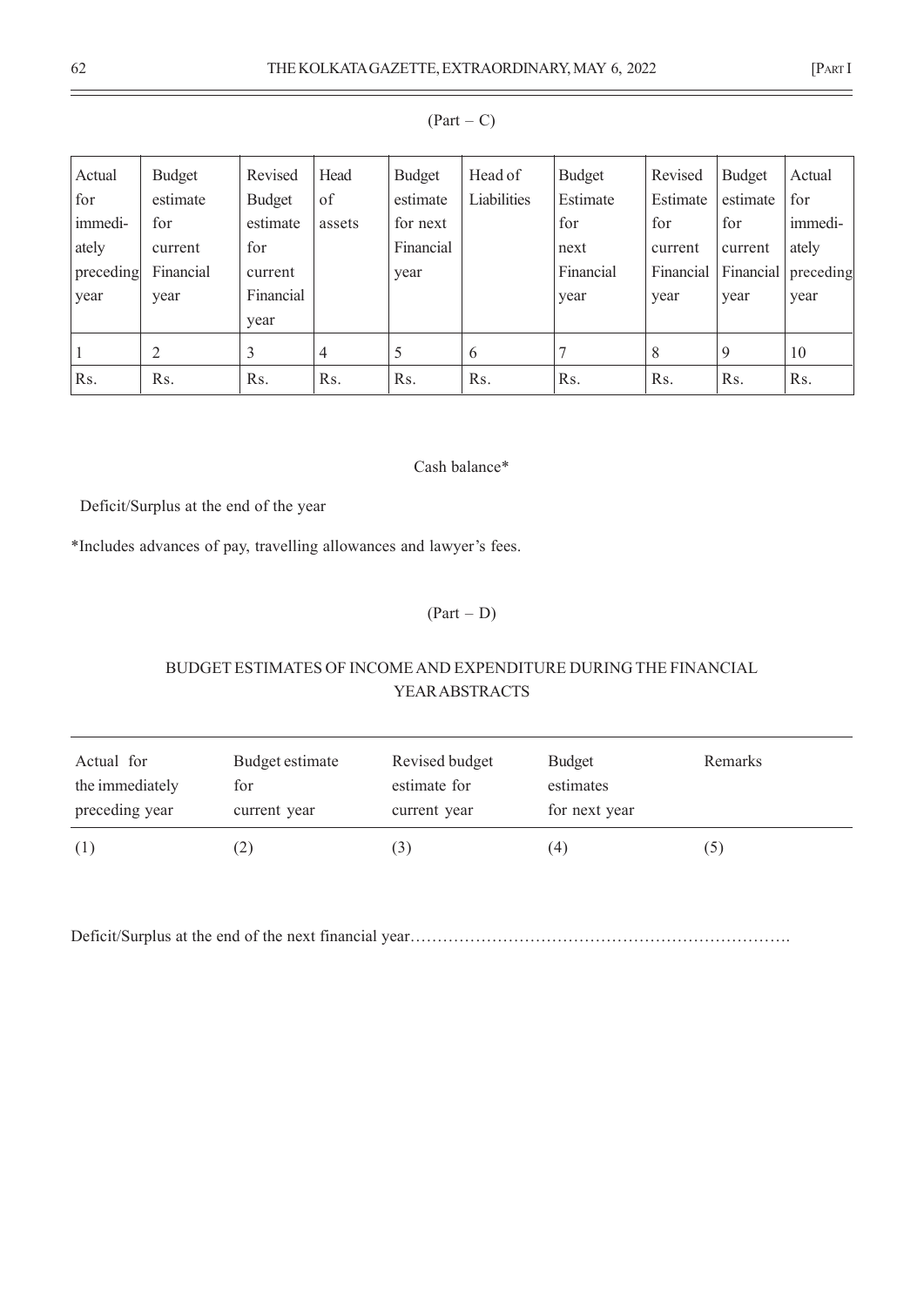(Part – C)

| Actual for immediately preceding year | Budget estimate for current Financial year | Revised Budget estimate for current Financial year | Head of assets | Budget estimate for next Financial year | Head of Liabilities | Budget Estimate for next Financial year | Revised Estimate for current Financial year | Budget estimate for current Financial year | Actual for immediately preceding year |
|---|---|---|---|---|---|---|---|---|---|
| 1 | 2 | 3 | 4 | 5 | 6 | 7 | 8 | 9 | 10 |
| Rs. | Rs. | Rs. | Rs. | Rs. | Rs. | Rs. | Rs. | Rs. | Rs. |

Cash balance*

Deficit/Surplus at the end of the year

*Includes advances of pay, travelling allowances and lawyer's fees.

(Part – D)

BUDGET ESTIMATES OF INCOME AND EXPENDITURE DURING THE FINANCIAL YEAR ABSTRACTS

| Actual for the immediately preceding year | Budget estimate for current year | Revised budget estimate for current year | Budget estimates for next year | Remarks |
|---|---|---|---|---|
| (1) | (2) | (3) | (4) | (5) |

Deficit/Surplus at the end of the next financial year…………………………………………………………….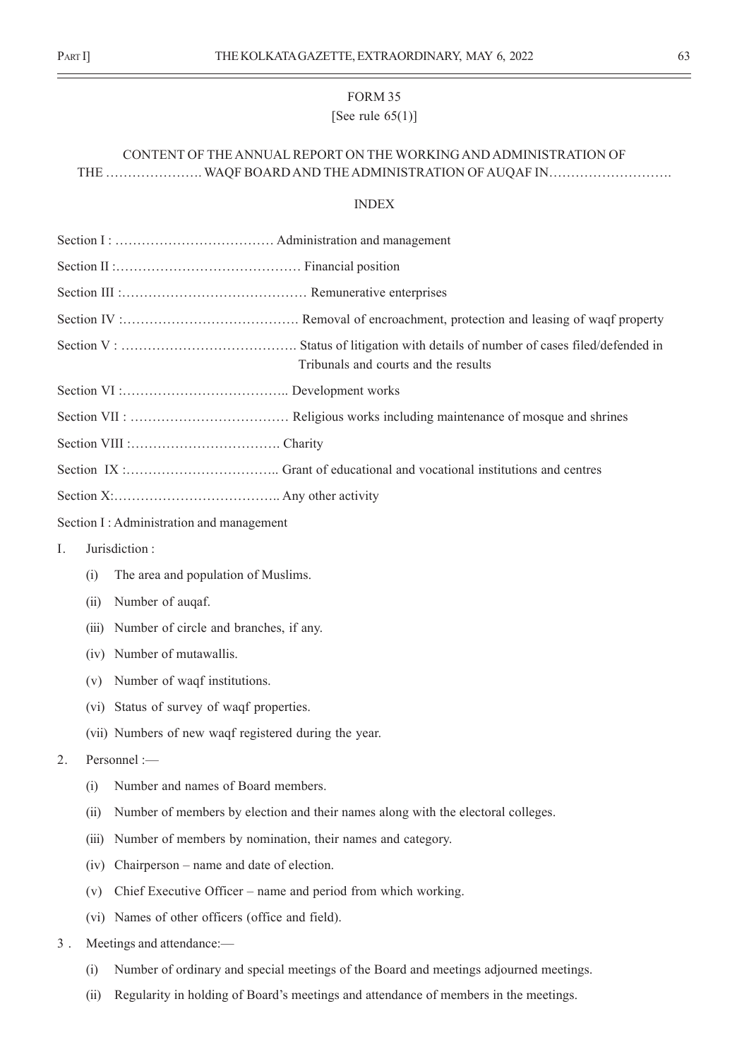FORM 35

[See rule 65(1)]

CONTENT OF THE ANNUAL REPORT ON THE WORKING AND ADMINISTRATION OF THE …………………. WAQF BOARD AND THE ADMINISTRATION OF AUQAF IN……………………….

INDEX

Section I : ……………………………… Administration and management

Section II :…………………………………… Financial position

Section III :…………………………………… Remunerative enterprises

Section IV :…………………………………. Removal of encroachment, protection and leasing of waqf property

Section V : …………………………………. Status of litigation with details of number of cases filed/defended in Tribunals and courts and the results

Section VI :……………………………….. Development works

Section VII : ……………………………… Religious works including maintenance of mosque and shrines

Section VIII :……………………………. Charity

Section IX :…………………………….. Grant of educational and vocational institutions and centres

Section X:……………………………….. Any other activity

Section I : Administration and management

I. Jurisdiction :

(i) The area and population of Muslims.

(ii) Number of auqaf.

(iii) Number of circle and branches, if any.

(iv) Number of mutawallis.

(v) Number of waqf institutions.

(vi) Status of survey of waqf properties.

(vii) Numbers of new waqf registered during the year.

2. Personnel :—

(i) Number and names of Board members.

(ii) Number of members by election and their names along with the electoral colleges.

(iii) Number of members by nomination, their names and category.

(iv) Chairperson – name and date of election.

(v) Chief Executive Officer – name and period from which working.

(vi) Names of other officers (office and field).

3 . Meetings and attendance:—

(i) Number of ordinary and special meetings of the Board and meetings adjourned meetings.

(ii) Regularity in holding of Board's meetings and attendance of members in the meetings.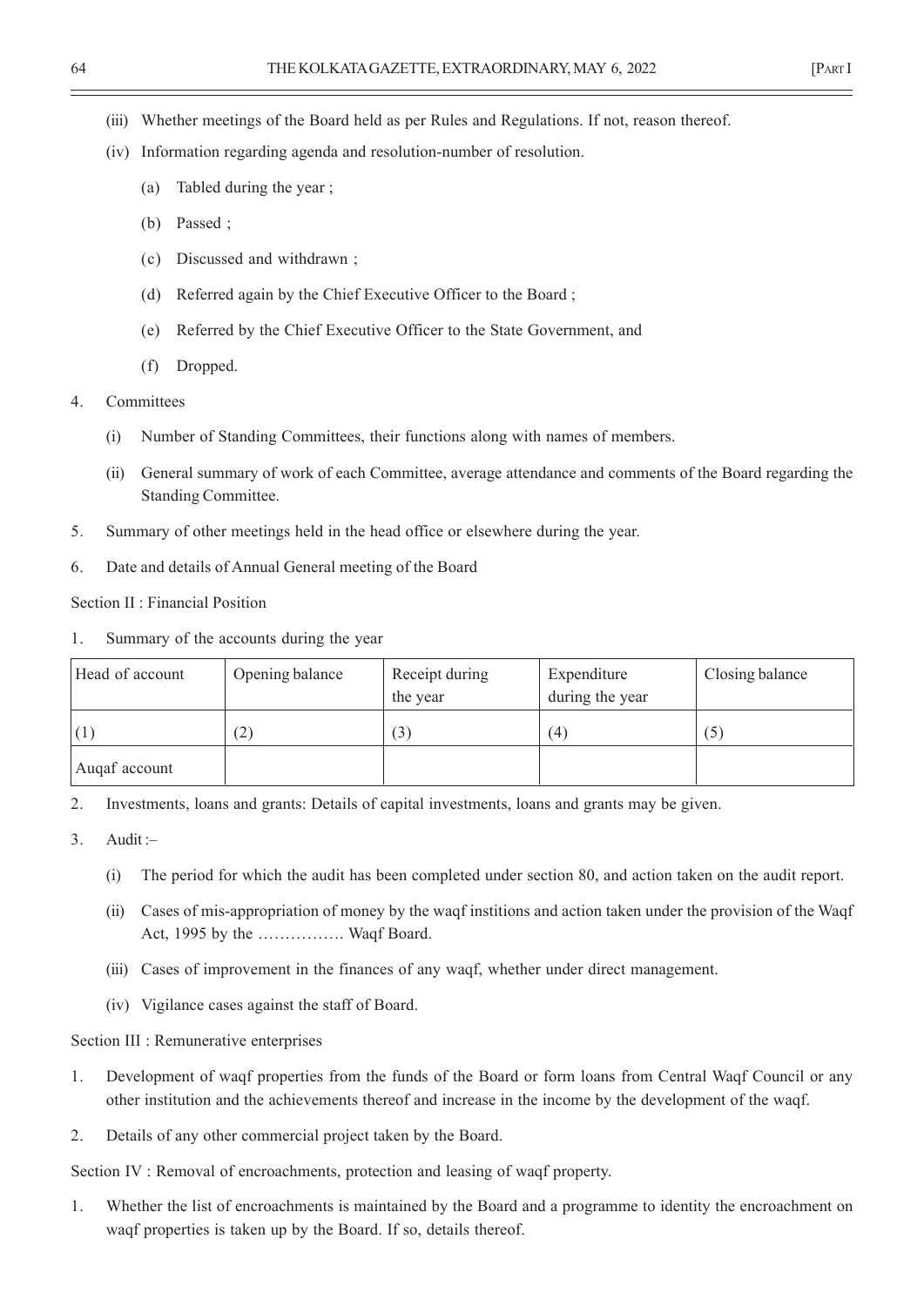(iii) Whether meetings of the Board held as per Rules and Regulations. If not, reason thereof.

(iv) Information regarding agenda and resolution-number of resolution.

(a) Tabled during the year ;

(b) Passed ;

(c) Discussed and withdrawn ;

(d) Referred again by the Chief Executive Officer to the Board ;

(e) Referred by the Chief Executive Officer to the State Government, and

(f) Dropped.

4. Committees

(i) Number of Standing Committees, their functions along with names of members.

(ii) General summary of work of each Committee, average attendance and comments of the Board regarding the Standing Committee.

5. Summary of other meetings held in the head office or elsewhere during the year.

6. Date and details of Annual General meeting of the Board

Section II : Financial Position

1. Summary of the accounts during the year

| Head of account | Opening balance | Receipt during the year | Expenditure during the year | Closing balance |
|---|---|---|---|---|
| (1) | (2) | (3) | (4) | (5) |
| Auqaf account | | | | |

2. Investments, loans and grants: Details of capital investments, loans and grants may be given.

3. Audit :–

(i) The period for which the audit has been completed under section 80, and action taken on the audit report.

(ii) Cases of mis-appropriation of money by the waqf institions and action taken under the provision of the Waqf Act, 1995 by the ……………. Waqf Board.

(iii) Cases of improvement in the finances of any waqf, whether under direct management.

(iv) Vigilance cases against the staff of Board.

Section III : Remunerative enterprises

1. Development of waqf properties from the funds of the Board or form loans from Central Waqf Council or any other institution and the achievements thereof and increase in the income by the development of the waqf.

2. Details of any other commercial project taken by the Board.

Section IV : Removal of encroachments, protection and leasing of waqf property.

1. Whether the list of encroachments is maintained by the Board and a programme to identity the encroachment on waqf properties is taken up by the Board. If so, details thereof.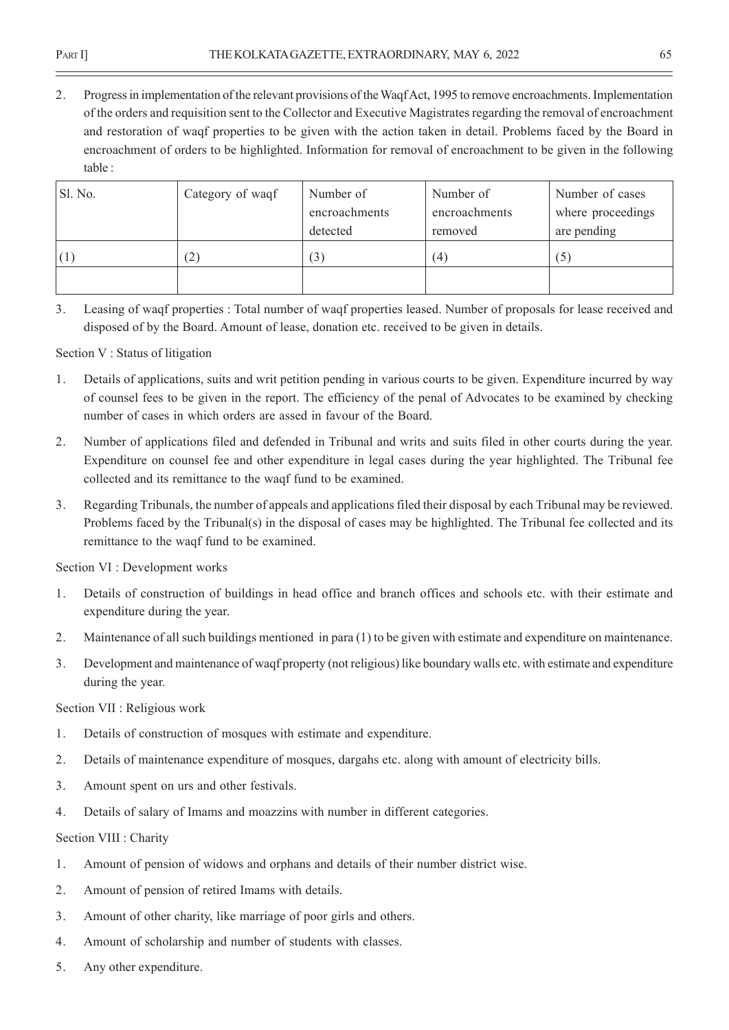2. Progress in implementation of the relevant provisions of the Waqf Act, 1995 to remove encroachments. Implementation of the orders and requisition sent to the Collector and Executive Magistrates regarding the removal of encroachment and restoration of waqf properties to be given with the action taken in detail. Problems faced by the Board in encroachment of orders to be highlighted. Information for removal of encroachment to be given in the following table :

| Sl. No. | Category of waqf | Number of encroachments detected | Number of encroachments removed | Number of cases where proceedings are pending |
|---|---|---|---|---|
| (1) | (2) | (3) | (4) | (5) |
| | | | | |

3. Leasing of waqf properties : Total number of waqf properties leased. Number of proposals for lease received and disposed of by the Board. Amount of lease, donation etc. received to be given in details.

Section V : Status of litigation

1. Details of applications, suits and writ petition pending in various courts to be given. Expenditure incurred by way of counsel fees to be given in the report. The efficiency of the penal of Advocates to be examined by checking number of cases in which orders are assed in favour of the Board.
2. Number of applications filed and defended in Tribunal and writs and suits filed in other courts during the year. Expenditure on counsel fee and other expenditure in legal cases during the year highlighted. The Tribunal fee collected and its remittance to the waqf fund to be examined.
3. Regarding Tribunals, the number of appeals and applications filed their disposal by each Tribunal may be reviewed. Problems faced by the Tribunal(s) in the disposal of cases may be highlighted. The Tribunal fee collected and its remittance to the waqf fund to be examined.

Section VI : Development works

1. Details of construction of buildings in head office and branch offices and schools etc. with their estimate and expenditure during the year.
2. Maintenance of all such buildings mentioned in para (1) to be given with estimate and expenditure on maintenance.
3. Development and maintenance of waqf property (not religious) like boundary walls etc. with estimate and expenditure during the year.

Section VII : Religious work

1. Details of construction of mosques with estimate and expenditure.
2. Details of maintenance expenditure of mosques, dargahs etc. along with amount of electricity bills.
3. Amount spent on urs and other festivals.
4. Details of salary of Imams and moazzins with number in different categories.

Section VIII : Charity

1. Amount of pension of widows and orphans and details of their number district wise.
2. Amount of pension of retired Imams with details.
3. Amount of other charity, like marriage of poor girls and others.
4. Amount of scholarship and number of students with classes.
5. Any other expenditure.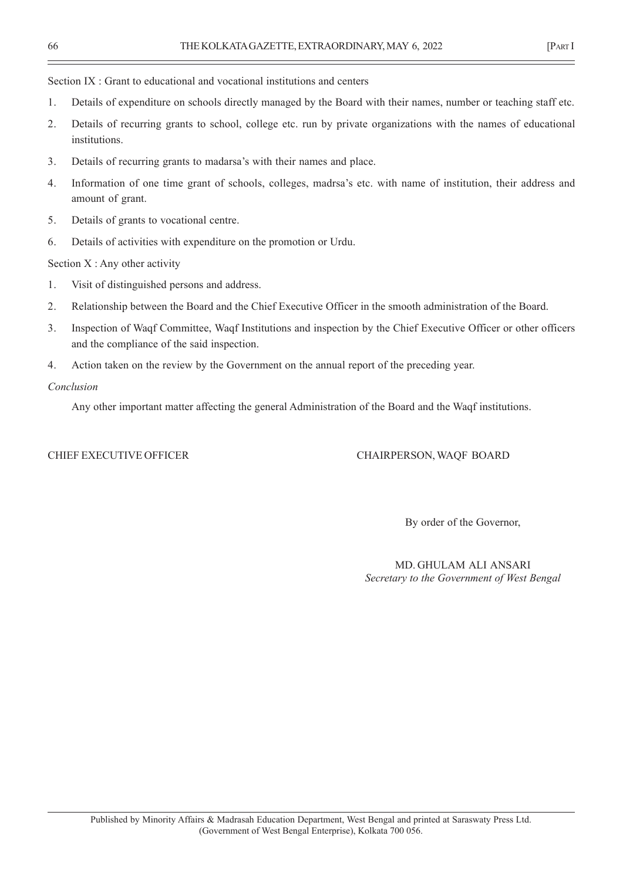Section IX : Grant to educational and vocational institutions and centers

1. Details of expenditure on schools directly managed by the Board with their names, number or teaching staff etc.
2. Details of recurring grants to school, college etc. run by private organizations with the names of educational institutions.
3. Details of recurring grants to madarsa's with their names and place.
4. Information of one time grant of schools, colleges, madrsa's etc. with name of institution, their address and amount of grant.
5. Details of grants to vocational centre.
6. Details of activities with expenditure on the promotion or Urdu.

Section X : Any other activity

1. Visit of distinguished persons and address.
2. Relationship between the Board and the Chief Executive Officer in the smooth administration of the Board.
3. Inspection of Waqf Committee, Waqf Institutions and inspection by the Chief Executive Officer or other officers and the compliance of the said inspection.
4. Action taken on the review by the Government on the annual report of the preceding year.

*Conclusion*

Any other important matter affecting the general Administration of the Board and the Waqf institutions.

CHIEF EXECUTIVE OFFICER

CHAIRPERSON, WAQF BOARD

By order of the Governor,

MD. GHULAM ALI ANSARI
*Secretary to the Government of West Bengal*

Published by Minority Affairs & Madrasah Education Department, West Bengal and printed at Saraswaty Press Ltd. (Government of West Bengal Enterprise), Kolkata 700 056.